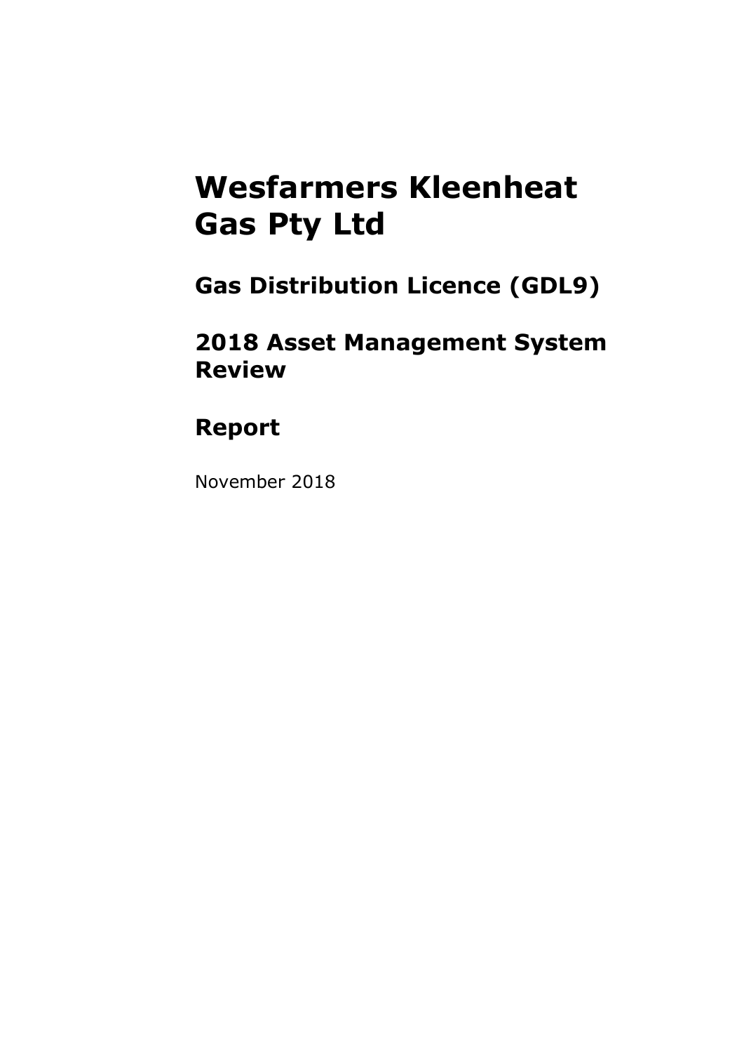# Wesfarmers Kleenheat Gas Pty Ltd

## Gas Distribution Licence (GDL9)

## 2018 Asset Management System Review

## Report

November 2018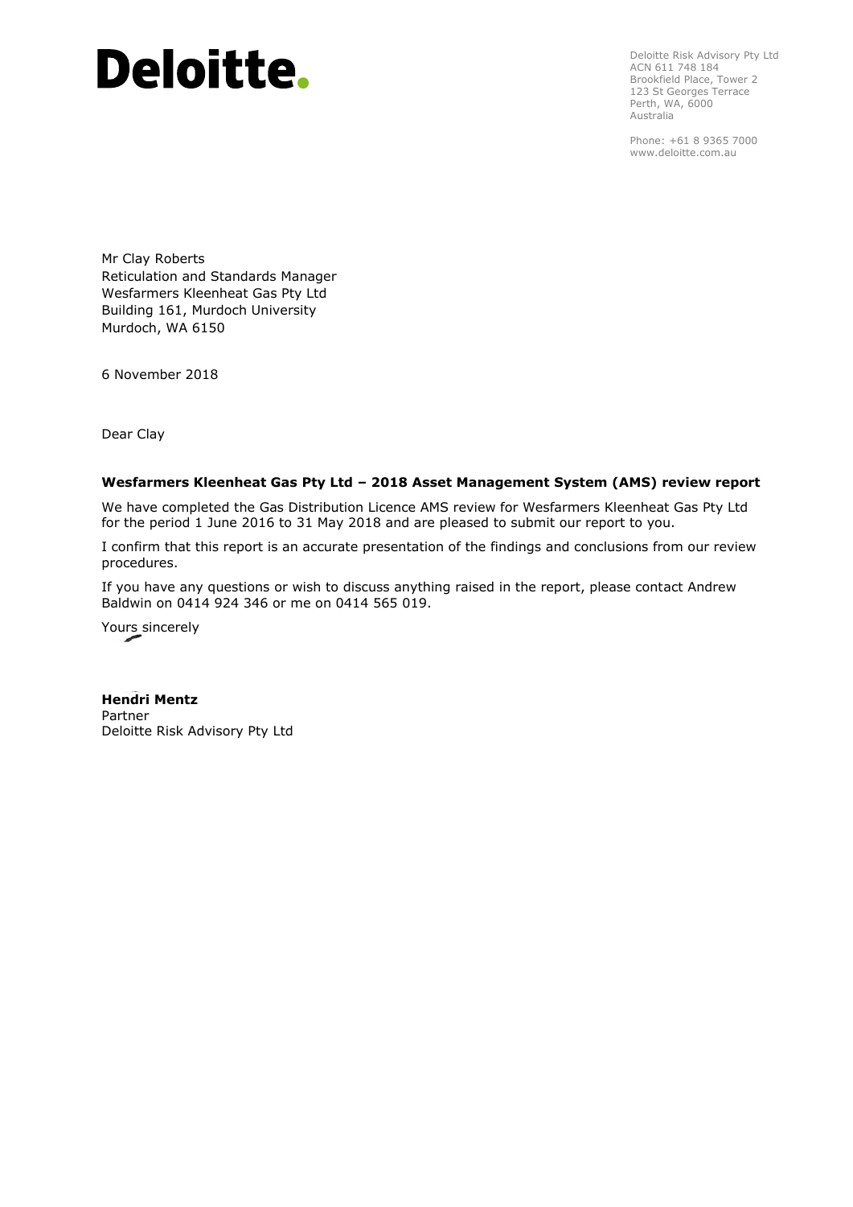# Deloitte.

Deloitte Risk Advisory Pty Ltd
ACN 611 748 184
Brookfield Place, Tower 2
123 St Georges Terrace
Perth, WA, 6000
Australia

Phone: +61 8 9365 7000
www.deloitte.com.au

Mr Clay Roberts
Reticulation and Standards Manager
Wesfarmers Kleenheat Gas Pty Ltd
Building 161, Murdoch University
Murdoch, WA 6150

6 November 2018

Dear Clay

**Wesfarmers Kleenheat Gas Pty Ltd – 2018 Asset Management System (AMS) review report**

We have completed the Gas Distribution Licence AMS review for Wesfarmers Kleenheat Gas Pty Ltd for the period 1 June 2016 to 31 May 2018 and are pleased to submit our report to you.

I confirm that this report is an accurate presentation of the findings and conclusions from our review procedures.

If you have any questions or wish to discuss anything raised in the report, please contact Andrew Baldwin on 0414 924 346 or me on 0414 565 019.

Yours sincerely

**Hendri Mentz**
Partner
Deloitte Risk Advisory Pty Ltd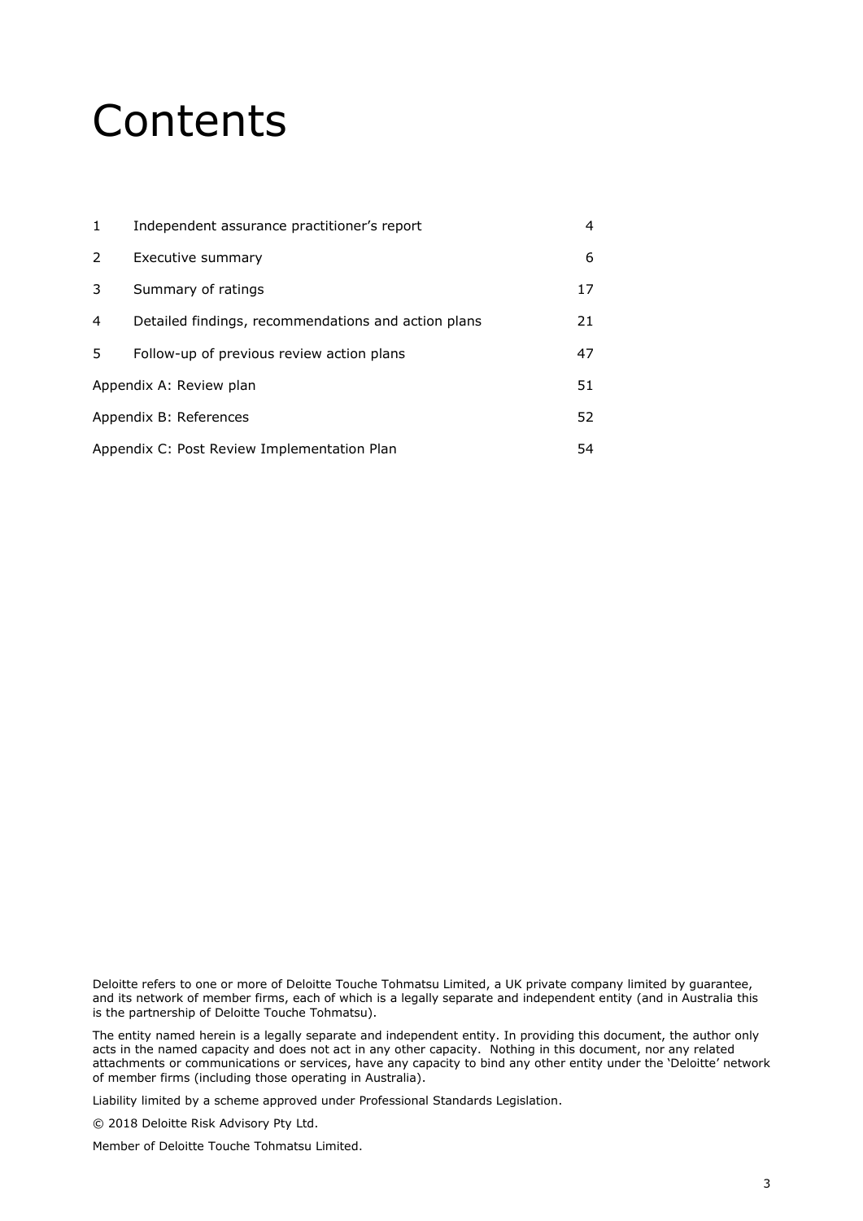# Contents

| | | |
|---|---|---|
| 1 | Independent assurance practitioner's report | 4 |
| 2 | Executive summary | 6 |
| 3 | Summary of ratings | 17 |
| 4 | Detailed findings, recommendations and action plans | 21 |
| 5 | Follow-up of previous review action plans | 47 |
| Appendix A: Review plan | | 51 |
| Appendix B: References | | 52 |
| Appendix C: Post Review Implementation Plan | | 54 |

Deloitte refers to one or more of Deloitte Touche Tohmatsu Limited, a UK private company limited by guarantee, and its network of member firms, each of which is a legally separate and independent entity (and in Australia this is the partnership of Deloitte Touche Tohmatsu).

The entity named herein is a legally separate and independent entity. In providing this document, the author only acts in the named capacity and does not act in any other capacity. Nothing in this document, nor any related attachments or communications or services, have any capacity to bind any other entity under the 'Deloitte' network of member firms (including those operating in Australia).

Liability limited by a scheme approved under Professional Standards Legislation.

© 2018 Deloitte Risk Advisory Pty Ltd.

Member of Deloitte Touche Tohmatsu Limited.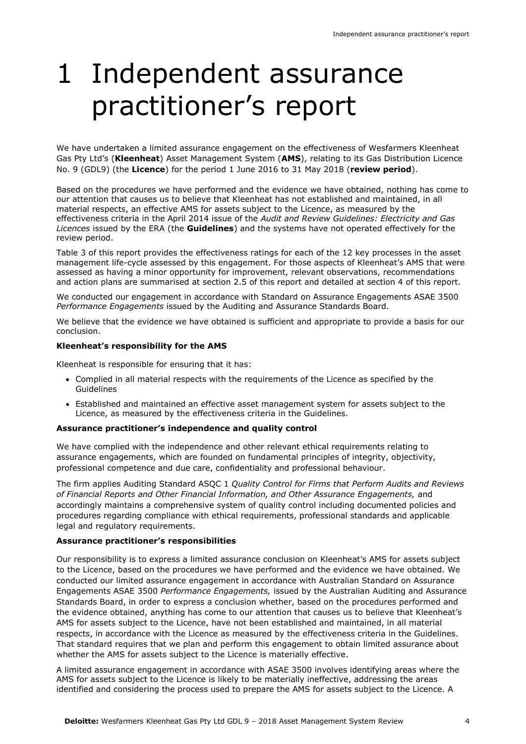# 1 Independent assurance practitioner's report

We have undertaken a limited assurance engagement on the effectiveness of Wesfarmers Kleenheat Gas Pty Ltd's (**Kleenheat**) Asset Management System (**AMS**), relating to its Gas Distribution Licence No. 9 (GDL9) (the **Licence**) for the period 1 June 2016 to 31 May 2018 (**review period**).

Based on the procedures we have performed and the evidence we have obtained, nothing has come to our attention that causes us to believe that Kleenheat has not established and maintained, in all material respects, an effective AMS for assets subject to the Licence, as measured by the effectiveness criteria in the April 2014 issue of the *Audit and Review Guidelines: Electricity and Gas Licences* issued by the ERA (the **Guidelines**) and the systems have not operated effectively for the review period.

Table 3 of this report provides the effectiveness ratings for each of the 12 key processes in the asset management life-cycle assessed by this engagement. For those aspects of Kleenheat's AMS that were assessed as having a minor opportunity for improvement, relevant observations, recommendations and action plans are summarised at section 2.5 of this report and detailed at section 4 of this report.

We conducted our engagement in accordance with Standard on Assurance Engagements ASAE 3500 *Performance Engagements* issued by the Auditing and Assurance Standards Board.

We believe that the evidence we have obtained is sufficient and appropriate to provide a basis for our conclusion.

**Kleenheat's responsibility for the AMS**

Kleenheat is responsible for ensuring that it has:

- Complied in all material respects with the requirements of the Licence as specified by the Guidelines
- Established and maintained an effective asset management system for assets subject to the Licence, as measured by the effectiveness criteria in the Guidelines.

**Assurance practitioner's independence and quality control**

We have complied with the independence and other relevant ethical requirements relating to assurance engagements, which are founded on fundamental principles of integrity, objectivity, professional competence and due care, confidentiality and professional behaviour.

The firm applies Auditing Standard ASQC 1 *Quality Control for Firms that Perform Audits and Reviews of Financial Reports and Other Financial Information, and Other Assurance Engagements,* and accordingly maintains a comprehensive system of quality control including documented policies and procedures regarding compliance with ethical requirements, professional standards and applicable legal and regulatory requirements.

**Assurance practitioner's responsibilities**

Our responsibility is to express a limited assurance conclusion on Kleenheat's AMS for assets subject to the Licence, based on the procedures we have performed and the evidence we have obtained. We conducted our limited assurance engagement in accordance with Australian Standard on Assurance Engagements ASAE 3500 *Performance Engagements,* issued by the Australian Auditing and Assurance Standards Board, in order to express a conclusion whether, based on the procedures performed and the evidence obtained, anything has come to our attention that causes us to believe that Kleenheat's AMS for assets subject to the Licence, have not been established and maintained, in all material respects, in accordance with the Licence as measured by the effectiveness criteria in the Guidelines. That standard requires that we plan and perform this engagement to obtain limited assurance about whether the AMS for assets subject to the Licence is materially effective.

A limited assurance engagement in accordance with ASAE 3500 involves identifying areas where the AMS for assets subject to the Licence is likely to be materially ineffective, addressing the areas identified and considering the process used to prepare the AMS for assets subject to the Licence. A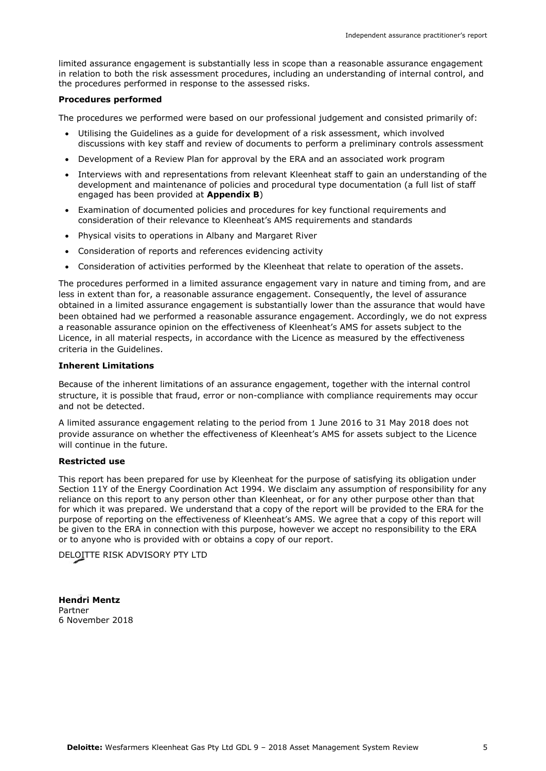limited assurance engagement is substantially less in scope than a reasonable assurance engagement in relation to both the risk assessment procedures, including an understanding of internal control, and the procedures performed in response to the assessed risks.

**Procedures performed**

The procedures we performed were based on our professional judgement and consisted primarily of:

- Utilising the Guidelines as a guide for development of a risk assessment, which involved discussions with key staff and review of documents to perform a preliminary controls assessment
- Development of a Review Plan for approval by the ERA and an associated work program
- Interviews with and representations from relevant Kleenheat staff to gain an understanding of the development and maintenance of policies and procedural type documentation (a full list of staff engaged has been provided at **Appendix B**)
- Examination of documented policies and procedures for key functional requirements and consideration of their relevance to Kleenheat's AMS requirements and standards
- Physical visits to operations in Albany and Margaret River
- Consideration of reports and references evidencing activity
- Consideration of activities performed by the Kleenheat that relate to operation of the assets.

The procedures performed in a limited assurance engagement vary in nature and timing from, and are less in extent than for, a reasonable assurance engagement. Consequently, the level of assurance obtained in a limited assurance engagement is substantially lower than the assurance that would have been obtained had we performed a reasonable assurance engagement. Accordingly, we do not express a reasonable assurance opinion on the effectiveness of Kleenheat's AMS for assets subject to the Licence, in all material respects, in accordance with the Licence as measured by the effectiveness criteria in the Guidelines.

**Inherent Limitations**

Because of the inherent limitations of an assurance engagement, together with the internal control structure, it is possible that fraud, error or non-compliance with compliance requirements may occur and not be detected.

A limited assurance engagement relating to the period from 1 June 2016 to 31 May 2018 does not provide assurance on whether the effectiveness of Kleenheat's AMS for assets subject to the Licence will continue in the future.

**Restricted use**

This report has been prepared for use by Kleenheat for the purpose of satisfying its obligation under Section 11Y of the Energy Coordination Act 1994. We disclaim any assumption of responsibility for any reliance on this report to any person other than Kleenheat, or for any other purpose other than that for which it was prepared. We understand that a copy of the report will be provided to the ERA for the purpose of reporting on the effectiveness of Kleenheat's AMS. We agree that a copy of this report will be given to the ERA in connection with this purpose, however we accept no responsibility to the ERA or to anyone who is provided with or obtains a copy of our report.

DELOITTE RISK ADVISORY PTY LTD

**Hendri Mentz**
Partner
6 November 2018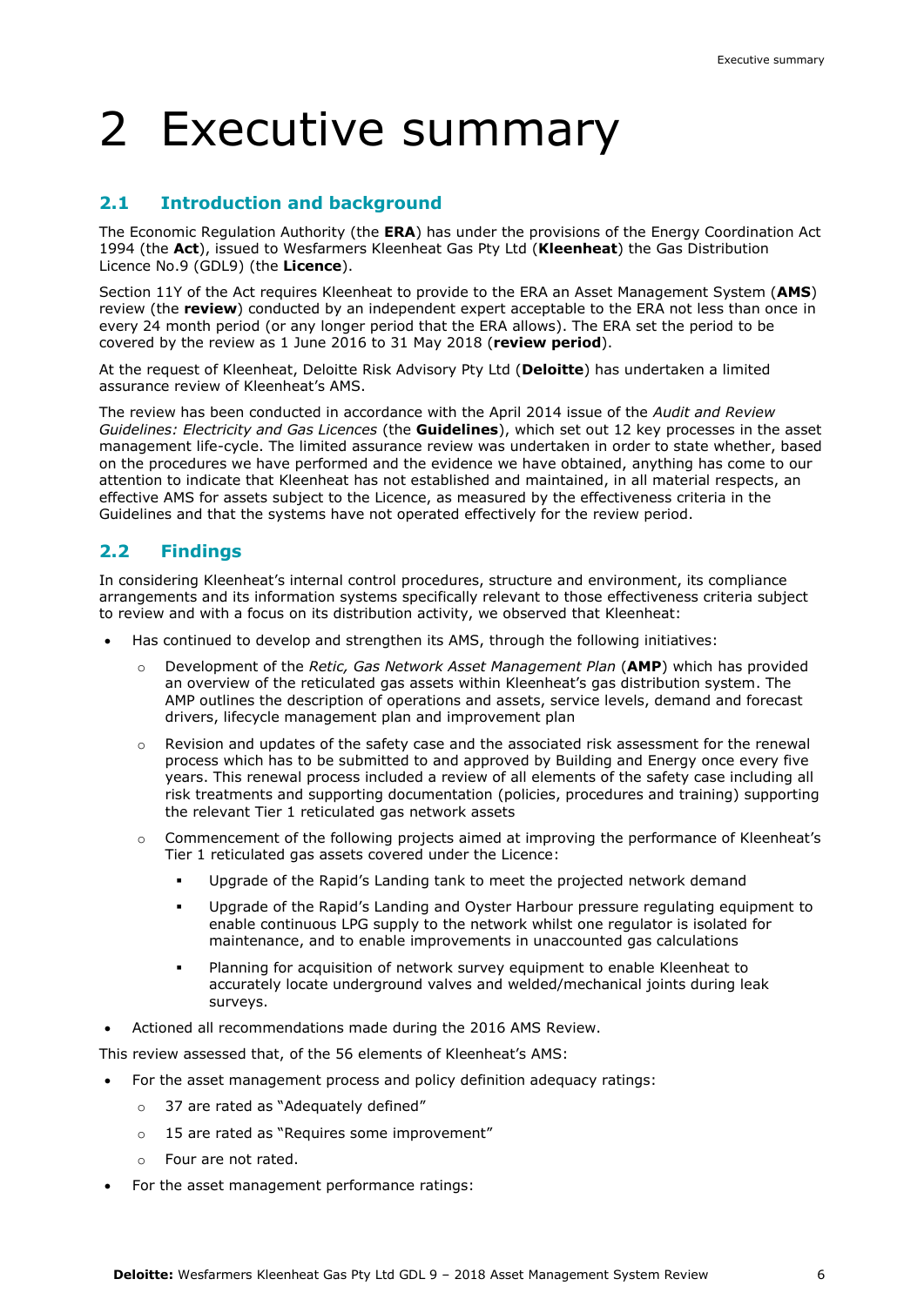# 2 Executive summary

## 2.1 Introduction and background

The Economic Regulation Authority (the **ERA**) has under the provisions of the Energy Coordination Act 1994 (the **Act**), issued to Wesfarmers Kleenheat Gas Pty Ltd (**Kleenheat**) the Gas Distribution Licence No.9 (GDL9) (the **Licence**).

Section 11Y of the Act requires Kleenheat to provide to the ERA an Asset Management System (**AMS**) review (the **review**) conducted by an independent expert acceptable to the ERA not less than once in every 24 month period (or any longer period that the ERA allows). The ERA set the period to be covered by the review as 1 June 2016 to 31 May 2018 (**review period**).

At the request of Kleenheat, Deloitte Risk Advisory Pty Ltd (**Deloitte**) has undertaken a limited assurance review of Kleenheat's AMS.

The review has been conducted in accordance with the April 2014 issue of the *Audit and Review Guidelines: Electricity and Gas Licences* (the **Guidelines**), which set out 12 key processes in the asset management life-cycle. The limited assurance review was undertaken in order to state whether, based on the procedures we have performed and the evidence we have obtained, anything has come to our attention to indicate that Kleenheat has not established and maintained, in all material respects, an effective AMS for assets subject to the Licence, as measured by the effectiveness criteria in the Guidelines and that the systems have not operated effectively for the review period.

## 2.2 Findings

In considering Kleenheat's internal control procedures, structure and environment, its compliance arrangements and its information systems specifically relevant to those effectiveness criteria subject to review and with a focus on its distribution activity, we observed that Kleenheat:

- Has continued to develop and strengthen its AMS, through the following initiatives:
  - Development of the *Retic, Gas Network Asset Management Plan* (**AMP**) which has provided an overview of the reticulated gas assets within Kleenheat's gas distribution system. The AMP outlines the description of operations and assets, service levels, demand and forecast drivers, lifecycle management plan and improvement plan
  - Revision and updates of the safety case and the associated risk assessment for the renewal process which has to be submitted to and approved by Building and Energy once every five years. This renewal process included a review of all elements of the safety case including all risk treatments and supporting documentation (policies, procedures and training) supporting the relevant Tier 1 reticulated gas network assets
  - Commencement of the following projects aimed at improving the performance of Kleenheat's Tier 1 reticulated gas assets covered under the Licence:
    - Upgrade of the Rapid's Landing tank to meet the projected network demand
    - Upgrade of the Rapid's Landing and Oyster Harbour pressure regulating equipment to enable continuous LPG supply to the network whilst one regulator is isolated for maintenance, and to enable improvements in unaccounted gas calculations
    - Planning for acquisition of network survey equipment to enable Kleenheat to accurately locate underground valves and welded/mechanical joints during leak surveys.
- Actioned all recommendations made during the 2016 AMS Review.

This review assessed that, of the 56 elements of Kleenheat's AMS:

- For the asset management process and policy definition adequacy ratings:
  - 37 are rated as "Adequately defined"
  - 15 are rated as "Requires some improvement"
  - Four are not rated.
- For the asset management performance ratings: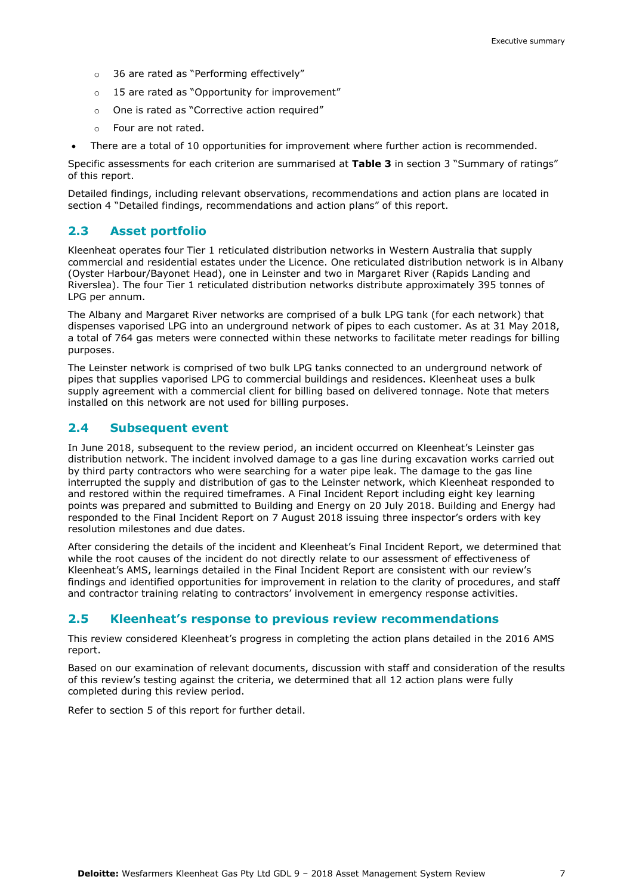- 36 are rated as "Performing effectively"
  - 15 are rated as "Opportunity for improvement"
  - One is rated as "Corrective action required"
  - Four are not rated.
- There are a total of 10 opportunities for improvement where further action is recommended.

Specific assessments for each criterion are summarised at **Table 3** in section 3 "Summary of ratings" of this report.

Detailed findings, including relevant observations, recommendations and action plans are located in section 4 "Detailed findings, recommendations and action plans" of this report.

## 2.3 Asset portfolio

Kleenheat operates four Tier 1 reticulated distribution networks in Western Australia that supply commercial and residential estates under the Licence. One reticulated distribution network is in Albany (Oyster Harbour/Bayonet Head), one in Leinster and two in Margaret River (Rapids Landing and Riverslea). The four Tier 1 reticulated distribution networks distribute approximately 395 tonnes of LPG per annum.

The Albany and Margaret River networks are comprised of a bulk LPG tank (for each network) that dispenses vaporised LPG into an underground network of pipes to each customer. As at 31 May 2018, a total of 764 gas meters were connected within these networks to facilitate meter readings for billing purposes.

The Leinster network is comprised of two bulk LPG tanks connected to an underground network of pipes that supplies vaporised LPG to commercial buildings and residences. Kleenheat uses a bulk supply agreement with a commercial client for billing based on delivered tonnage. Note that meters installed on this network are not used for billing purposes.

## 2.4 Subsequent event

In June 2018, subsequent to the review period, an incident occurred on Kleenheat's Leinster gas distribution network. The incident involved damage to a gas line during excavation works carried out by third party contractors who were searching for a water pipe leak. The damage to the gas line interrupted the supply and distribution of gas to the Leinster network, which Kleenheat responded to and restored within the required timeframes. A Final Incident Report including eight key learning points was prepared and submitted to Building and Energy on 20 July 2018. Building and Energy had responded to the Final Incident Report on 7 August 2018 issuing three inspector's orders with key resolution milestones and due dates.

After considering the details of the incident and Kleenheat's Final Incident Report, we determined that while the root causes of the incident do not directly relate to our assessment of effectiveness of Kleenheat's AMS, learnings detailed in the Final Incident Report are consistent with our review's findings and identified opportunities for improvement in relation to the clarity of procedures, and staff and contractor training relating to contractors' involvement in emergency response activities.

## 2.5 Kleenheat's response to previous review recommendations

This review considered Kleenheat's progress in completing the action plans detailed in the 2016 AMS report.

Based on our examination of relevant documents, discussion with staff and consideration of the results of this review's testing against the criteria, we determined that all 12 action plans were fully completed during this review period.

Refer to section 5 of this report for further detail.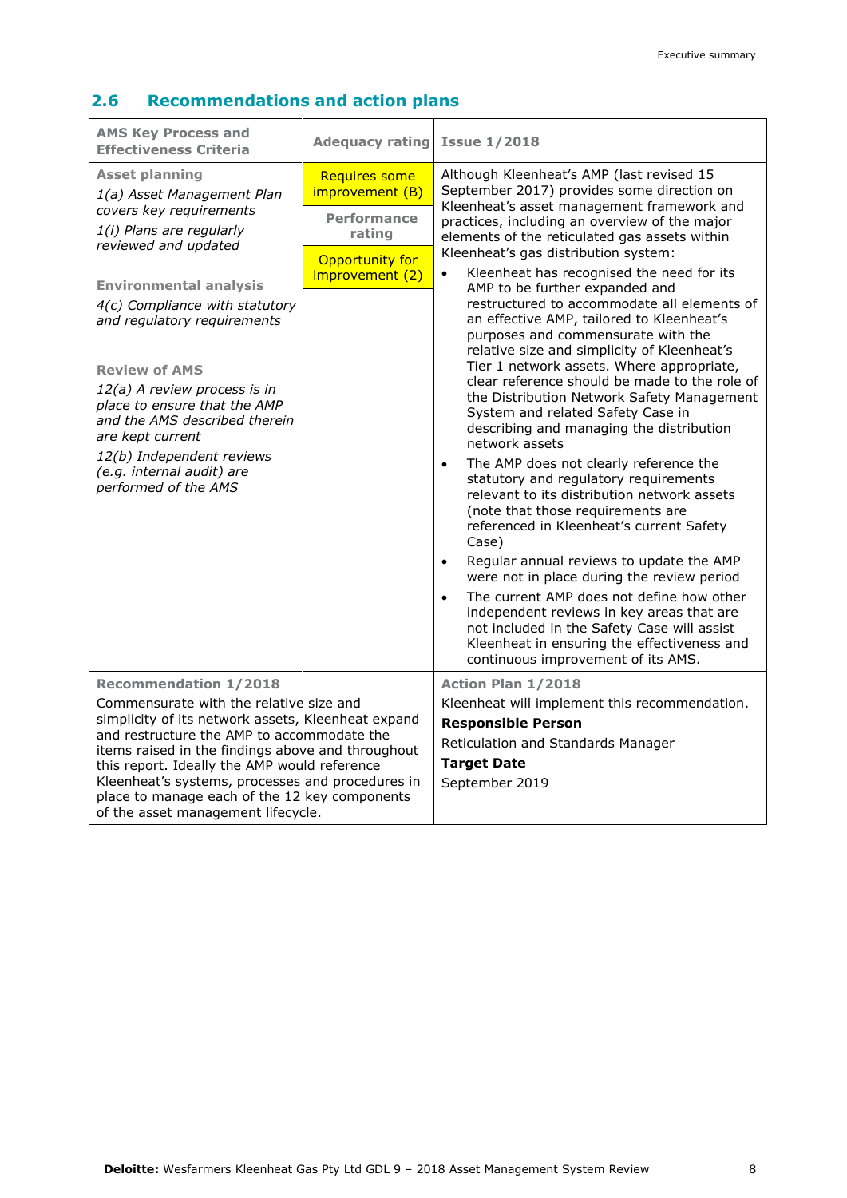## 2.6 Recommendations and action plans

| AMS Key Process and Effectiveness Criteria | Adequacy rating | Issue 1/2018 |
|---|---|---|
| **Asset planning**<br>*1(a) Asset Management Plan covers key requirements*<br>*1(i) Plans are regularly reviewed and updated*<br><br>**Environmental analysis**<br>*4(c) Compliance with statutory and regulatory requirements*<br><br>**Review of AMS**<br>*12(a) A review process is in place to ensure that the AMP and the AMS described therein are kept current*<br>*12(b) Independent reviews (e.g. internal audit) are performed of the AMS* | Requires some improvement (B)<br><br>**Performance rating**<br><br>Opportunity for improvement (2) | Although Kleenheat's AMP (last revised 15 September 2017) provides some direction on Kleenheat's asset management framework and practices, including an overview of the major elements of the reticulated gas assets within Kleenheat's gas distribution system:<br>• Kleenheat has recognised the need for its AMP to be further expanded and restructured to accommodate all elements of an effective AMP, tailored to Kleenheat's purposes and commensurate with the relative size and simplicity of Kleenheat's Tier 1 network assets. Where appropriate, clear reference should be made to the role of the Distribution Network Safety Management System and related Safety Case in describing and managing the distribution network assets<br>• The AMP does not clearly reference the statutory and regulatory requirements relevant to its distribution network assets (note that those requirements are referenced in Kleenheat's current Safety Case)<br>• Regular annual reviews to update the AMP were not in place during the review period<br>• The current AMP does not define how other independent reviews in key areas that are not included in the Safety Case will assist Kleenheat in ensuring the effectiveness and continuous improvement of its AMS. |
| **Recommendation 1/2018**<br>Commensurate with the relative size and simplicity of its network assets, Kleenheat expand and restructure the AMP to accommodate the items raised in the findings above and throughout this report. Ideally the AMP would reference Kleenheat's systems, processes and procedures in place to manage each of the 12 key components of the asset management lifecycle. | | **Action Plan 1/2018**<br>Kleenheat will implement this recommendation.<br>**Responsible Person**<br>Reticulation and Standards Manager<br>**Target Date**<br>September 2019 |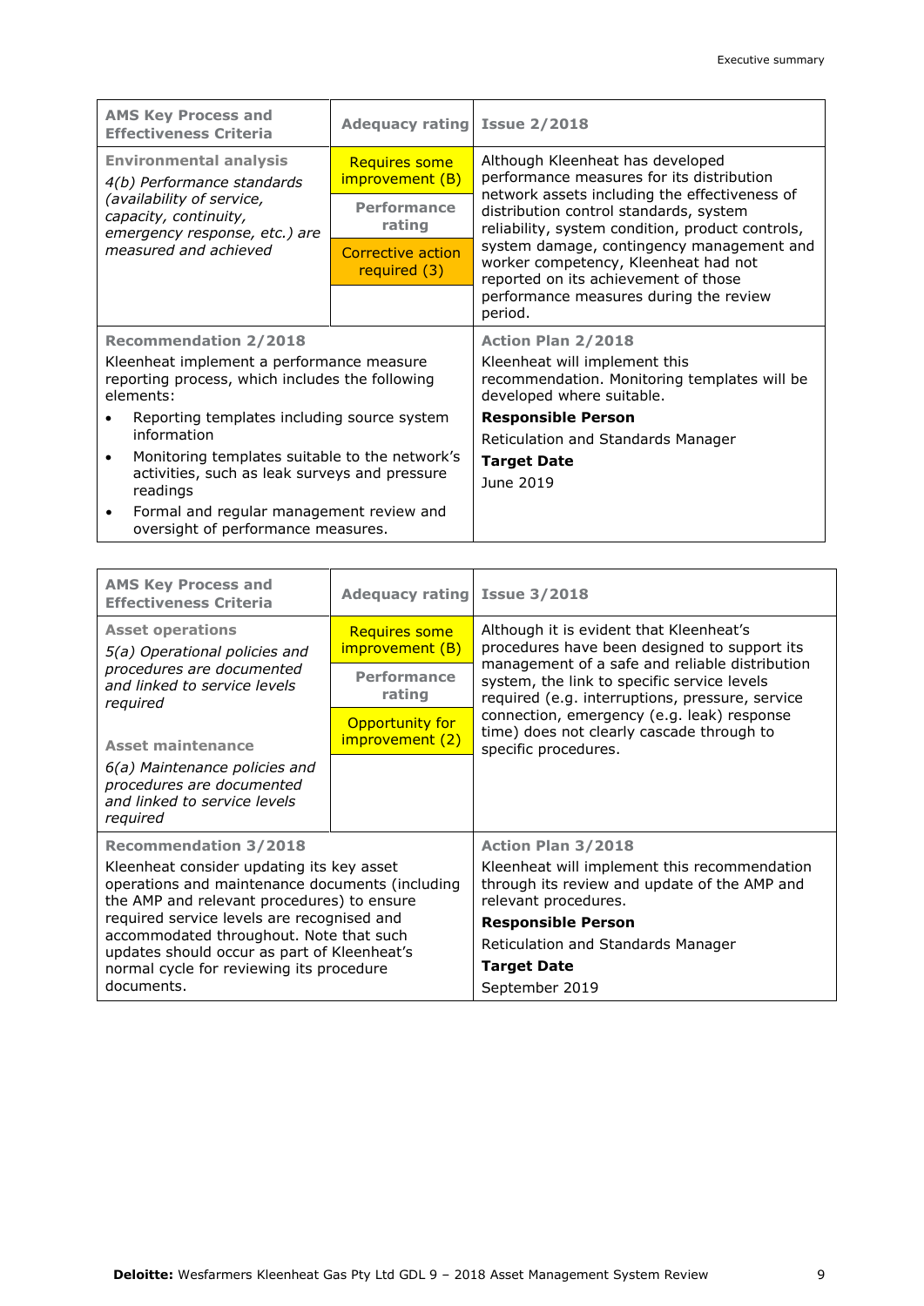| AMS Key Process and Effectiveness Criteria | Adequacy rating | Issue 2/2018 |
|---|---|---|
| **Environmental analysis**<br>*4(b) Performance standards (availability of service, capacity, continuity, emergency response, etc.) are measured and achieved* | Requires some improvement (B)<br>**Performance rating**<br>Corrective action required (3) | Although Kleenheat has developed performance measures for its distribution network assets including the effectiveness of distribution control standards, system reliability, system condition, product controls, system damage, contingency management and worker competency, Kleenheat had not reported on its achievement of those performance measures during the review period. |

| Recommendation 2/2018 | Action Plan 2/2018 |
|---|---|
| Kleenheat implement a performance measure reporting process, which includes the following elements:<br>• Reporting templates including source system information<br>• Monitoring templates suitable to the network's activities, such as leak surveys and pressure readings<br>• Formal and regular management review and oversight of performance measures. | Kleenheat will implement this recommendation. Monitoring templates will be developed where suitable.<br>**Responsible Person**<br>Reticulation and Standards Manager<br>**Target Date**<br>June 2019 |

| AMS Key Process and Effectiveness Criteria | Adequacy rating | Issue 3/2018 |
|---|---|---|
| **Asset operations**<br>*5(a) Operational policies and procedures are documented and linked to service levels required*<br><br>**Asset maintenance**<br>*6(a) Maintenance policies and procedures are documented and linked to service levels required* | Requires some improvement (B)<br>**Performance rating**<br>Opportunity for improvement (2) | Although it is evident that Kleenheat's procedures have been designed to support its management of a safe and reliable distribution system, the link to specific service levels required (e.g. interruptions, pressure, service connection, emergency (e.g. leak) response time) does not clearly cascade through to specific procedures. |

| Recommendation 3/2018 | Action Plan 3/2018 |
|---|---|
| Kleenheat consider updating its key asset operations and maintenance documents (including the AMP and relevant procedures) to ensure required service levels are recognised and accommodated throughout. Note that such updates should occur as part of Kleenheat's normal cycle for reviewing its procedure documents. | Kleenheat will implement this recommendation through its review and update of the AMP and relevant procedures.<br>**Responsible Person**<br>Reticulation and Standards Manager<br>**Target Date**<br>September 2019 |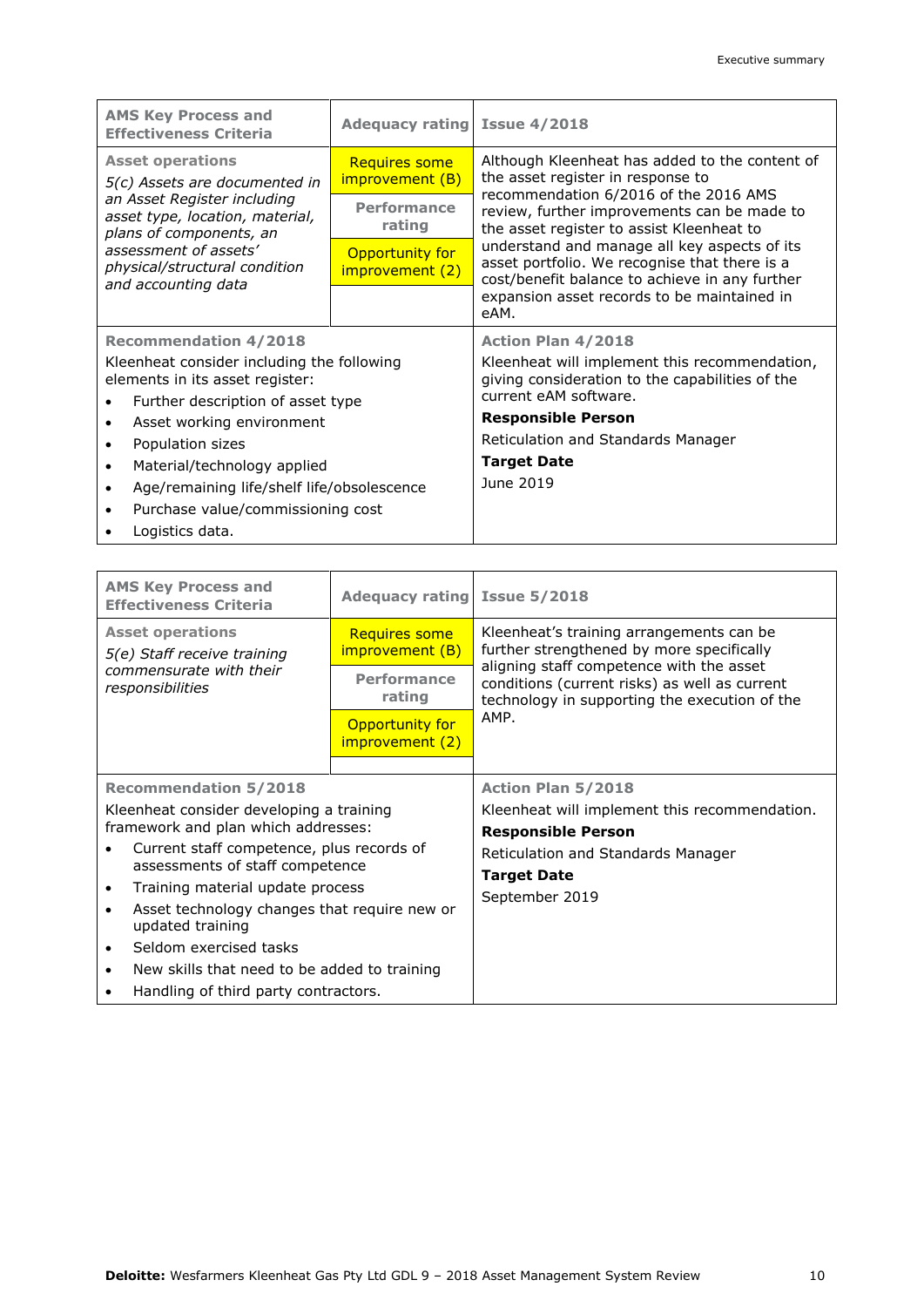| AMS Key Process and Effectiveness Criteria | Adequacy rating | Issue 4/2018 |
|---|---|---|
| **Asset operations**<br>*5(c) Assets are documented in an Asset Register including asset type, location, material, plans of components, an assessment of assets' physical/structural condition and accounting data* | Requires some improvement (B)<br>**Performance rating**<br>Opportunity for improvement (2) | Although Kleenheat has added to the content of the asset register in response to recommendation 6/2016 of the 2016 AMS review, further improvements can be made to the asset register to assist Kleenheat to understand and manage all key aspects of its asset portfolio. We recognise that there is a cost/benefit balance to achieve in any further expansion asset records to be maintained in eAM. |

| Recommendation 4/2018 | Action Plan 4/2018 |
|---|---|
| Kleenheat consider including the following elements in its asset register:<br>• Further description of asset type<br>• Asset working environment<br>• Population sizes<br>• Material/technology applied<br>• Age/remaining life/shelf life/obsolescence<br>• Purchase value/commissioning cost<br>• Logistics data. | Kleenheat will implement this recommendation, giving consideration to the capabilities of the current eAM software.<br>**Responsible Person**<br>Reticulation and Standards Manager<br>**Target Date**<br>June 2019 |

| AMS Key Process and Effectiveness Criteria | Adequacy rating | Issue 5/2018 |
|---|---|---|
| **Asset operations**<br>*5(e) Staff receive training commensurate with their responsibilities* | Requires some improvement (B)<br>**Performance rating**<br>Opportunity for improvement (2) | Kleenheat's training arrangements can be further strengthened by more specifically aligning staff competence with the asset conditions (current risks) as well as current technology in supporting the execution of the AMP. |

| Recommendation 5/2018 | Action Plan 5/2018 |
|---|---|
| Kleenheat consider developing a training framework and plan which addresses:<br>• Current staff competence, plus records of assessments of staff competence<br>• Training material update process<br>• Asset technology changes that require new or updated training<br>• Seldom exercised tasks<br>• New skills that need to be added to training<br>• Handling of third party contractors. | Kleenheat will implement this recommendation.<br>**Responsible Person**<br>Reticulation and Standards Manager<br>**Target Date**<br>September 2019 |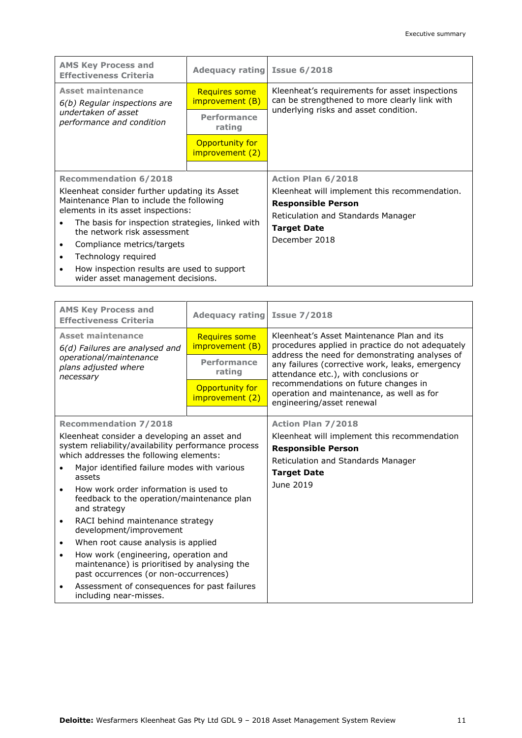| AMS Key Process and Effectiveness Criteria | Adequacy rating | Issue 6/2018 |
|---|---|---|
| **Asset maintenance**<br>*6(b) Regular inspections are undertaken of asset performance and condition* | Requires some improvement (B)<br>**Performance rating**<br>Opportunity for improvement (2) | Kleenheat's requirements for asset inspections can be strengthened to more clearly link with underlying risks and asset condition. |

| Recommendation 6/2018 | Action Plan 6/2018 |
|---|---|
| Kleenheat consider further updating its Asset Maintenance Plan to include the following elements in its asset inspections:<br>• The basis for inspection strategies, linked with the network risk assessment<br>• Compliance metrics/targets<br>• Technology required<br>• How inspection results are used to support wider asset management decisions. | Kleenheat will implement this recommendation.<br>**Responsible Person**<br>Reticulation and Standards Manager<br>**Target Date**<br>December 2018 |

| AMS Key Process and Effectiveness Criteria | Adequacy rating | Issue 7/2018 |
|---|---|---|
| **Asset maintenance**<br>*6(d) Failures are analysed and operational/maintenance plans adjusted where necessary* | Requires some improvement (B)<br>**Performance rating**<br>Opportunity for improvement (2) | Kleenheat's Asset Maintenance Plan and its procedures applied in practice do not adequately address the need for demonstrating analyses of any failures (corrective work, leaks, emergency attendance etc.), with conclusions or recommendations on future changes in operation and maintenance, as well as for engineering/asset renewal |

| Recommendation 7/2018 | Action Plan 7/2018 |
|---|---|
| Kleenheat consider a developing an asset and system reliability/availability performance process which addresses the following elements:<br>• Major identified failure modes with various assets<br>• How work order information is used to feedback to the operation/maintenance plan and strategy<br>• RACI behind maintenance strategy development/improvement<br>• When root cause analysis is applied<br>• How work (engineering, operation and maintenance) is prioritised by analysing the past occurrences (or non-occurrences)<br>• Assessment of consequences for past failures including near-misses. | Kleenheat will implement this recommendation<br>**Responsible Person**<br>Reticulation and Standards Manager<br>**Target Date**<br>June 2019 |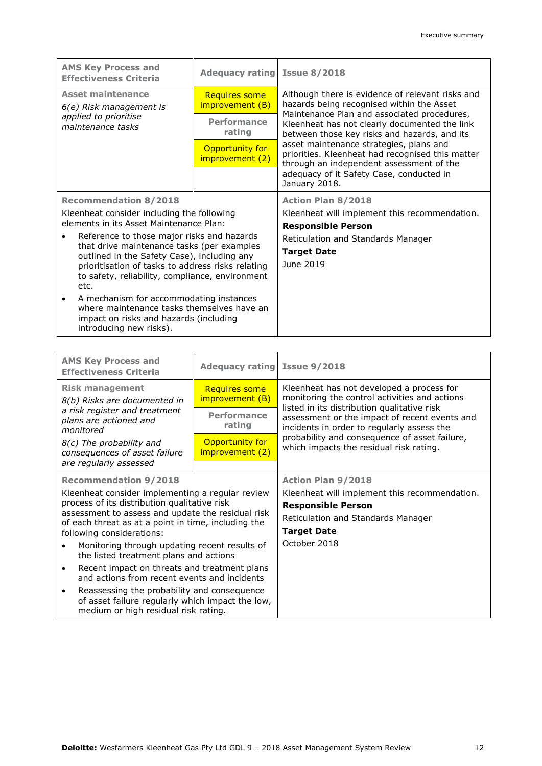| AMS Key Process and Effectiveness Criteria | Adequacy rating | Issue 8/2018 |
| --- | --- | --- |
| **Asset maintenance**<br>*6(e) Risk management is applied to prioritise maintenance tasks* | Requires some improvement (B)<br>**Performance rating**<br>Opportunity for improvement (2) | Although there is evidence of relevant risks and hazards being recognised within the Asset Maintenance Plan and associated procedures, Kleenheat has not clearly documented the link between those key risks and hazards, and its asset maintenance strategies, plans and priorities. Kleenheat had recognised this matter through an independent assessment of the adequacy of it Safety Case, conducted in January 2018. |

| Recommendation 8/2018 | Action Plan 8/2018 |
| --- | --- |
| Kleenheat consider including the following elements in its Asset Maintenance Plan:<br>• Reference to those major risks and hazards that drive maintenance tasks (per examples outlined in the Safety Case), including any prioritisation of tasks to address risks relating to safety, reliability, compliance, environment etc.<br>• A mechanism for accommodating instances where maintenance tasks themselves have an impact on risks and hazards (including introducing new risks). | Kleenheat will implement this recommendation.<br>**Responsible Person**<br>Reticulation and Standards Manager<br>**Target Date**<br>June 2019 |

| AMS Key Process and Effectiveness Criteria | Adequacy rating | Issue 9/2018 |
| --- | --- | --- |
| **Risk management**<br>*8(b) Risks are documented in a risk register and treatment plans are actioned and monitored*<br>*8(c) The probability and consequences of asset failure are regularly assessed* | Requires some improvement (B)<br>**Performance rating**<br>Opportunity for improvement (2) | Kleenheat has not developed a process for monitoring the control activities and actions listed in its distribution qualitative risk assessment or the impact of recent events and incidents in order to regularly assess the probability and consequence of asset failure, which impacts the residual risk rating. |

| Recommendation 9/2018 | Action Plan 9/2018 |
| --- | --- |
| Kleenheat consider implementing a regular review process of its distribution qualitative risk assessment to assess and update the residual risk of each threat as at a point in time, including the following considerations:<br>• Monitoring through updating recent results of the listed treatment plans and actions<br>• Recent impact on threats and treatment plans and actions from recent events and incidents<br>• Reassessing the probability and consequence of asset failure regularly which impact the low, medium or high residual risk rating. | Kleenheat will implement this recommendation.<br>**Responsible Person**<br>Reticulation and Standards Manager<br>**Target Date**<br>October 2018 |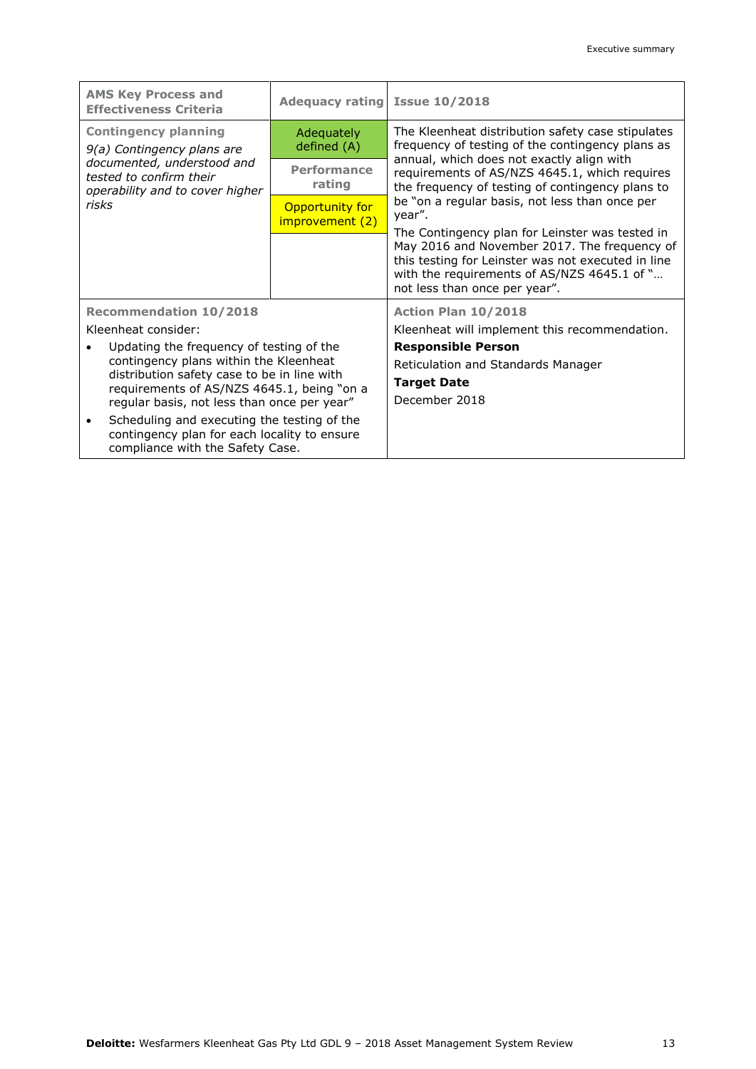| AMS Key Process and Effectiveness Criteria | Adequacy rating | Issue 10/2018 |
|---|---|---|
| **Contingency planning**<br>*9(a) Contingency plans are documented, understood and tested to confirm their operability and to cover higher risks* | Adequately defined (A)<br>**Performance rating**<br>Opportunity for improvement (2) | The Kleenheat distribution safety case stipulates frequency of testing of the contingency plans as annual, which does not exactly align with requirements of AS/NZS 4645.1, which requires the frequency of testing of contingency plans to be "on a regular basis, not less than once per year".<br>The Contingency plan for Leinster was tested in May 2016 and November 2017. The frequency of this testing for Leinster was not executed in line with the requirements of AS/NZS 4645.1 of "… not less than once per year". |

| Recommendation 10/2018 | Action Plan 10/2018 |
|---|---|
| Kleenheat consider:<br>• Updating the frequency of testing of the contingency plans within the Kleenheat distribution safety case to be in line with requirements of AS/NZS 4645.1, being "on a regular basis, not less than once per year"<br>• Scheduling and executing the testing of the contingency plan for each locality to ensure compliance with the Safety Case. | Kleenheat will implement this recommendation.<br>**Responsible Person**<br>Reticulation and Standards Manager<br>**Target Date**<br>December 2018 |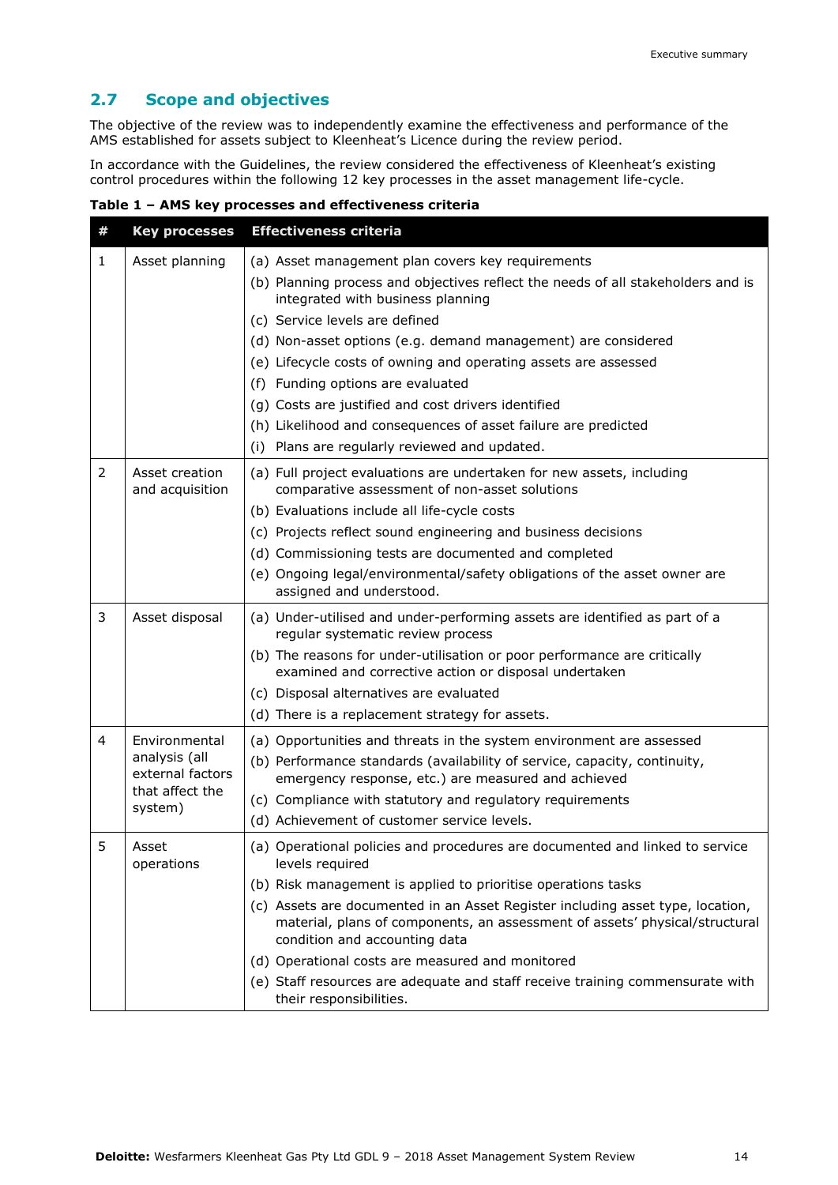## 2.7 Scope and objectives

The objective of the review was to independently examine the effectiveness and performance of the AMS established for assets subject to Kleenheat's Licence during the review period.

In accordance with the Guidelines, the review considered the effectiveness of Kleenheat's existing control procedures within the following 12 key processes in the asset management life-cycle.

**Table 1 – AMS key processes and effectiveness criteria**

| # | Key processes | Effectiveness criteria |
|---|---|---|
| 1 | Asset planning | (a) Asset management plan covers key requirements<br>(b) Planning process and objectives reflect the needs of all stakeholders and is integrated with business planning<br>(c) Service levels are defined<br>(d) Non-asset options (e.g. demand management) are considered<br>(e) Lifecycle costs of owning and operating assets are assessed<br>(f) Funding options are evaluated<br>(g) Costs are justified and cost drivers identified<br>(h) Likelihood and consequences of asset failure are predicted<br>(i) Plans are regularly reviewed and updated. |
| 2 | Asset creation and acquisition | (a) Full project evaluations are undertaken for new assets, including comparative assessment of non-asset solutions<br>(b) Evaluations include all life-cycle costs<br>(c) Projects reflect sound engineering and business decisions<br>(d) Commissioning tests are documented and completed<br>(e) Ongoing legal/environmental/safety obligations of the asset owner are assigned and understood. |
| 3 | Asset disposal | (a) Under-utilised and under-performing assets are identified as part of a regular systematic review process<br>(b) The reasons for under-utilisation or poor performance are critically examined and corrective action or disposal undertaken<br>(c) Disposal alternatives are evaluated<br>(d) There is a replacement strategy for assets. |
| 4 | Environmental analysis (all external factors that affect the system) | (a) Opportunities and threats in the system environment are assessed<br>(b) Performance standards (availability of service, capacity, continuity, emergency response, etc.) are measured and achieved<br>(c) Compliance with statutory and regulatory requirements<br>(d) Achievement of customer service levels. |
| 5 | Asset operations | (a) Operational policies and procedures are documented and linked to service levels required<br>(b) Risk management is applied to prioritise operations tasks<br>(c) Assets are documented in an Asset Register including asset type, location, material, plans of components, an assessment of assets' physical/structural condition and accounting data<br>(d) Operational costs are measured and monitored<br>(e) Staff resources are adequate and staff receive training commensurate with their responsibilities. |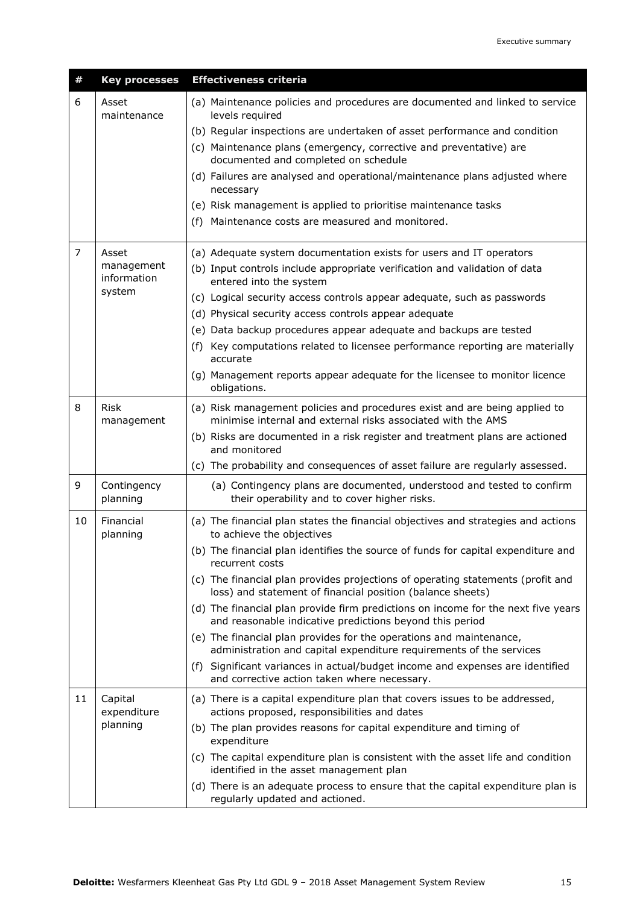| # | Key processes | Effectiveness criteria |
|---|---|---|
| 6 | Asset maintenance | (a) Maintenance policies and procedures are documented and linked to service levels required<br>(b) Regular inspections are undertaken of asset performance and condition<br>(c) Maintenance plans (emergency, corrective and preventative) are documented and completed on schedule<br>(d) Failures are analysed and operational/maintenance plans adjusted where necessary<br>(e) Risk management is applied to prioritise maintenance tasks<br>(f) Maintenance costs are measured and monitored. |
| 7 | Asset management information system | (a) Adequate system documentation exists for users and IT operators<br>(b) Input controls include appropriate verification and validation of data entered into the system<br>(c) Logical security access controls appear adequate, such as passwords<br>(d) Physical security access controls appear adequate<br>(e) Data backup procedures appear adequate and backups are tested<br>(f) Key computations related to licensee performance reporting are materially accurate<br>(g) Management reports appear adequate for the licensee to monitor licence obligations. |
| 8 | Risk management | (a) Risk management policies and procedures exist and are being applied to minimise internal and external risks associated with the AMS<br>(b) Risks are documented in a risk register and treatment plans are actioned and monitored<br>(c) The probability and consequences of asset failure are regularly assessed. |
| 9 | Contingency planning | (a) Contingency plans are documented, understood and tested to confirm their operability and to cover higher risks. |
| 10 | Financial planning | (a) The financial plan states the financial objectives and strategies and actions to achieve the objectives<br>(b) The financial plan identifies the source of funds for capital expenditure and recurrent costs<br>(c) The financial plan provides projections of operating statements (profit and loss) and statement of financial position (balance sheets)<br>(d) The financial plan provide firm predictions on income for the next five years and reasonable indicative predictions beyond this period<br>(e) The financial plan provides for the operations and maintenance, administration and capital expenditure requirements of the services<br>(f) Significant variances in actual/budget income and expenses are identified and corrective action taken where necessary. |
| 11 | Capital expenditure planning | (a) There is a capital expenditure plan that covers issues to be addressed, actions proposed, responsibilities and dates<br>(b) The plan provides reasons for capital expenditure and timing of expenditure<br>(c) The capital expenditure plan is consistent with the asset life and condition identified in the asset management plan<br>(d) There is an adequate process to ensure that the capital expenditure plan is regularly updated and actioned. |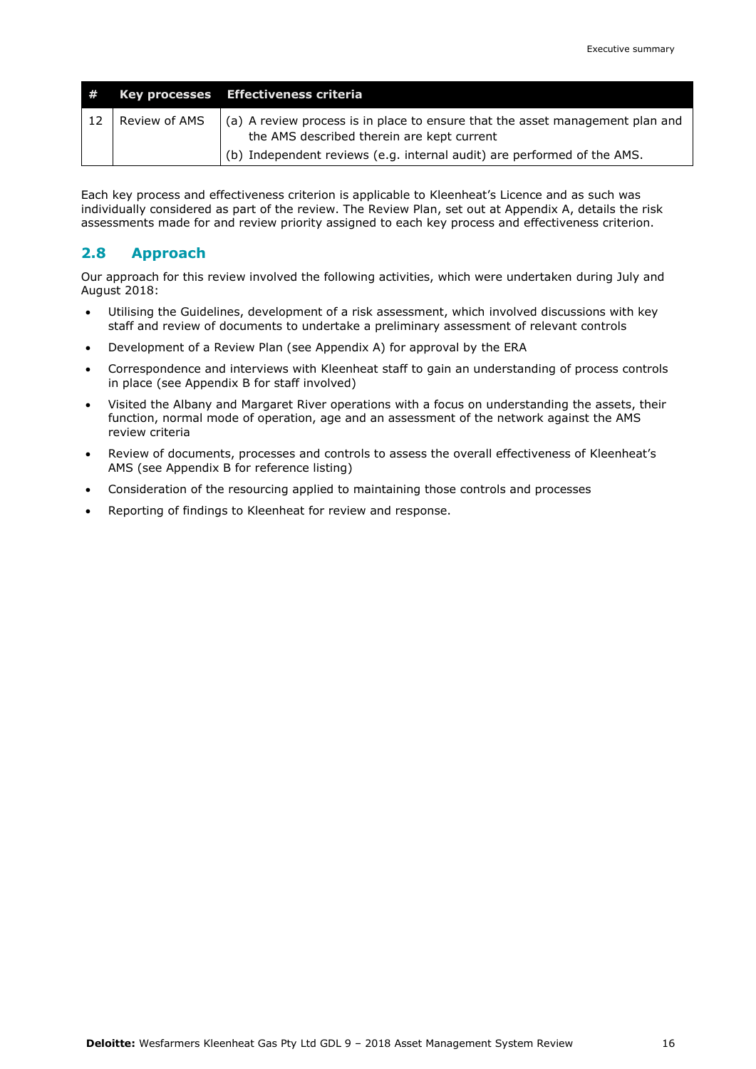| # | Key processes | Effectiveness criteria |
|---|---|---|
| 12 | Review of AMS | (a) A review process is in place to ensure that the asset management plan and the AMS described therein are kept current<br>(b) Independent reviews (e.g. internal audit) are performed of the AMS. |

Each key process and effectiveness criterion is applicable to Kleenheat's Licence and as such was individually considered as part of the review. The Review Plan, set out at Appendix A, details the risk assessments made for and review priority assigned to each key process and effectiveness criterion.

## 2.8 Approach

Our approach for this review involved the following activities, which were undertaken during July and August 2018:

- Utilising the Guidelines, development of a risk assessment, which involved discussions with key staff and review of documents to undertake a preliminary assessment of relevant controls
- Development of a Review Plan (see Appendix A) for approval by the ERA
- Correspondence and interviews with Kleenheat staff to gain an understanding of process controls in place (see Appendix B for staff involved)
- Visited the Albany and Margaret River operations with a focus on understanding the assets, their function, normal mode of operation, age and an assessment of the network against the AMS review criteria
- Review of documents, processes and controls to assess the overall effectiveness of Kleenheat's AMS (see Appendix B for reference listing)
- Consideration of the resourcing applied to maintaining those controls and processes
- Reporting of findings to Kleenheat for review and response.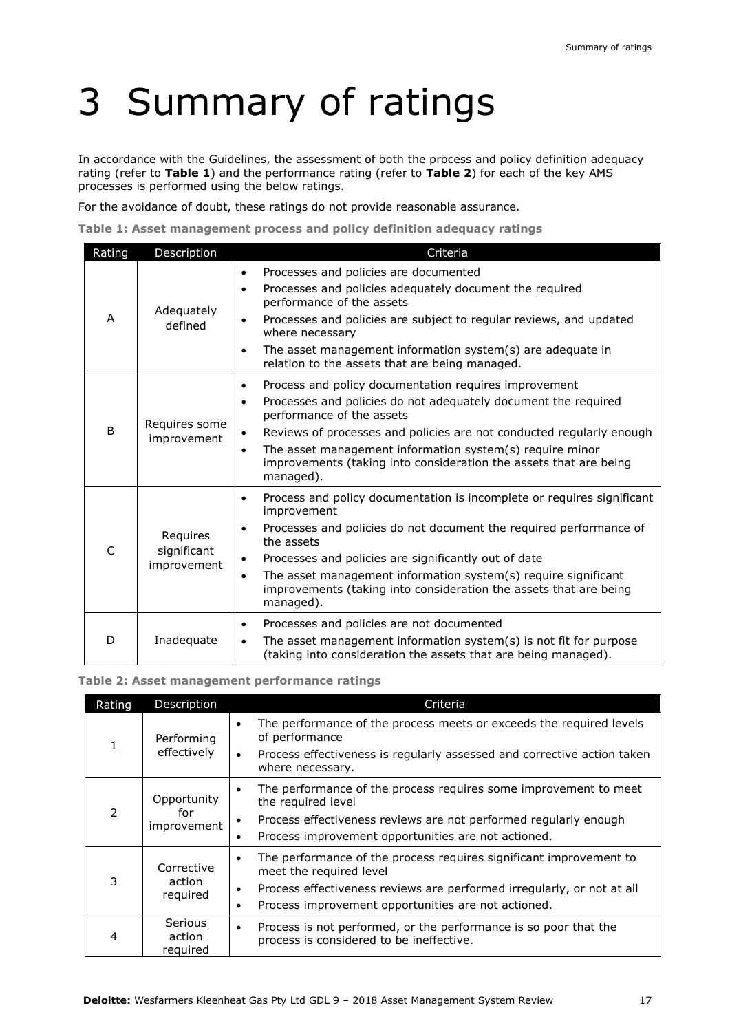# 3 Summary of ratings

In accordance with the Guidelines, the assessment of both the process and policy definition adequacy rating (refer to **Table 1**) and the performance rating (refer to **Table 2**) for each of the key AMS processes is performed using the below ratings.

For the avoidance of doubt, these ratings do not provide reasonable assurance.

**Table 1: Asset management process and policy definition adequacy ratings**

| Rating | Description | Criteria |
|---|---|---|
| A | Adequately defined | • Processes and policies are documented<br>• Processes and policies adequately document the required performance of the assets<br>• Processes and policies are subject to regular reviews, and updated where necessary<br>• The asset management information system(s) are adequate in relation to the assets that are being managed. |
| B | Requires some improvement | • Process and policy documentation requires improvement<br>• Processes and policies do not adequately document the required performance of the assets<br>• Reviews of processes and policies are not conducted regularly enough<br>• The asset management information system(s) require minor improvements (taking into consideration the assets that are being managed). |
| C | Requires significant improvement | • Process and policy documentation is incomplete or requires significant improvement<br>• Processes and policies do not document the required performance of the assets<br>• Processes and policies are significantly out of date<br>• The asset management information system(s) require significant improvements (taking into consideration the assets that are being managed). |
| D | Inadequate | • Processes and policies are not documented<br>• The asset management information system(s) is not fit for purpose (taking into consideration the assets that are being managed). |

**Table 2: Asset management performance ratings**

| Rating | Description | Criteria |
|---|---|---|
| 1 | Performing effectively | • The performance of the process meets or exceeds the required levels of performance<br>• Process effectiveness is regularly assessed and corrective action taken where necessary. |
| 2 | Opportunity for improvement | • The performance of the process requires some improvement to meet the required level<br>• Process effectiveness reviews are not performed regularly enough<br>• Process improvement opportunities are not actioned. |
| 3 | Corrective action required | • The performance of the process requires significant improvement to meet the required level<br>• Process effectiveness reviews are performed irregularly, or not at all<br>• Process improvement opportunities are not actioned. |
| 4 | Serious action required | • Process is not performed, or the performance is so poor that the process is considered to be ineffective. |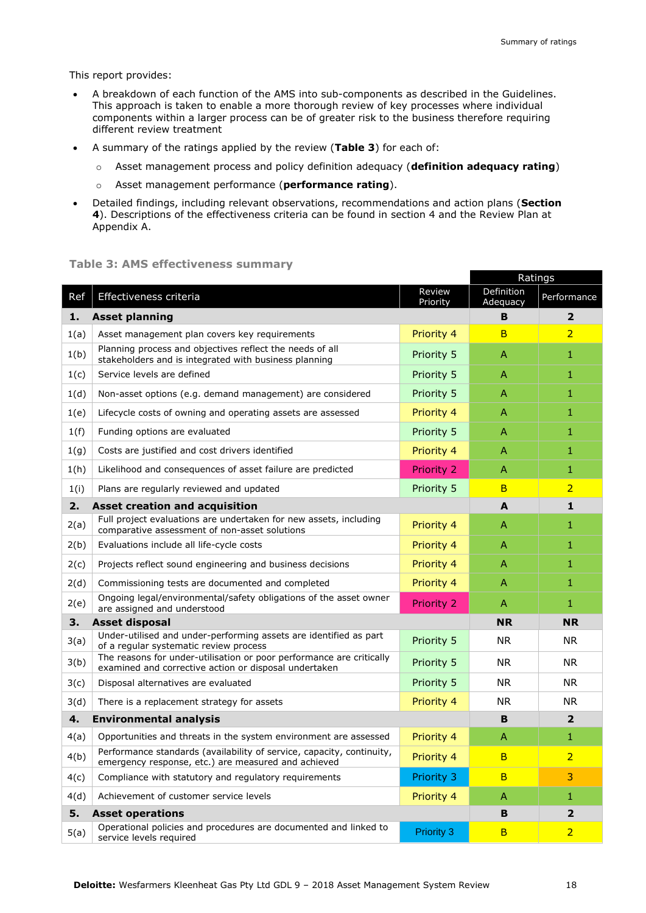This report provides:

- A breakdown of each function of the AMS into sub-components as described in the Guidelines. This approach is taken to enable a more thorough review of key processes where individual components within a larger process can be of greater risk to the business therefore requiring different review treatment
- A summary of the ratings applied by the review (**Table 3**) for each of:
  - Asset management process and policy definition adequacy (**definition adequacy rating**)
  - Asset management performance (**performance rating**).
- Detailed findings, including relevant observations, recommendations and action plans (**Section 4**). Descriptions of the effectiveness criteria can be found in section 4 and the Review Plan at Appendix A.

**Table 3: AMS effectiveness summary**

| | | | Ratings | |
|---|---|---|---|---|
| Ref | Effectiveness criteria | Review Priority | Definition Adequacy | Performance |
| **1.** | **Asset planning** | | **B** | **2** |
| 1(a) | Asset management plan covers key requirements | Priority 4 | B | 2 |
| 1(b) | Planning process and objectives reflect the needs of all stakeholders and is integrated with business planning | Priority 5 | A | 1 |
| 1(c) | Service levels are defined | Priority 5 | A | 1 |
| 1(d) | Non-asset options (e.g. demand management) are considered | Priority 5 | A | 1 |
| 1(e) | Lifecycle costs of owning and operating assets are assessed | Priority 4 | A | 1 |
| 1(f) | Funding options are evaluated | Priority 5 | A | 1 |
| 1(g) | Costs are justified and cost drivers identified | Priority 4 | A | 1 |
| 1(h) | Likelihood and consequences of asset failure are predicted | Priority 2 | A | 1 |
| 1(i) | Plans are regularly reviewed and updated | Priority 5 | B | 2 |
| **2.** | **Asset creation and acquisition** | | **A** | **1** |
| 2(a) | Full project evaluations are undertaken for new assets, including comparative assessment of non-asset solutions | Priority 4 | A | 1 |
| 2(b) | Evaluations include all life-cycle costs | Priority 4 | A | 1 |
| 2(c) | Projects reflect sound engineering and business decisions | Priority 4 | A | 1 |
| 2(d) | Commissioning tests are documented and completed | Priority 4 | A | 1 |
| 2(e) | Ongoing legal/environmental/safety obligations of the asset owner are assigned and understood | Priority 2 | A | 1 |
| **3.** | **Asset disposal** | | **NR** | **NR** |
| 3(a) | Under-utilised and under-performing assets are identified as part of a regular systematic review process | Priority 5 | NR | NR |
| 3(b) | The reasons for under-utilisation or poor performance are critically examined and corrective action or disposal undertaken | Priority 5 | NR | NR |
| 3(c) | Disposal alternatives are evaluated | Priority 5 | NR | NR |
| 3(d) | There is a replacement strategy for assets | Priority 4 | NR | NR |
| **4.** | **Environmental analysis** | | **B** | **2** |
| 4(a) | Opportunities and threats in the system environment are assessed | Priority 4 | A | 1 |
| 4(b) | Performance standards (availability of service, capacity, continuity, emergency response, etc.) are measured and achieved | Priority 4 | B | 2 |
| 4(c) | Compliance with statutory and regulatory requirements | Priority 3 | B | 3 |
| 4(d) | Achievement of customer service levels | Priority 4 | A | 1 |
| **5.** | **Asset operations** | | **B** | **2** |
| 5(a) | Operational policies and procedures are documented and linked to service levels required | Priority 3 | B | 2 |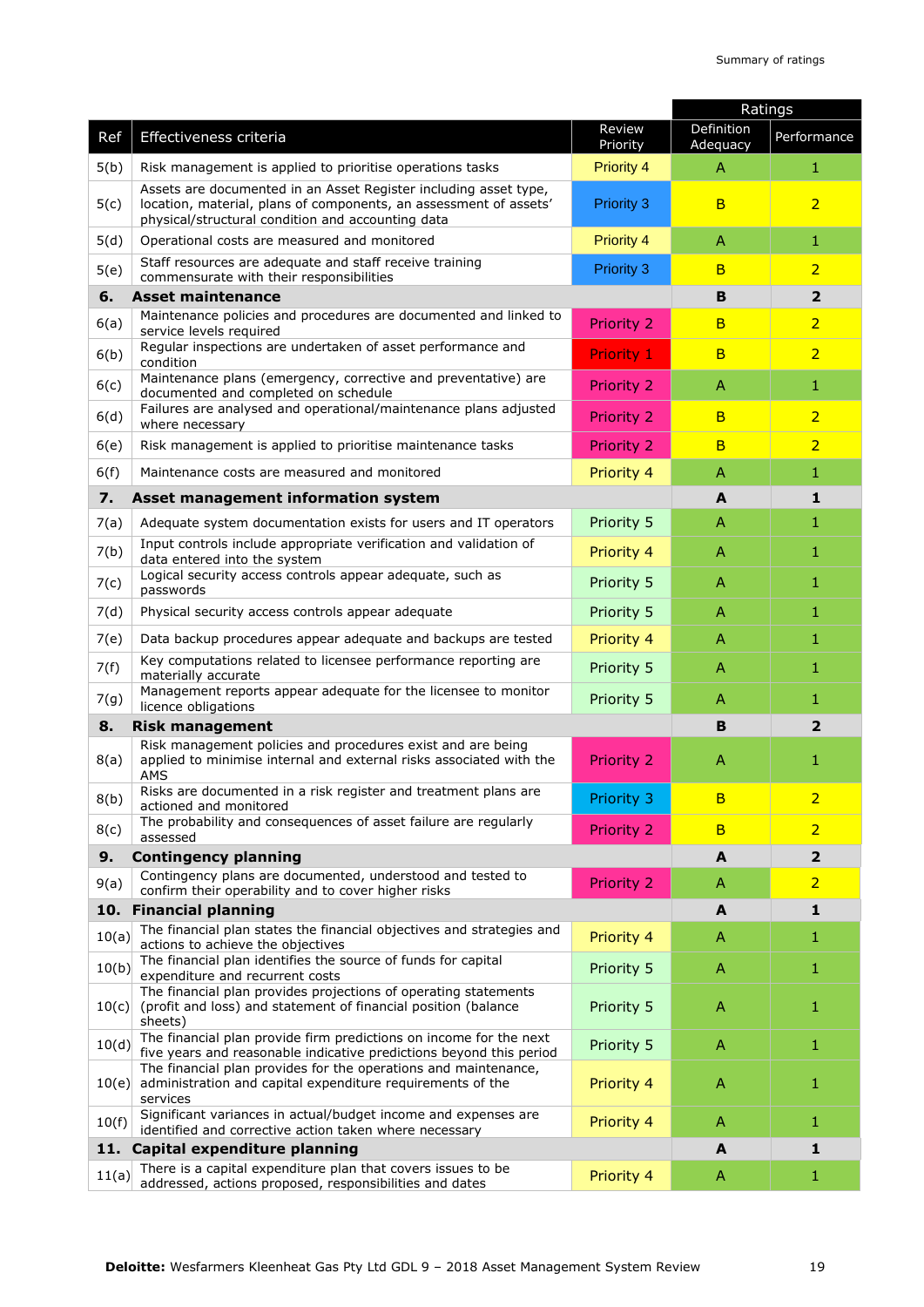| Ref | Effectiveness criteria | Review Priority | Ratings | |
|---|---|---|---|---|
| | | | Definition Adequacy | Performance |
| 5(b) | Risk management is applied to prioritise operations tasks | Priority 4 | A | 1 |
| 5(c) | Assets are documented in an Asset Register including asset type, location, material, plans of components, an assessment of assets' physical/structural condition and accounting data | Priority 3 | B | 2 |
| 5(d) | Operational costs are measured and monitored | Priority 4 | A | 1 |
| 5(e) | Staff resources are adequate and staff receive training commensurate with their responsibilities | Priority 3 | B | 2 |
| **6.** | **Asset maintenance** | | **B** | **2** |
| 6(a) | Maintenance policies and procedures are documented and linked to service levels required | Priority 2 | B | 2 |
| 6(b) | Regular inspections are undertaken of asset performance and condition | Priority 1 | B | 2 |
| 6(c) | Maintenance plans (emergency, corrective and preventative) are documented and completed on schedule | Priority 2 | A | 1 |
| 6(d) | Failures are analysed and operational/maintenance plans adjusted where necessary | Priority 2 | B | 2 |
| 6(e) | Risk management is applied to prioritise maintenance tasks | Priority 2 | B | 2 |
| 6(f) | Maintenance costs are measured and monitored | Priority 4 | A | 1 |
| **7.** | **Asset management information system** | | **A** | **1** |
| 7(a) | Adequate system documentation exists for users and IT operators | Priority 5 | A | 1 |
| 7(b) | Input controls include appropriate verification and validation of data entered into the system | Priority 4 | A | 1 |
| 7(c) | Logical security access controls appear adequate, such as passwords | Priority 5 | A | 1 |
| 7(d) | Physical security access controls appear adequate | Priority 5 | A | 1 |
| 7(e) | Data backup procedures appear adequate and backups are tested | Priority 4 | A | 1 |
| 7(f) | Key computations related to licensee performance reporting are materially accurate | Priority 5 | A | 1 |
| 7(g) | Management reports appear adequate for the licensee to monitor licence obligations | Priority 5 | A | 1 |
| **8.** | **Risk management** | | **B** | **2** |
| 8(a) | Risk management policies and procedures exist and are being applied to minimise internal and external risks associated with the AMS | Priority 2 | A | 1 |
| 8(b) | Risks are documented in a risk register and treatment plans are actioned and monitored | Priority 3 | B | 2 |
| 8(c) | The probability and consequences of asset failure are regularly assessed | Priority 2 | B | 2 |
| **9.** | **Contingency planning** | | **A** | **2** |
| 9(a) | Contingency plans are documented, understood and tested to confirm their operability and to cover higher risks | Priority 2 | A | 2 |
| **10.** | **Financial planning** | | **A** | **1** |
| 10(a) | The financial plan states the financial objectives and strategies and actions to achieve the objectives | Priority 4 | A | 1 |
| 10(b) | The financial plan identifies the source of funds for capital expenditure and recurrent costs | Priority 5 | A | 1 |
| 10(c) | The financial plan provides projections of operating statements (profit and loss) and statement of financial position (balance sheets) | Priority 5 | A | 1 |
| 10(d) | The financial plan provide firm predictions on income for the next five years and reasonable indicative predictions beyond this period | Priority 5 | A | 1 |
| 10(e) | The financial plan provides for the operations and maintenance, administration and capital expenditure requirements of the services | Priority 4 | A | 1 |
| 10(f) | Significant variances in actual/budget income and expenses are identified and corrective action taken where necessary | Priority 4 | A | 1 |
| **11.** | **Capital expenditure planning** | | **A** | **1** |
| 11(a) | There is a capital expenditure plan that covers issues to be addressed, actions proposed, responsibilities and dates | Priority 4 | A | 1 |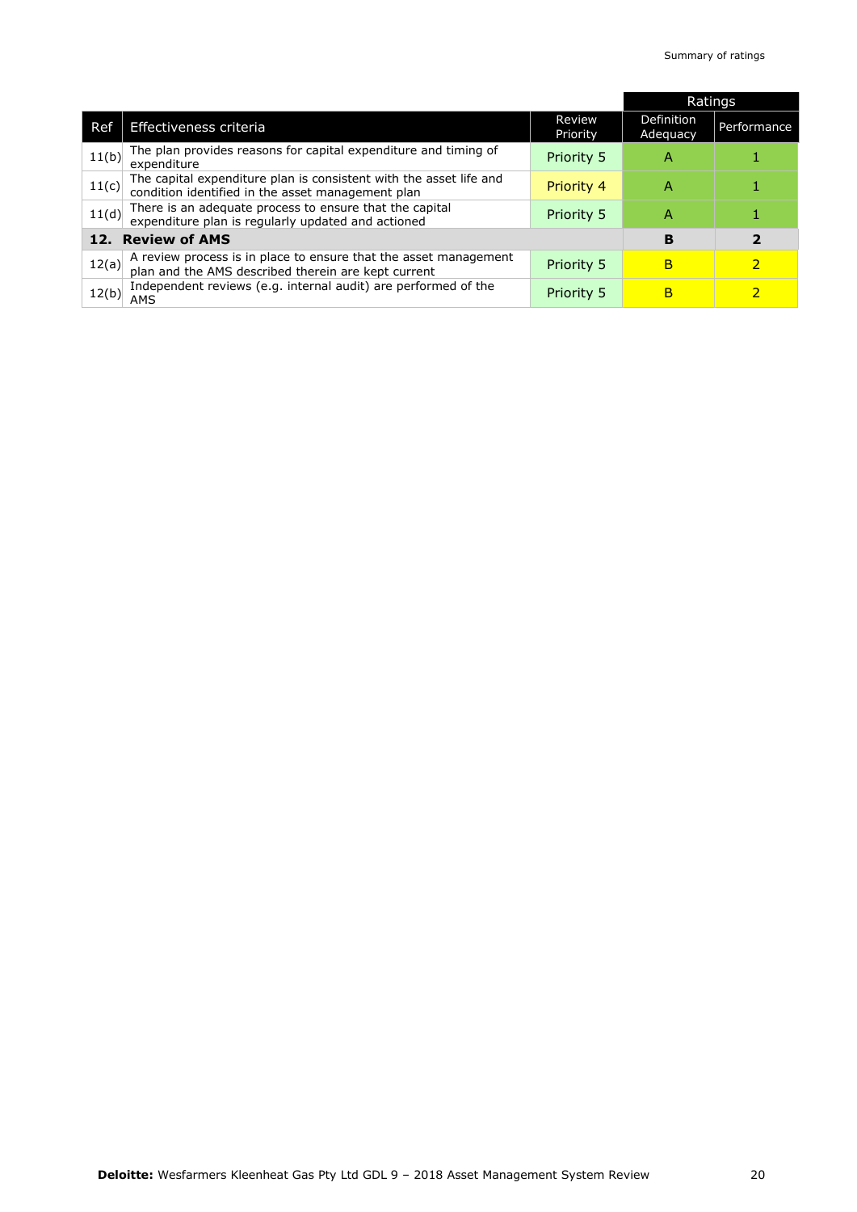| Ref | Effectiveness criteria | Review Priority | Ratings | |
|---|---|---|---|---|
| | | | Definition Adequacy | Performance |
| 11(b) | The plan provides reasons for capital expenditure and timing of expenditure | Priority 5 | A | 1 |
| 11(c) | The capital expenditure plan is consistent with the asset life and condition identified in the asset management plan | Priority 4 | A | 1 |
| 11(d) | There is an adequate process to ensure that the capital expenditure plan is regularly updated and actioned | Priority 5 | A | 1 |
| **12.** | **Review of AMS** | | **B** | **2** |
| 12(a) | A review process is in place to ensure that the asset management plan and the AMS described therein are kept current | Priority 5 | B | 2 |
| 12(b) | Independent reviews (e.g. internal audit) are performed of the AMS | Priority 5 | B | 2 |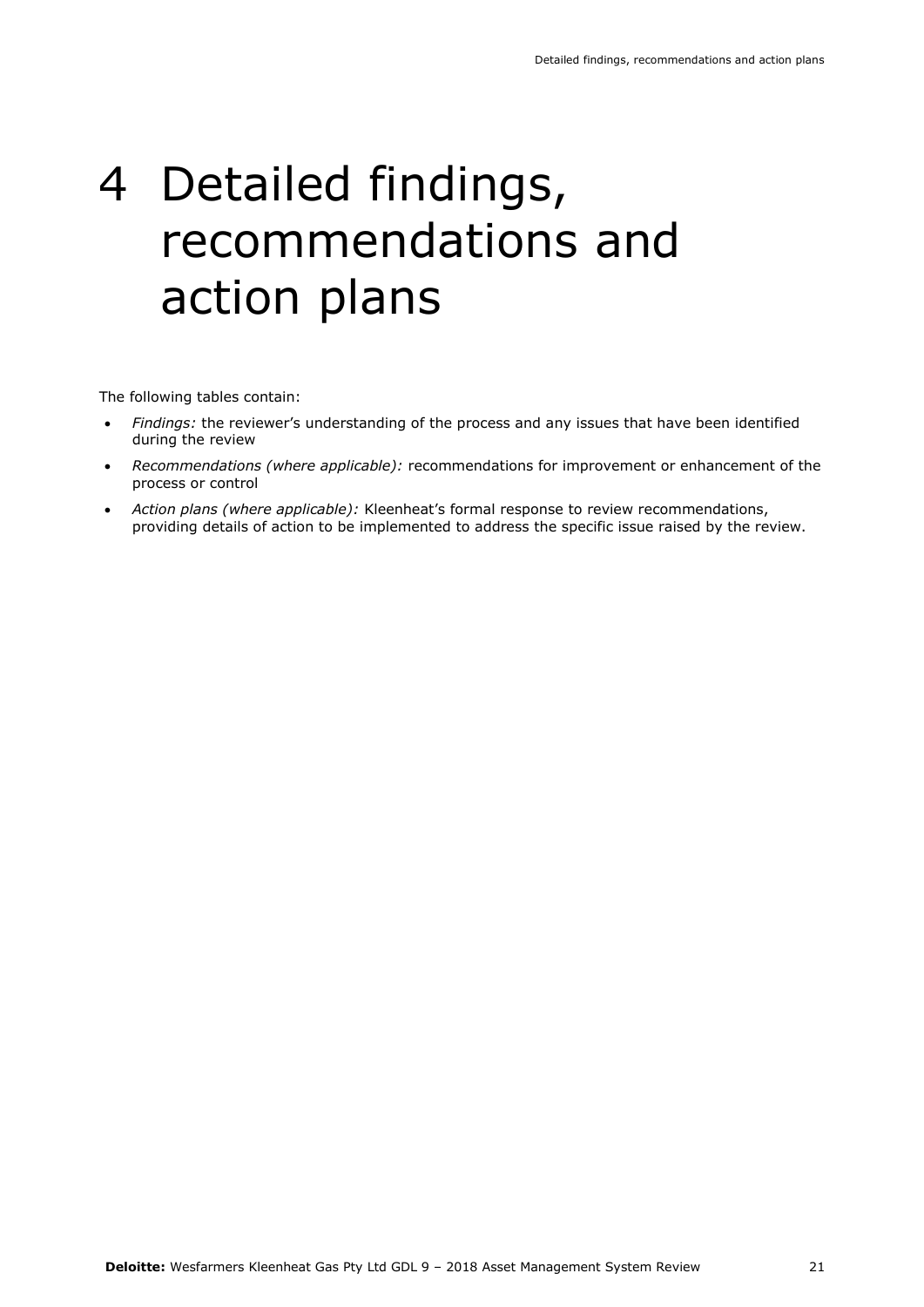# 4 Detailed findings, recommendations and action plans

The following tables contain:

- *Findings:* the reviewer's understanding of the process and any issues that have been identified during the review
- *Recommendations (where applicable):* recommendations for improvement or enhancement of the process or control
- *Action plans (where applicable):* Kleenheat's formal response to review recommendations, providing details of action to be implemented to address the specific issue raised by the review.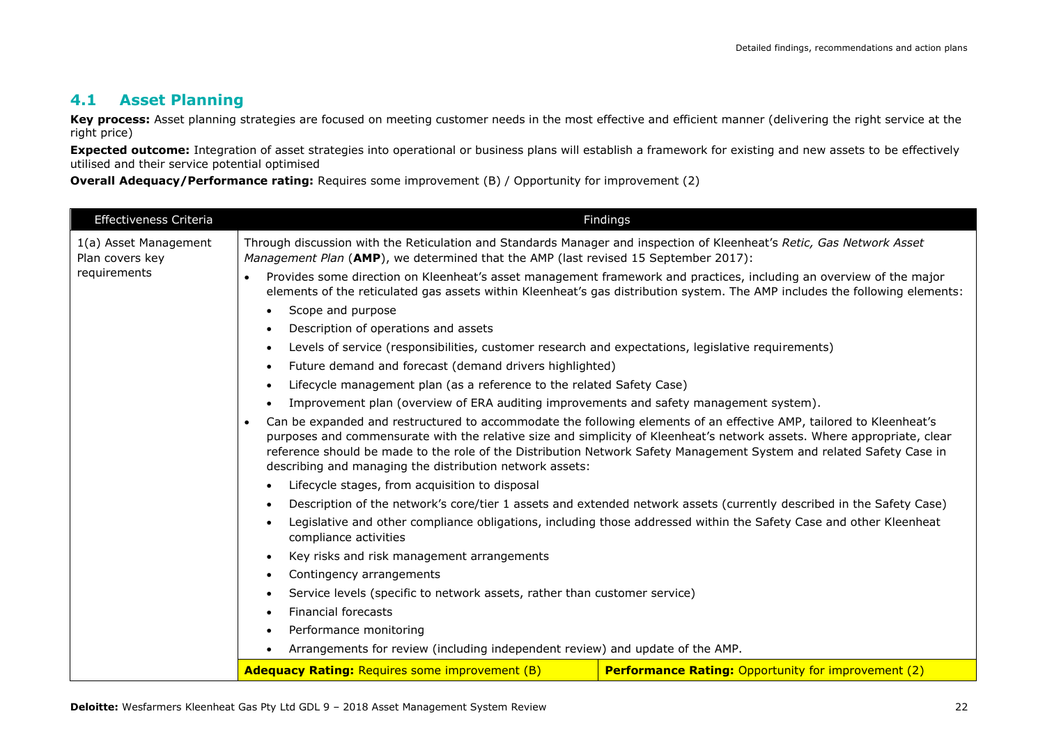## 4.1 Asset Planning

**Key process:** Asset planning strategies are focused on meeting customer needs in the most effective and efficient manner (delivering the right service at the right price)

**Expected outcome:** Integration of asset strategies into operational or business plans will establish a framework for existing and new assets to be effectively utilised and their service potential optimised

**Overall Adequacy/Performance rating:** Requires some improvement (B) / Opportunity for improvement (2)

| Effectiveness Criteria | Findings | |
|---|---|---|
| 1(a) Asset Management Plan covers key requirements | Through discussion with the Reticulation and Standards Manager and inspection of Kleenheat's *Retic, Gas Network Asset Management Plan* (**AMP**), we determined that the AMP (last revised 15 September 2017):<br>• Provides some direction on Kleenheat's asset management framework and practices, including an overview of the major elements of the reticulated gas assets within Kleenheat's gas distribution system. The AMP includes the following elements:<br>&nbsp;&nbsp;• Scope and purpose<br>&nbsp;&nbsp;• Description of operations and assets<br>&nbsp;&nbsp;• Levels of service (responsibilities, customer research and expectations, legislative requirements)<br>&nbsp;&nbsp;• Future demand and forecast (demand drivers highlighted)<br>&nbsp;&nbsp;• Lifecycle management plan (as a reference to the related Safety Case)<br>&nbsp;&nbsp;• Improvement plan (overview of ERA auditing improvements and safety management system).<br>• Can be expanded and restructured to accommodate the following elements of an effective AMP, tailored to Kleenheat's purposes and commensurate with the relative size and simplicity of Kleenheat's network assets. Where appropriate, clear reference should be made to the role of the Distribution Network Safety Management System and related Safety Case in describing and managing the distribution network assets:<br>&nbsp;&nbsp;• Lifecycle stages, from acquisition to disposal<br>&nbsp;&nbsp;• Description of the network's core/tier 1 assets and extended network assets (currently described in the Safety Case)<br>&nbsp;&nbsp;• Legislative and other compliance obligations, including those addressed within the Safety Case and other Kleenheat compliance activities<br>&nbsp;&nbsp;• Key risks and risk management arrangements<br>&nbsp;&nbsp;• Contingency arrangements<br>&nbsp;&nbsp;• Service levels (specific to network assets, rather than customer service)<br>&nbsp;&nbsp;• Financial forecasts<br>&nbsp;&nbsp;• Performance monitoring<br>&nbsp;&nbsp;• Arrangements for review (including independent review) and update of the AMP. | |
| | **Adequacy Rating:** Requires some improvement (B) | **Performance Rating:** Opportunity for improvement (2) |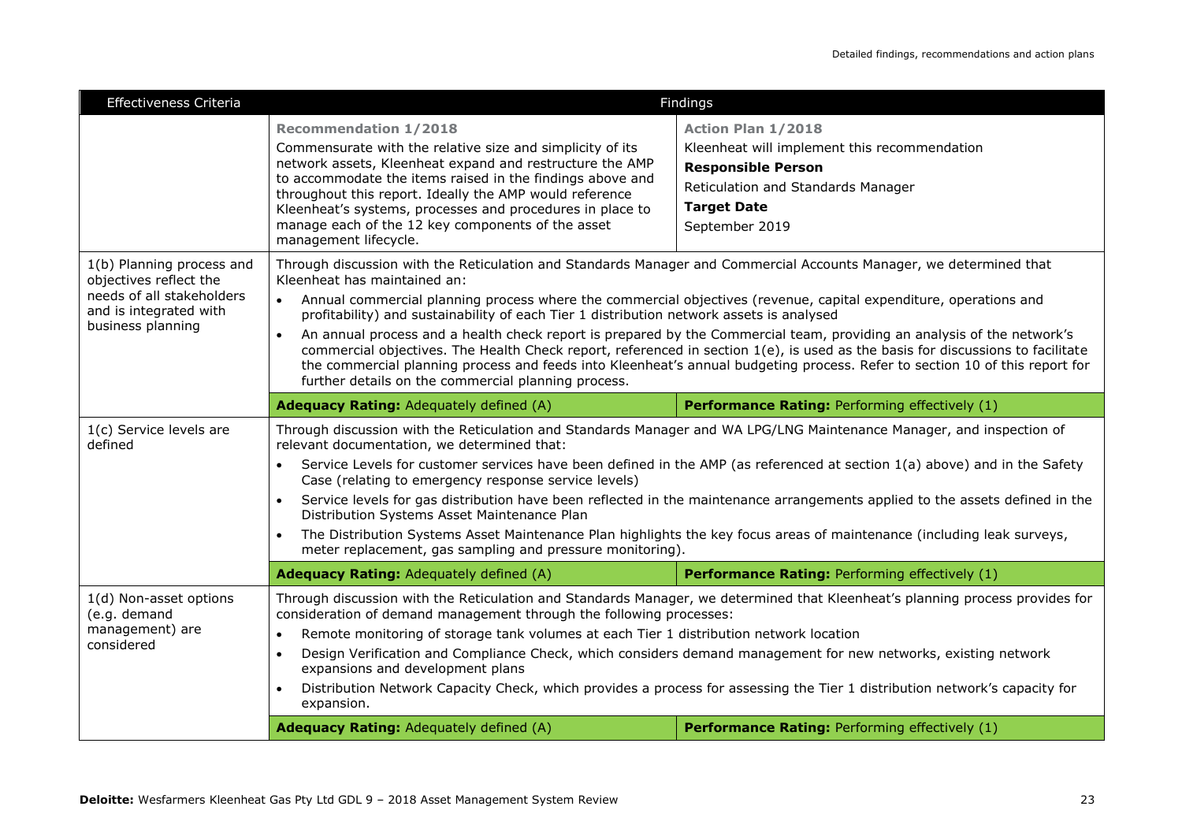| Effectiveness Criteria | Findings | |
|---|---|---|
| | **Recommendation 1/2018**<br>Commensurate with the relative size and simplicity of its network assets, Kleenheat expand and restructure the AMP to accommodate the items raised in the findings above and throughout this report. Ideally the AMP would reference Kleenheat's systems, processes and procedures in place to manage each of the 12 key components of the asset management lifecycle. | **Action Plan 1/2018**<br>Kleenheat will implement this recommendation<br>**Responsible Person**<br>Reticulation and Standards Manager<br>**Target Date**<br>September 2019 |
| 1(b) Planning process and objectives reflect the needs of all stakeholders and is integrated with business planning | Through discussion with the Reticulation and Standards Manager and Commercial Accounts Manager, we determined that Kleenheat has maintained an:<br>• Annual commercial planning process where the commercial objectives (revenue, capital expenditure, operations and profitability) and sustainability of each Tier 1 distribution network assets is analysed<br>• An annual process and a health check report is prepared by the Commercial team, providing an analysis of the network's commercial objectives. The Health Check report, referenced in section 1(e), is used as the basis for discussions to facilitate the commercial planning process and feeds into Kleenheat's annual budgeting process. Refer to section 10 of this report for further details on the commercial planning process. | |
| | **Adequacy Rating:** Adequately defined (A) | **Performance Rating:** Performing effectively (1) |
| 1(c) Service levels are defined | Through discussion with the Reticulation and Standards Manager and WA LPG/LNG Maintenance Manager, and inspection of relevant documentation, we determined that:<br>• Service Levels for customer services have been defined in the AMP (as referenced at section 1(a) above) and in the Safety Case (relating to emergency response service levels)<br>• Service levels for gas distribution have been reflected in the maintenance arrangements applied to the assets defined in the Distribution Systems Asset Maintenance Plan<br>• The Distribution Systems Asset Maintenance Plan highlights the key focus areas of maintenance (including leak surveys, meter replacement, gas sampling and pressure monitoring). | |
| | **Adequacy Rating:** Adequately defined (A) | **Performance Rating:** Performing effectively (1) |
| 1(d) Non-asset options (e.g. demand management) are considered | Through discussion with the Reticulation and Standards Manager, we determined that Kleenheat's planning process provides for consideration of demand management through the following processes:<br>• Remote monitoring of storage tank volumes at each Tier 1 distribution network location<br>• Design Verification and Compliance Check, which considers demand management for new networks, existing network expansions and development plans<br>• Distribution Network Capacity Check, which provides a process for assessing the Tier 1 distribution network's capacity for expansion. | |
| | **Adequacy Rating:** Adequately defined (A) | **Performance Rating:** Performing effectively (1) |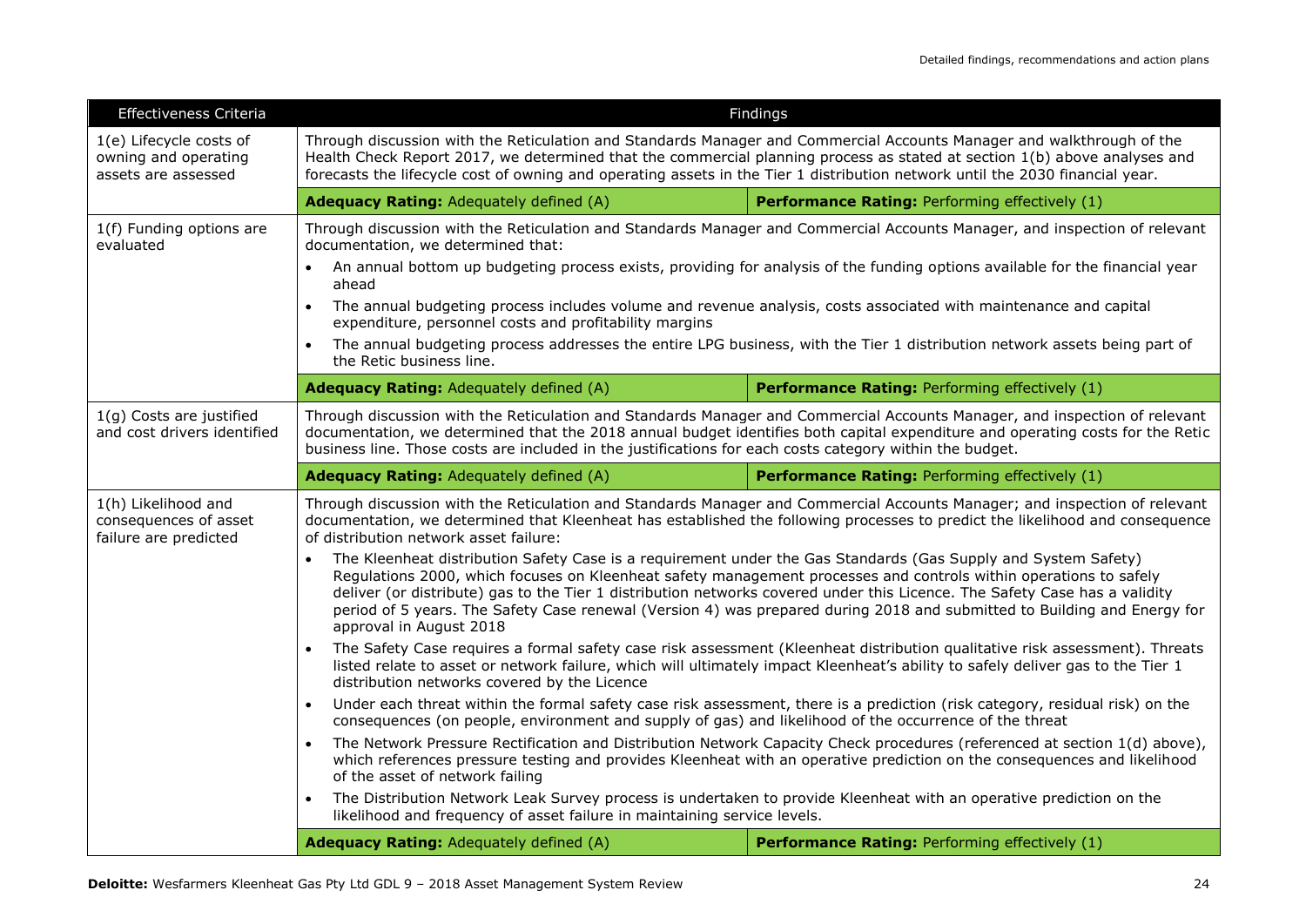| Effectiveness Criteria | Findings | |
|---|---|---|
| 1(e) Lifecycle costs of owning and operating assets are assessed | Through discussion with the Reticulation and Standards Manager and Commercial Accounts Manager and walkthrough of the Health Check Report 2017, we determined that the commercial planning process as stated at section 1(b) above analyses and forecasts the lifecycle cost of owning and operating assets in the Tier 1 distribution network until the 2030 financial year. | |
| | **Adequacy Rating:** Adequately defined (A) | **Performance Rating:** Performing effectively (1) |
| 1(f) Funding options are evaluated | Through discussion with the Reticulation and Standards Manager and Commercial Accounts Manager, and inspection of relevant documentation, we determined that:<br>• An annual bottom up budgeting process exists, providing for analysis of the funding options available for the financial year ahead<br>• The annual budgeting process includes volume and revenue analysis, costs associated with maintenance and capital expenditure, personnel costs and profitability margins<br>• The annual budgeting process addresses the entire LPG business, with the Tier 1 distribution network assets being part of the Retic business line. | |
| | **Adequacy Rating:** Adequately defined (A) | **Performance Rating:** Performing effectively (1) |
| 1(g) Costs are justified and cost drivers identified | Through discussion with the Reticulation and Standards Manager and Commercial Accounts Manager, and inspection of relevant documentation, we determined that the 2018 annual budget identifies both capital expenditure and operating costs for the Retic business line. Those costs are included in the justifications for each costs category within the budget. | |
| | **Adequacy Rating:** Adequately defined (A) | **Performance Rating:** Performing effectively (1) |
| 1(h) Likelihood and consequences of asset failure are predicted | Through discussion with the Reticulation and Standards Manager and Commercial Accounts Manager; and inspection of relevant documentation, we determined that Kleenheat has established the following processes to predict the likelihood and consequence of distribution network asset failure:<br>• The Kleenheat distribution Safety Case is a requirement under the Gas Standards (Gas Supply and System Safety) Regulations 2000, which focuses on Kleenheat safety management processes and controls within operations to safely deliver (or distribute) gas to the Tier 1 distribution networks covered under this Licence. The Safety Case has a validity period of 5 years. The Safety Case renewal (Version 4) was prepared during 2018 and submitted to Building and Energy for approval in August 2018<br>• The Safety Case requires a formal safety case risk assessment (Kleenheat distribution qualitative risk assessment). Threats listed relate to asset or network failure, which will ultimately impact Kleenheat's ability to safely deliver gas to the Tier 1 distribution networks covered by the Licence<br>• Under each threat within the formal safety case risk assessment, there is a prediction (risk category, residual risk) on the consequences (on people, environment and supply of gas) and likelihood of the occurrence of the threat<br>• The Network Pressure Rectification and Distribution Network Capacity Check procedures (referenced at section 1(d) above), which references pressure testing and provides Kleenheat with an operative prediction on the consequences and likelihood of the asset of network failing<br>• The Distribution Network Leak Survey process is undertaken to provide Kleenheat with an operative prediction on the likelihood and frequency of asset failure in maintaining service levels. | |
| | **Adequacy Rating:** Adequately defined (A) | **Performance Rating:** Performing effectively (1) |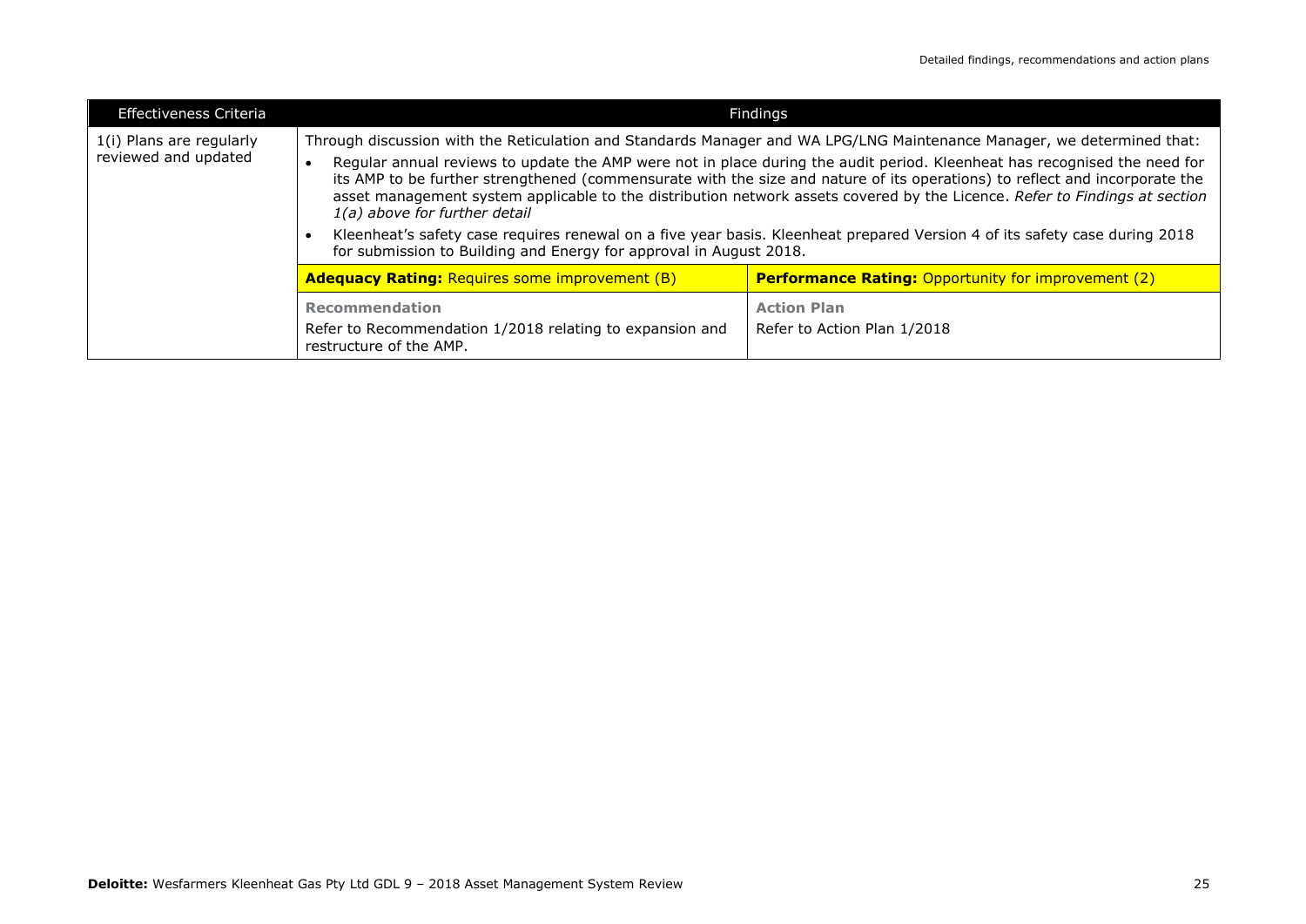| Effectiveness Criteria | Findings | |
|---|---|---|
| 1(i) Plans are regularly reviewed and updated | Through discussion with the Reticulation and Standards Manager and WA LPG/LNG Maintenance Manager, we determined that:<br>• Regular annual reviews to update the AMP were not in place during the audit period. Kleenheat has recognised the need for its AMP to be further strengthened (commensurate with the size and nature of its operations) to reflect and incorporate the asset management system applicable to the distribution network assets covered by the Licence. *Refer to Findings at section 1(a) above for further detail*<br>• Kleenheat's safety case requires renewal on a five year basis. Kleenheat prepared Version 4 of its safety case during 2018 for submission to Building and Energy for approval in August 2018. | |
| | **Adequacy Rating:** Requires some improvement (B) | **Performance Rating:** Opportunity for improvement (2) |
| | **Recommendation**<br>Refer to Recommendation 1/2018 relating to expansion and restructure of the AMP. | **Action Plan**<br>Refer to Action Plan 1/2018 |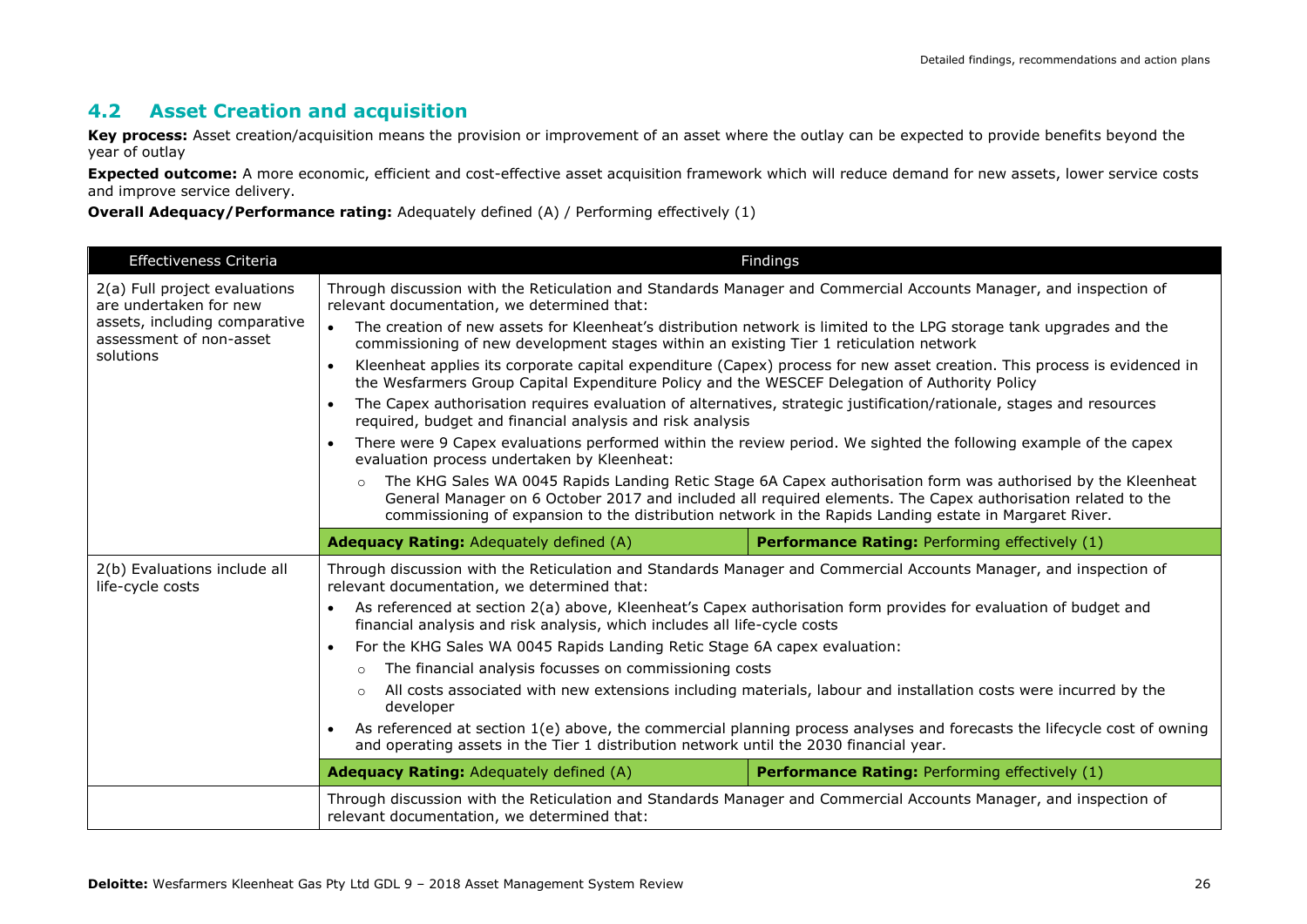## 4.2 Asset Creation and acquisition

**Key process:** Asset creation/acquisition means the provision or improvement of an asset where the outlay can be expected to provide benefits beyond the year of outlay

**Expected outcome:** A more economic, efficient and cost-effective asset acquisition framework which will reduce demand for new assets, lower service costs and improve service delivery.

**Overall Adequacy/Performance rating:** Adequately defined (A) / Performing effectively (1)

| Effectiveness Criteria | Findings | |
|---|---|---|
| 2(a) Full project evaluations are undertaken for new assets, including comparative assessment of non-asset solutions | Through discussion with the Reticulation and Standards Manager and Commercial Accounts Manager, and inspection of relevant documentation, we determined that:<br>• The creation of new assets for Kleenheat's distribution network is limited to the LPG storage tank upgrades and the commissioning of new development stages within an existing Tier 1 reticulation network<br>• Kleenheat applies its corporate capital expenditure (Capex) process for new asset creation. This process is evidenced in the Wesfarmers Group Capital Expenditure Policy and the WESCEF Delegation of Authority Policy<br>• The Capex authorisation requires evaluation of alternatives, strategic justification/rationale, stages and resources required, budget and financial analysis and risk analysis<br>• There were 9 Capex evaluations performed within the review period. We sighted the following example of the capex evaluation process undertaken by Kleenheat:<br>  ○ The KHG Sales WA 0045 Rapids Landing Retic Stage 6A Capex authorisation form was authorised by the Kleenheat General Manager on 6 October 2017 and included all required elements. The Capex authorisation related to the commissioning of expansion to the distribution network in the Rapids Landing estate in Margaret River. | |
| | **Adequacy Rating:** Adequately defined (A) | **Performance Rating:** Performing effectively (1) |
| 2(b) Evaluations include all life-cycle costs | Through discussion with the Reticulation and Standards Manager and Commercial Accounts Manager, and inspection of relevant documentation, we determined that:<br>• As referenced at section 2(a) above, Kleenheat's Capex authorisation form provides for evaluation of budget and financial analysis and risk analysis, which includes all life-cycle costs<br>• For the KHG Sales WA 0045 Rapids Landing Retic Stage 6A capex evaluation:<br>  ○ The financial analysis focusses on commissioning costs<br>  ○ All costs associated with new extensions including materials, labour and installation costs were incurred by the developer<br>• As referenced at section 1(e) above, the commercial planning process analyses and forecasts the lifecycle cost of owning and operating assets in the Tier 1 distribution network until the 2030 financial year. | |
| | **Adequacy Rating:** Adequately defined (A) | **Performance Rating:** Performing effectively (1) |
| | Through discussion with the Reticulation and Standards Manager and Commercial Accounts Manager, and inspection of relevant documentation, we determined that: | |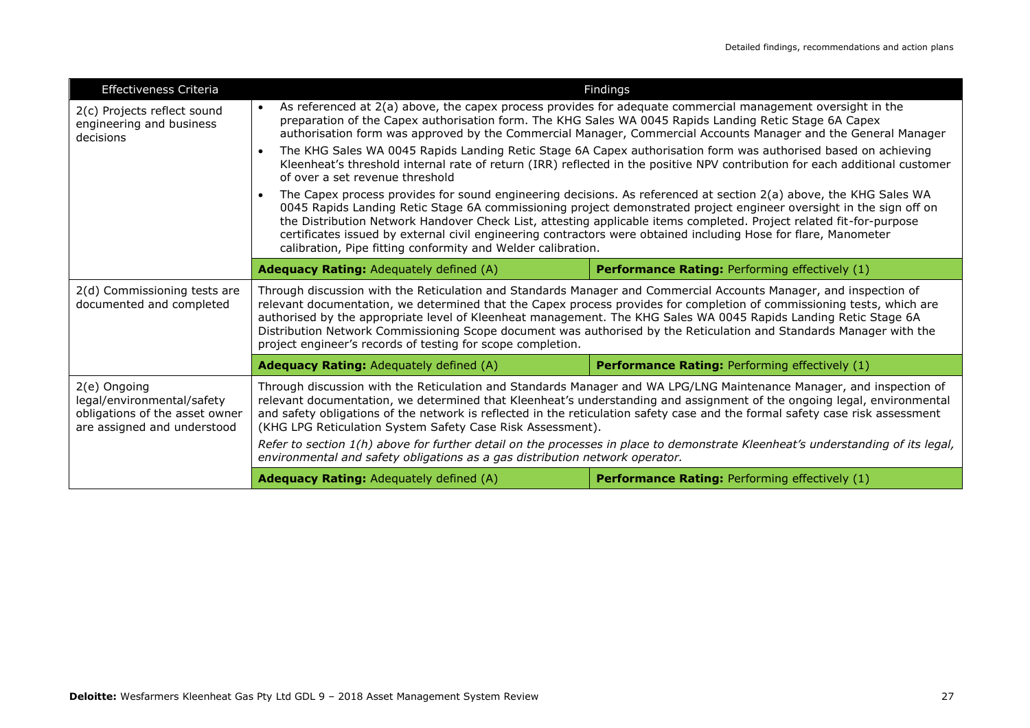| Effectiveness Criteria | Findings | |
|---|---|---|
| 2(c) Projects reflect sound engineering and business decisions | • As referenced at 2(a) above, the capex process provides for adequate commercial management oversight in the preparation of the Capex authorisation form. The KHG Sales WA 0045 Rapids Landing Retic Stage 6A Capex authorisation form was approved by the Commercial Manager, Commercial Accounts Manager and the General Manager<br>• The KHG Sales WA 0045 Rapids Landing Retic Stage 6A Capex authorisation form was authorised based on achieving Kleenheat's threshold internal rate of return (IRR) reflected in the positive NPV contribution for each additional customer of over a set revenue threshold<br>• The Capex process provides for sound engineering decisions. As referenced at section 2(a) above, the KHG Sales WA 0045 Rapids Landing Retic Stage 6A commissioning project demonstrated project engineer oversight in the sign off on the Distribution Network Handover Check List, attesting applicable items completed. Project related fit-for-purpose certificates issued by external civil engineering contractors were obtained including Hose for flare, Manometer calibration, Pipe fitting conformity and Welder calibration. | |
| | **Adequacy Rating:** Adequately defined (A) | **Performance Rating:** Performing effectively (1) |
| 2(d) Commissioning tests are documented and completed | Through discussion with the Reticulation and Standards Manager and Commercial Accounts Manager, and inspection of relevant documentation, we determined that the Capex process provides for completion of commissioning tests, which are authorised by the appropriate level of Kleenheat management. The KHG Sales WA 0045 Rapids Landing Retic Stage 6A Distribution Network Commissioning Scope document was authorised by the Reticulation and Standards Manager with the project engineer's records of testing for scope completion. | |
| | **Adequacy Rating:** Adequately defined (A) | **Performance Rating:** Performing effectively (1) |
| 2(e) Ongoing legal/environmental/safety obligations of the asset owner are assigned and understood | Through discussion with the Reticulation and Standards Manager and WA LPG/LNG Maintenance Manager, and inspection of relevant documentation, we determined that Kleenheat's understanding and assignment of the ongoing legal, environmental and safety obligations of the network is reflected in the reticulation safety case and the formal safety case risk assessment (KHG LPG Reticulation System Safety Case Risk Assessment).<br>*Refer to section 1(h) above for further detail on the processes in place to demonstrate Kleenheat's understanding of its legal, environmental and safety obligations as a gas distribution network operator.* | |
| | **Adequacy Rating:** Adequately defined (A) | **Performance Rating:** Performing effectively (1) |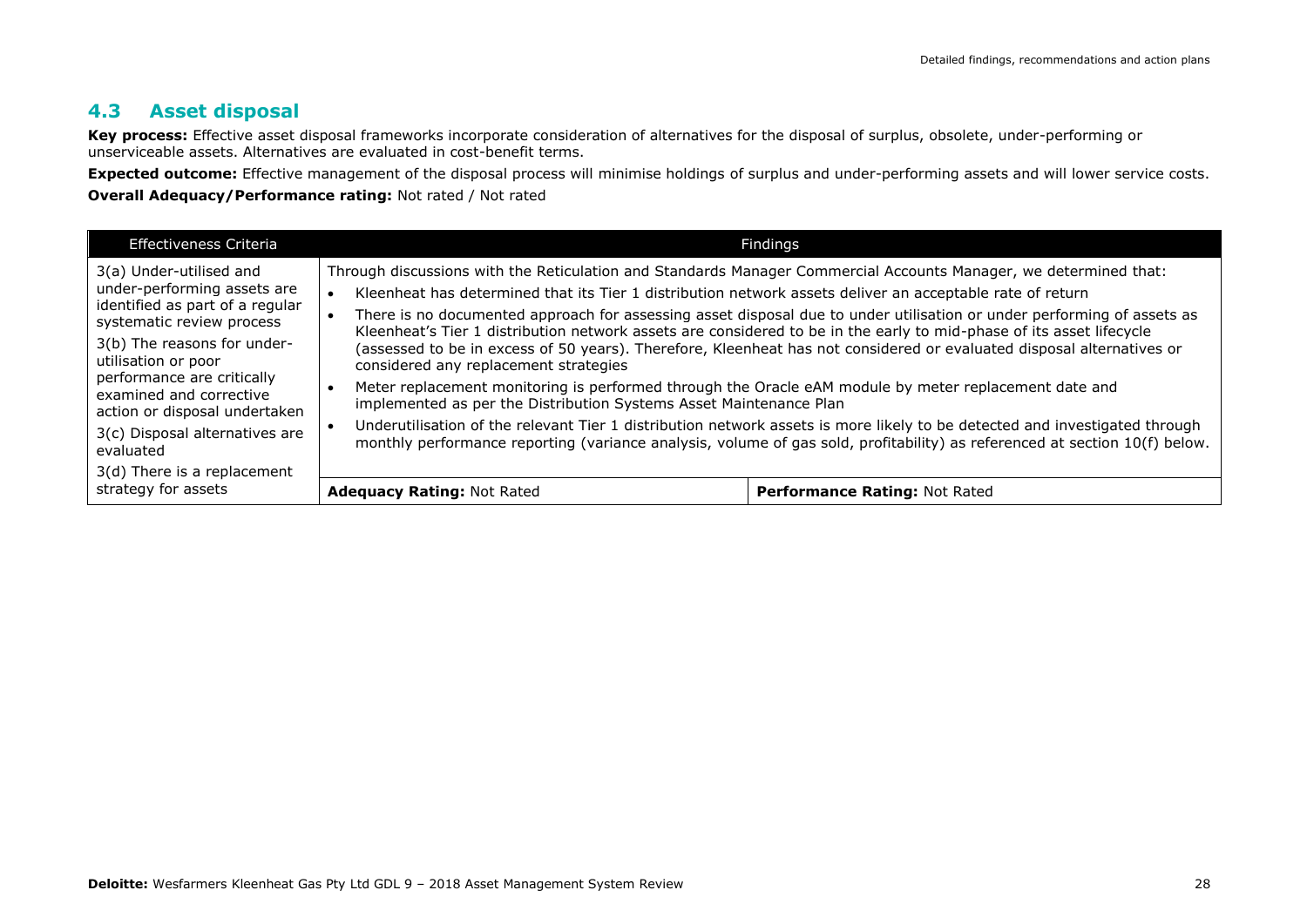## 4.3 Asset disposal

**Key process:** Effective asset disposal frameworks incorporate consideration of alternatives for the disposal of surplus, obsolete, under-performing or unserviceable assets. Alternatives are evaluated in cost-benefit terms.

**Expected outcome:** Effective management of the disposal process will minimise holdings of surplus and under-performing assets and will lower service costs.

**Overall Adequacy/Performance rating:** Not rated / Not rated

| Effectiveness Criteria | Findings | |
|---|---|---|
| 3(a) Under-utilised and under-performing assets are identified as part of a regular systematic review process<br><br>3(b) The reasons for under-utilisation or poor performance are critically examined and corrective action or disposal undertaken<br><br>3(c) Disposal alternatives are evaluated<br><br>3(d) There is a replacement strategy for assets | Through discussions with the Reticulation and Standards Manager Commercial Accounts Manager, we determined that:<br><br>• Kleenheat has determined that its Tier 1 distribution network assets deliver an acceptable rate of return<br>• There is no documented approach for assessing asset disposal due to under utilisation or under performing of assets as Kleenheat's Tier 1 distribution network assets are considered to be in the early to mid-phase of its asset lifecycle (assessed to be in excess of 50 years). Therefore, Kleenheat has not considered or evaluated disposal alternatives or considered any replacement strategies<br>• Meter replacement monitoring is performed through the Oracle eAM module by meter replacement date and implemented as per the Distribution Systems Asset Maintenance Plan<br>• Underutilisation of the relevant Tier 1 distribution network assets is more likely to be detected and investigated through monthly performance reporting (variance analysis, volume of gas sold, profitability) as referenced at section 10(f) below. | |
| | **Adequacy Rating:** Not Rated | **Performance Rating:** Not Rated |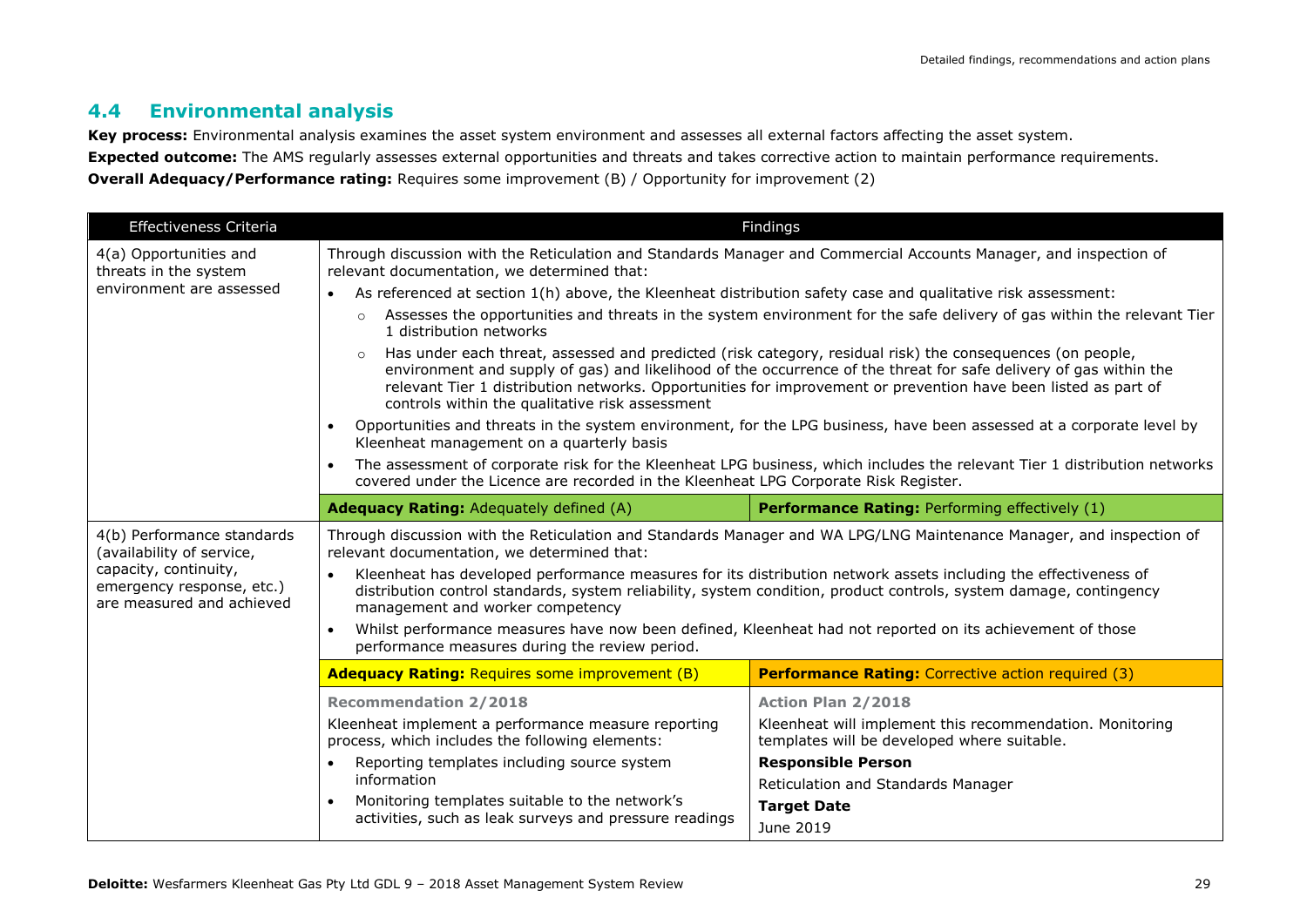## 4.4 Environmental analysis

**Key process:** Environmental analysis examines the asset system environment and assesses all external factors affecting the asset system.

**Expected outcome:** The AMS regularly assesses external opportunities and threats and takes corrective action to maintain performance requirements.

**Overall Adequacy/Performance rating:** Requires some improvement (B) / Opportunity for improvement (2)

| Effectiveness Criteria | Findings | |
|---|---|---|
| 4(a) Opportunities and threats in the system environment are assessed | Through discussion with the Reticulation and Standards Manager and Commercial Accounts Manager, and inspection of relevant documentation, we determined that:<br>• As referenced at section 1(h) above, the Kleenheat distribution safety case and qualitative risk assessment:<br>&nbsp;&nbsp;○ Assesses the opportunities and threats in the system environment for the safe delivery of gas within the relevant Tier 1 distribution networks<br>&nbsp;&nbsp;○ Has under each threat, assessed and predicted (risk category, residual risk) the consequences (on people, environment and supply of gas) and likelihood of the occurrence of the threat for safe delivery of gas within the relevant Tier 1 distribution networks. Opportunities for improvement or prevention have been listed as part of controls within the qualitative risk assessment<br>• Opportunities and threats in the system environment, for the LPG business, have been assessed at a corporate level by Kleenheat management on a quarterly basis<br>• The assessment of corporate risk for the Kleenheat LPG business, which includes the relevant Tier 1 distribution networks covered under the Licence are recorded in the Kleenheat LPG Corporate Risk Register. | |
| | **Adequacy Rating:** Adequately defined (A) | **Performance Rating:** Performing effectively (1) |
| 4(b) Performance standards (availability of service, capacity, continuity, emergency response, etc.) are measured and achieved | Through discussion with the Reticulation and Standards Manager and WA LPG/LNG Maintenance Manager, and inspection of relevant documentation, we determined that:<br>• Kleenheat has developed performance measures for its distribution network assets including the effectiveness of distribution control standards, system reliability, system condition, product controls, system damage, contingency management and worker competency<br>• Whilst performance measures have now been defined, Kleenheat had not reported on its achievement of those performance measures during the review period. | |
| | **Adequacy Rating:** Requires some improvement (B) | **Performance Rating:** Corrective action required (3) |
| | **Recommendation 2/2018**<br>Kleenheat implement a performance measure reporting process, which includes the following elements:<br>• Reporting templates including source system information<br>• Monitoring templates suitable to the network's activities, such as leak surveys and pressure readings | **Action Plan 2/2018**<br>Kleenheat will implement this recommendation. Monitoring templates will be developed where suitable.<br>**Responsible Person**<br>Reticulation and Standards Manager<br>**Target Date**<br>June 2019 |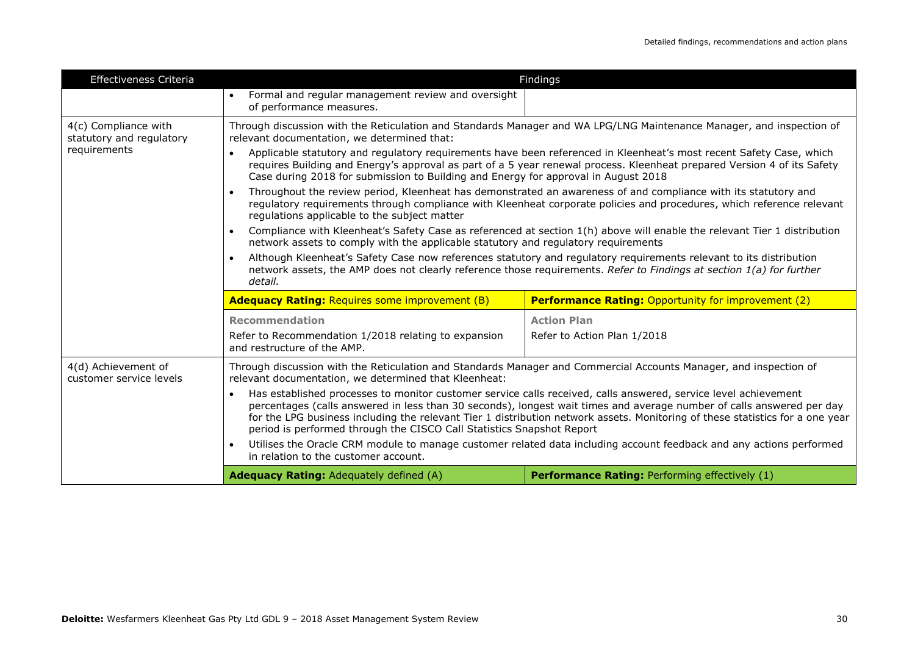| Effectiveness Criteria | Findings | |
|---|---|---|
| | • Formal and regular management review and oversight of performance measures. | |
| 4(c) Compliance with statutory and regulatory requirements | Through discussion with the Reticulation and Standards Manager and WA LPG/LNG Maintenance Manager, and inspection of relevant documentation, we determined that:<br>• Applicable statutory and regulatory requirements have been referenced in Kleenheat's most recent Safety Case, which requires Building and Energy's approval as part of a 5 year renewal process. Kleenheat prepared Version 4 of its Safety Case during 2018 for submission to Building and Energy for approval in August 2018<br>• Throughout the review period, Kleenheat has demonstrated an awareness of and compliance with its statutory and regulatory requirements through compliance with Kleenheat corporate policies and procedures, which reference relevant regulations applicable to the subject matter<br>• Compliance with Kleenheat's Safety Case as referenced at section 1(h) above will enable the relevant Tier 1 distribution network assets to comply with the applicable statutory and regulatory requirements<br>• Although Kleenheat's Safety Case now references statutory and regulatory requirements relevant to its distribution network assets, the AMP does not clearly reference those requirements. *Refer to Findings at section 1(a) for further detail.* | |
| | **Adequacy Rating:** Requires some improvement (B) | **Performance Rating:** Opportunity for improvement (2) |
| | **Recommendation**<br>Refer to Recommendation 1/2018 relating to expansion and restructure of the AMP. | **Action Plan**<br>Refer to Action Plan 1/2018 |
| 4(d) Achievement of customer service levels | Through discussion with the Reticulation and Standards Manager and Commercial Accounts Manager, and inspection of relevant documentation, we determined that Kleenheat:<br>• Has established processes to monitor customer service calls received, calls answered, service level achievement percentages (calls answered in less than 30 seconds), longest wait times and average number of calls answered per day for the LPG business including the relevant Tier 1 distribution network assets. Monitoring of these statistics for a one year period is performed through the CISCO Call Statistics Snapshot Report<br>• Utilises the Oracle CRM module to manage customer related data including account feedback and any actions performed in relation to the customer account. | |
| | **Adequacy Rating:** Adequately defined (A) | **Performance Rating:** Performing effectively (1) |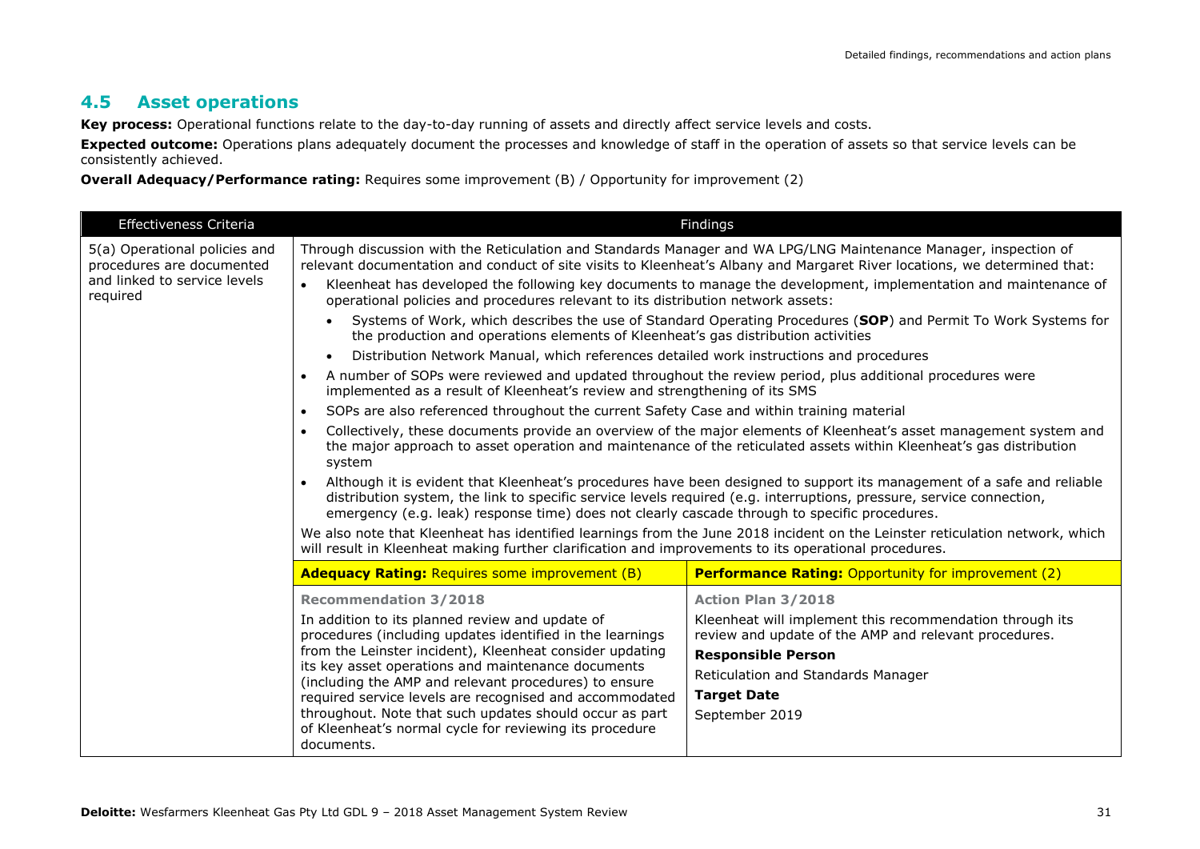## 4.5 Asset operations

**Key process:** Operational functions relate to the day-to-day running of assets and directly affect service levels and costs.

**Expected outcome:** Operations plans adequately document the processes and knowledge of staff in the operation of assets so that service levels can be consistently achieved.

**Overall Adequacy/Performance rating:** Requires some improvement (B) / Opportunity for improvement (2)

| Effectiveness Criteria | Findings | |
|---|---|---|
| 5(a) Operational policies and procedures are documented and linked to service levels required | Through discussion with the Reticulation and Standards Manager and WA LPG/LNG Maintenance Manager, inspection of relevant documentation and conduct of site visits to Kleenheat's Albany and Margaret River locations, we determined that:<br>• Kleenheat has developed the following key documents to manage the development, implementation and maintenance of operational policies and procedures relevant to its distribution network assets:<br>&nbsp;&nbsp;• Systems of Work, which describes the use of Standard Operating Procedures (**SOP**) and Permit To Work Systems for the production and operations elements of Kleenheat's gas distribution activities<br>&nbsp;&nbsp;• Distribution Network Manual, which references detailed work instructions and procedures<br>• A number of SOPs were reviewed and updated throughout the review period, plus additional procedures were implemented as a result of Kleenheat's review and strengthening of its SMS<br>• SOPs are also referenced throughout the current Safety Case and within training material<br>• Collectively, these documents provide an overview of the major elements of Kleenheat's asset management system and the major approach to asset operation and maintenance of the reticulated assets within Kleenheat's gas distribution system<br>• Although it is evident that Kleenheat's procedures have been designed to support its management of a safe and reliable distribution system, the link to specific service levels required (e.g. interruptions, pressure, service connection, emergency (e.g. leak) response time) does not clearly cascade through to specific procedures.<br>We also note that Kleenheat has identified learnings from the June 2018 incident on the Leinster reticulation network, which will result in Kleenheat making further clarification and improvements to its operational procedures. | |
| | **Adequacy Rating:** Requires some improvement (B) | **Performance Rating:** Opportunity for improvement (2) |
| | **Recommendation 3/2018**<br>In addition to its planned review and update of procedures (including updates identified in the learnings from the Leinster incident), Kleenheat consider updating its key asset operations and maintenance documents (including the AMP and relevant procedures) to ensure required service levels are recognised and accommodated throughout. Note that such updates should occur as part of Kleenheat's normal cycle for reviewing its procedure documents. | **Action Plan 3/2018**<br>Kleenheat will implement this recommendation through its review and update of the AMP and relevant procedures.<br>**Responsible Person**<br>Reticulation and Standards Manager<br>**Target Date**<br>September 2019 |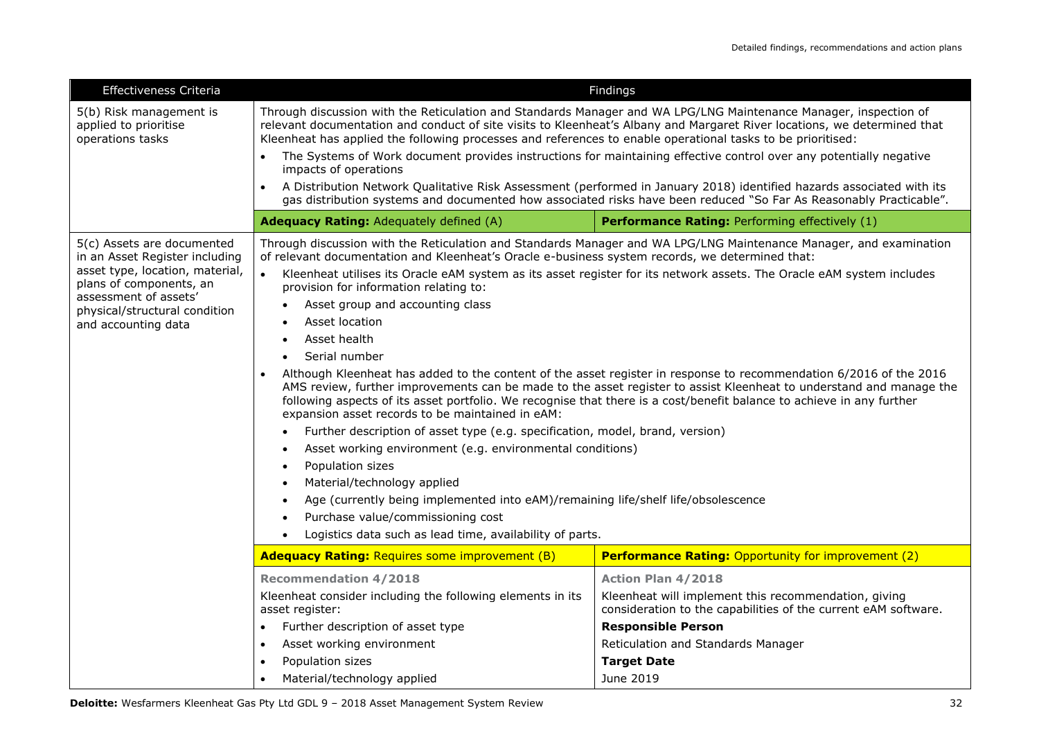<table>
<tr><th>Effectiveness Criteria</th><th colspan="2">Findings</th></tr>
<tr><td rowspan="2">5(b) Risk management is applied to prioritise operations tasks</td><td colspan="2">Through discussion with the Reticulation and Standards Manager and WA LPG/LNG Maintenance Manager, inspection of relevant documentation and conduct of site visits to Kleenheat's Albany and Margaret River locations, we determined that Kleenheat has applied the following processes and references to enable operational tasks to be prioritised:<ul><li>The Systems of Work document provides instructions for maintaining effective control over any potentially negative impacts of operations</li><li>A Distribution Network Qualitative Risk Assessment (performed in January 2018) identified hazards associated with its gas distribution systems and documented how associated risks have been reduced "So Far As Reasonably Practicable".</li></ul></td></tr>
<tr><td><b>Adequacy Rating:</b> Adequately defined (A)</td><td><b>Performance Rating:</b> Performing effectively (1)</td></tr>
<tr><td rowspan="3">5(c) Assets are documented in an Asset Register including asset type, location, material, plans of components, an assessment of assets' physical/structural condition and accounting data</td><td colspan="2">Through discussion with the Reticulation and Standards Manager and WA LPG/LNG Maintenance Manager, and examination of relevant documentation and Kleenheat's Oracle e-business system records, we determined that:<ul><li>Kleenheat utilises its Oracle eAM system as its asset register for its network assets. The Oracle eAM system includes provision for information relating to:<ul><li>Asset group and accounting class</li><li>Asset location</li><li>Asset health</li><li>Serial number</li></ul></li><li>Although Kleenheat has added to the content of the asset register in response to recommendation 6/2016 of the 2016 AMS review, further improvements can be made to the asset register to assist Kleenheat to understand and manage the following aspects of its asset portfolio. We recognise that there is a cost/benefit balance to achieve in any further expansion asset records to be maintained in eAM:<ul><li>Further description of asset type (e.g. specification, model, brand, version)</li><li>Asset working environment (e.g. environmental conditions)</li><li>Population sizes</li><li>Material/technology applied</li><li>Age (currently being implemented into eAM)/remaining life/shelf life/obsolescence</li><li>Purchase value/commissioning cost</li><li>Logistics data such as lead time, availability of parts.</li></ul></li></ul></td></tr>
<tr><td><b>Adequacy Rating:</b> Requires some improvement (B)</td><td><b>Performance Rating:</b> Opportunity for improvement (2)</td></tr>
<tr><td><b>Recommendation 4/2018</b><br>Kleenheat consider including the following elements in its asset register:<ul><li>Further description of asset type</li><li>Asset working environment</li><li>Population sizes</li><li>Material/technology applied</li></ul></td><td><b>Action Plan 4/2018</b><br>Kleenheat will implement this recommendation, giving consideration to the capabilities of the current eAM software.<br><b>Responsible Person</b><br>Reticulation and Standards Manager<br><b>Target Date</b><br>June 2019</td></tr>
</table>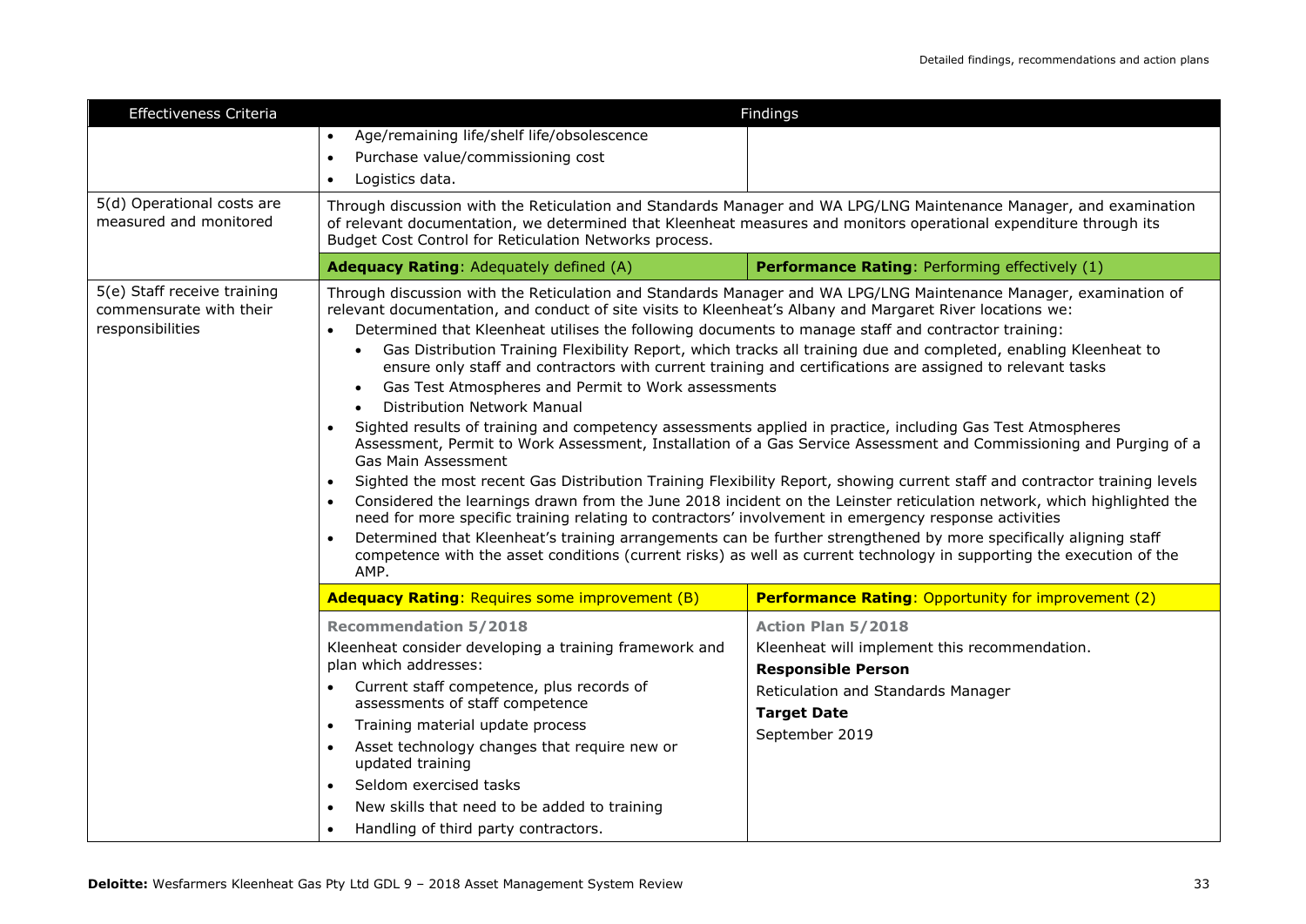| Effectiveness Criteria | Findings | |
|---|---|---|
| | • Age/remaining life/shelf life/obsolescence<br>• Purchase value/commissioning cost<br>• Logistics data. | |
| 5(d) Operational costs are measured and monitored | Through discussion with the Reticulation and Standards Manager and WA LPG/LNG Maintenance Manager, and examination of relevant documentation, we determined that Kleenheat measures and monitors operational expenditure through its Budget Cost Control for Reticulation Networks process. | |
| | **Adequacy Rating**: Adequately defined (A) | **Performance Rating**: Performing effectively (1) |
| 5(e) Staff receive training commensurate with their responsibilities | Through discussion with the Reticulation and Standards Manager and WA LPG/LNG Maintenance Manager, examination of relevant documentation, and conduct of site visits to Kleenheat's Albany and Margaret River locations we:<br>• Determined that Kleenheat utilises the following documents to manage staff and contractor training:<br>&nbsp;&nbsp;&nbsp;&nbsp;• Gas Distribution Training Flexibility Report, which tracks all training due and completed, enabling Kleenheat to ensure only staff and contractors with current training and certifications are assigned to relevant tasks<br>&nbsp;&nbsp;&nbsp;&nbsp;• Gas Test Atmospheres and Permit to Work assessments<br>&nbsp;&nbsp;&nbsp;&nbsp;• Distribution Network Manual<br>• Sighted results of training and competency assessments applied in practice, including Gas Test Atmospheres Assessment, Permit to Work Assessment, Installation of a Gas Service Assessment and Commissioning and Purging of a Gas Main Assessment<br>• Sighted the most recent Gas Distribution Training Flexibility Report, showing current staff and contractor training levels<br>• Considered the learnings drawn from the June 2018 incident on the Leinster reticulation network, which highlighted the need for more specific training relating to contractors' involvement in emergency response activities<br>• Determined that Kleenheat's training arrangements can be further strengthened by more specifically aligning staff competence with the asset conditions (current risks) as well as current technology in supporting the execution of the AMP. | |
| | **Adequacy Rating**: Requires some improvement (B) | **Performance Rating**: Opportunity for improvement (2) |
| | **Recommendation 5/2018**<br>Kleenheat consider developing a training framework and plan which addresses:<br>• Current staff competence, plus records of assessments of staff competence<br>• Training material update process<br>• Asset technology changes that require new or updated training<br>• Seldom exercised tasks<br>• New skills that need to be added to training<br>• Handling of third party contractors. | **Action Plan 5/2018**<br>Kleenheat will implement this recommendation.<br>**Responsible Person**<br>Reticulation and Standards Manager<br>**Target Date**<br>September 2019 |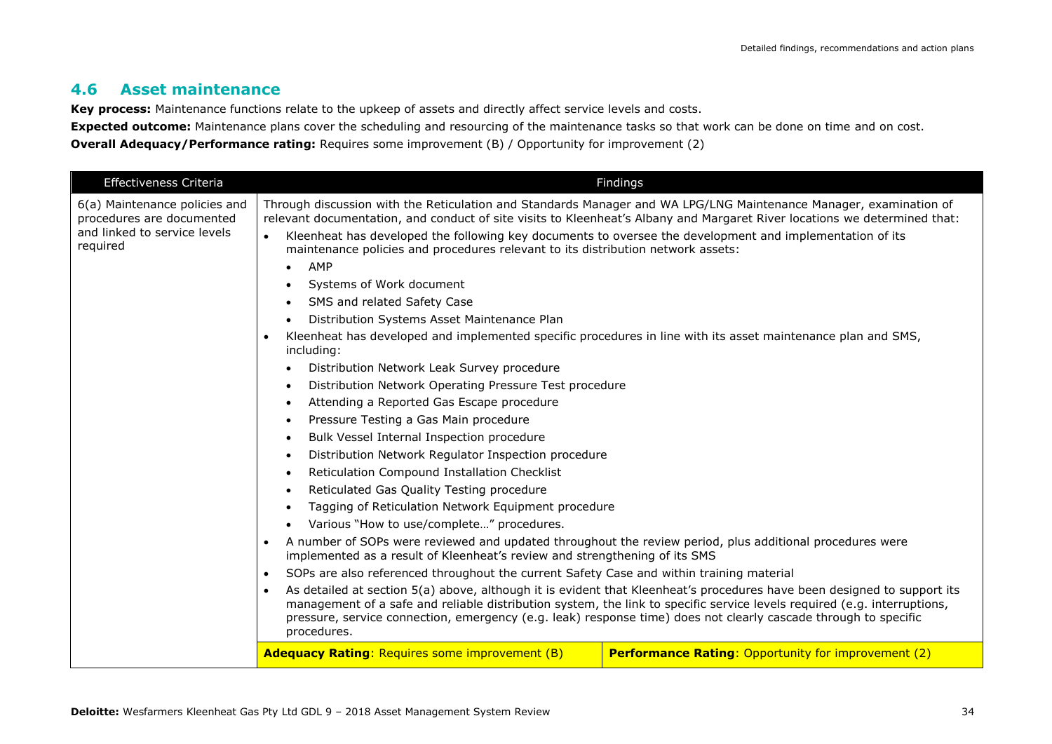## 4.6 Asset maintenance

**Key process:** Maintenance functions relate to the upkeep of assets and directly affect service levels and costs.

**Expected outcome:** Maintenance plans cover the scheduling and resourcing of the maintenance tasks so that work can be done on time and on cost.

**Overall Adequacy/Performance rating:** Requires some improvement (B) / Opportunity for improvement (2)

| Effectiveness Criteria | Findings | |
|---|---|---|
| 6(a) Maintenance policies and procedures are documented and linked to service levels required | Through discussion with the Reticulation and Standards Manager and WA LPG/LNG Maintenance Manager, examination of relevant documentation, and conduct of site visits to Kleenheat's Albany and Margaret River locations we determined that:<br>• Kleenheat has developed the following key documents to oversee the development and implementation of its maintenance policies and procedures relevant to its distribution network assets:<br>  ◦ AMP<br>  ◦ Systems of Work document<br>  ◦ SMS and related Safety Case<br>  ◦ Distribution Systems Asset Maintenance Plan<br>• Kleenheat has developed and implemented specific procedures in line with its asset maintenance plan and SMS, including:<br>  ◦ Distribution Network Leak Survey procedure<br>  ◦ Distribution Network Operating Pressure Test procedure<br>  ◦ Attending a Reported Gas Escape procedure<br>  ◦ Pressure Testing a Gas Main procedure<br>  ◦ Bulk Vessel Internal Inspection procedure<br>  ◦ Distribution Network Regulator Inspection procedure<br>  ◦ Reticulation Compound Installation Checklist<br>  ◦ Reticulated Gas Quality Testing procedure<br>  ◦ Tagging of Reticulation Network Equipment procedure<br>  ◦ Various "How to use/complete…" procedures.<br>• A number of SOPs were reviewed and updated throughout the review period, plus additional procedures were implemented as a result of Kleenheat's review and strengthening of its SMS<br>• SOPs are also referenced throughout the current Safety Case and within training material<br>• As detailed at section 5(a) above, although it is evident that Kleenheat's procedures have been designed to support its management of a safe and reliable distribution system, the link to specific service levels required (e.g. interruptions, pressure, service connection, emergency (e.g. leak) response time) does not clearly cascade through to specific procedures. | |
| | **Adequacy Rating**: Requires some improvement (B) | **Performance Rating**: Opportunity for improvement (2) |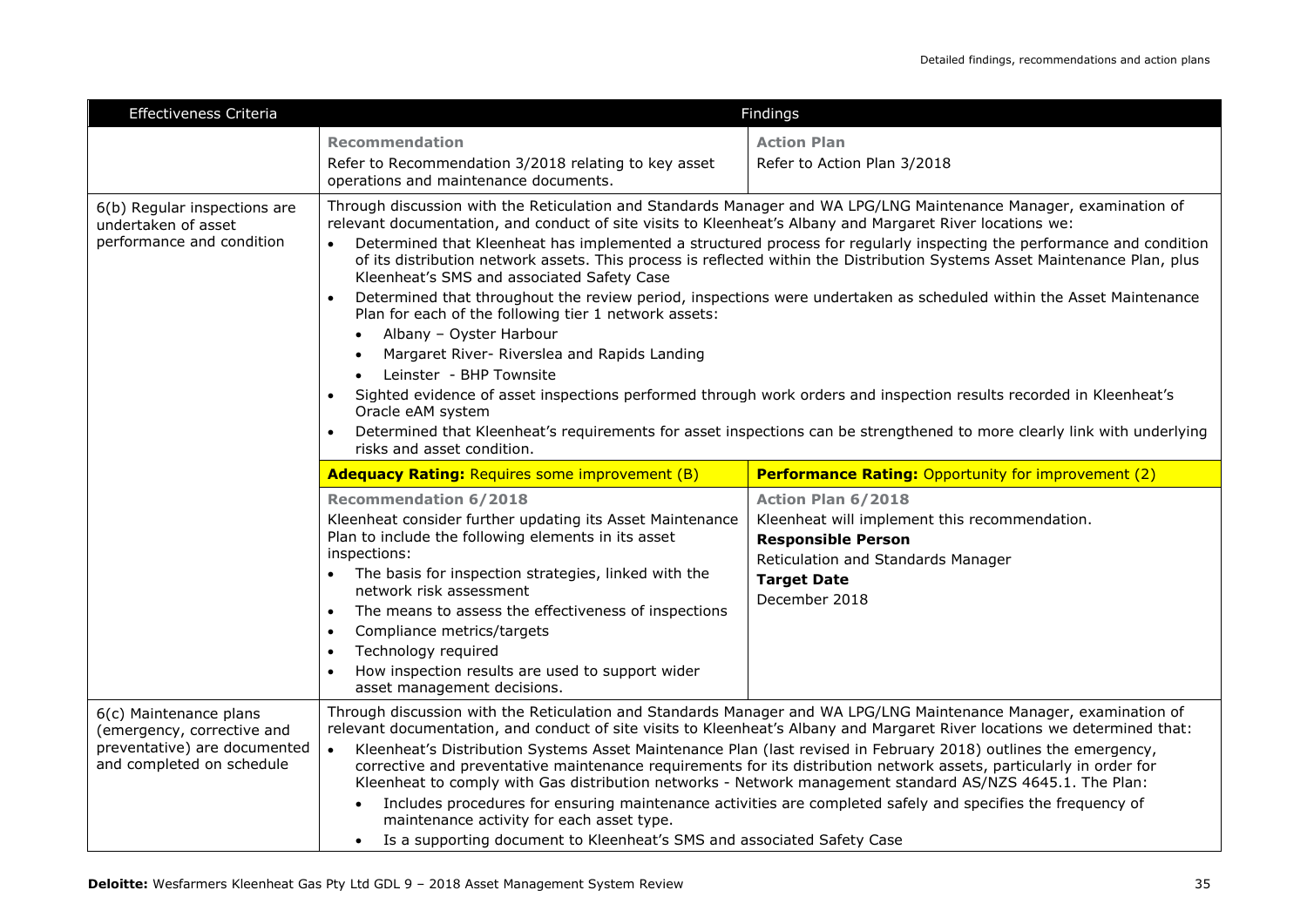| Effectiveness Criteria | Findings | |
|---|---|---|
| | **Recommendation**<br>Refer to Recommendation 3/2018 relating to key asset operations and maintenance documents. | **Action Plan**<br>Refer to Action Plan 3/2018 |
| 6(b) Regular inspections are undertaken of asset performance and condition | Through discussion with the Reticulation and Standards Manager and WA LPG/LNG Maintenance Manager, examination of relevant documentation, and conduct of site visits to Kleenheat's Albany and Margaret River locations we:<br>• Determined that Kleenheat has implemented a structured process for regularly inspecting the performance and condition of its distribution network assets. This process is reflected within the Distribution Systems Asset Maintenance Plan, plus Kleenheat's SMS and associated Safety Case<br>• Determined that throughout the review period, inspections were undertaken as scheduled within the Asset Maintenance Plan for each of the following tier 1 network assets:<br>&nbsp;&nbsp;◦ Albany – Oyster Harbour<br>&nbsp;&nbsp;◦ Margaret River- Riverslea and Rapids Landing<br>&nbsp;&nbsp;◦ Leinster - BHP Townsite<br>• Sighted evidence of asset inspections performed through work orders and inspection results recorded in Kleenheat's Oracle eAM system<br>• Determined that Kleenheat's requirements for asset inspections can be strengthened to more clearly link with underlying risks and asset condition. | |
| | **Adequacy Rating:** Requires some improvement (B) | **Performance Rating:** Opportunity for improvement (2) |
| | **Recommendation 6/2018**<br>Kleenheat consider further updating its Asset Maintenance Plan to include the following elements in its asset inspections:<br>• The basis for inspection strategies, linked with the network risk assessment<br>• The means to assess the effectiveness of inspections<br>• Compliance metrics/targets<br>• Technology required<br>• How inspection results are used to support wider asset management decisions. | **Action Plan 6/2018**<br>Kleenheat will implement this recommendation.<br>**Responsible Person**<br>Reticulation and Standards Manager<br>**Target Date**<br>December 2018 |
| 6(c) Maintenance plans (emergency, corrective and preventative) are documented and completed on schedule | Through discussion with the Reticulation and Standards Manager and WA LPG/LNG Maintenance Manager, examination of relevant documentation, and conduct of site visits to Kleenheat's Albany and Margaret River locations we determined that:<br>• Kleenheat's Distribution Systems Asset Maintenance Plan (last revised in February 2018) outlines the emergency, corrective and preventative maintenance requirements for its distribution network assets, particularly in order for Kleenheat to comply with Gas distribution networks - Network management standard AS/NZS 4645.1. The Plan:<br>&nbsp;&nbsp;◦ Includes procedures for ensuring maintenance activities are completed safely and specifies the frequency of maintenance activity for each asset type.<br>&nbsp;&nbsp;◦ Is a supporting document to Kleenheat's SMS and associated Safety Case | |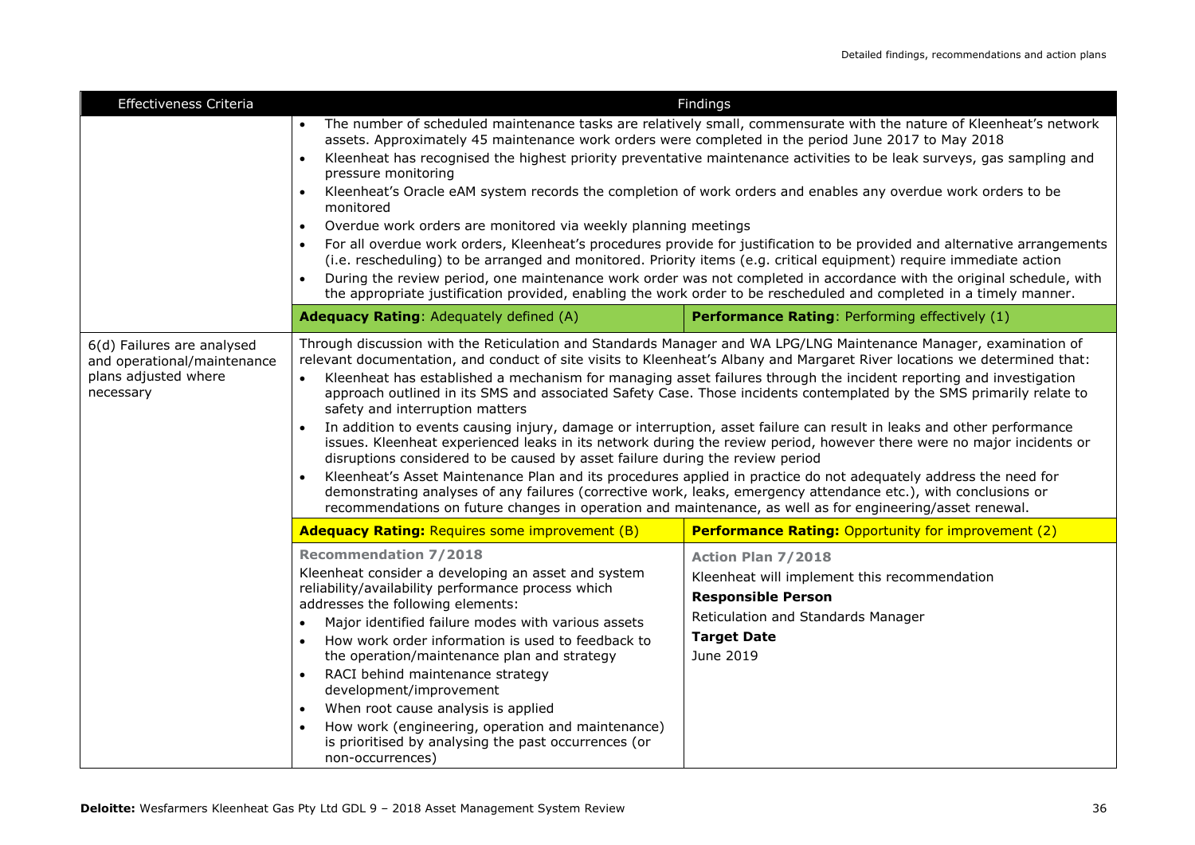| Effectiveness Criteria | Findings | |
|---|---|---|
| | • The number of scheduled maintenance tasks are relatively small, commensurate with the nature of Kleenheat's network assets. Approximately 45 maintenance work orders were completed in the period June 2017 to May 2018<br>• Kleenheat has recognised the highest priority preventative maintenance activities to be leak surveys, gas sampling and pressure monitoring<br>• Kleenheat's Oracle eAM system records the completion of work orders and enables any overdue work orders to be monitored<br>• Overdue work orders are monitored via weekly planning meetings<br>• For all overdue work orders, Kleenheat's procedures provide for justification to be provided and alternative arrangements (i.e. rescheduling) to be arranged and monitored. Priority items (e.g. critical equipment) require immediate action<br>• During the review period, one maintenance work order was not completed in accordance with the original schedule, with the appropriate justification provided, enabling the work order to be rescheduled and completed in a timely manner. | |
| | **Adequacy Rating**: Adequately defined (A) | **Performance Rating**: Performing effectively (1) |
| 6(d) Failures are analysed and operational/maintenance plans adjusted where necessary | Through discussion with the Reticulation and Standards Manager and WA LPG/LNG Maintenance Manager, examination of relevant documentation, and conduct of site visits to Kleenheat's Albany and Margaret River locations we determined that:<br>• Kleenheat has established a mechanism for managing asset failures through the incident reporting and investigation approach outlined in its SMS and associated Safety Case. Those incidents contemplated by the SMS primarily relate to safety and interruption matters<br>• In addition to events causing injury, damage or interruption, asset failure can result in leaks and other performance issues. Kleenheat experienced leaks in its network during the review period, however there were no major incidents or disruptions considered to be caused by asset failure during the review period<br>• Kleenheat's Asset Maintenance Plan and its procedures applied in practice do not adequately address the need for demonstrating analyses of any failures (corrective work, leaks, emergency attendance etc.), with conclusions or recommendations on future changes in operation and maintenance, as well as for engineering/asset renewal. | |
| | **Adequacy Rating:** Requires some improvement (B) | **Performance Rating:** Opportunity for improvement (2) |
| | **Recommendation 7/2018**<br>Kleenheat consider a developing an asset and system reliability/availability performance process which addresses the following elements:<br>• Major identified failure modes with various assets<br>• How work order information is used to feedback to the operation/maintenance plan and strategy<br>• RACI behind maintenance strategy development/improvement<br>• When root cause analysis is applied<br>• How work (engineering, operation and maintenance) is prioritised by analysing the past occurrences (or non-occurrences) | **Action Plan 7/2018**<br>Kleenheat will implement this recommendation<br>**Responsible Person**<br>Reticulation and Standards Manager<br>**Target Date**<br>June 2019 |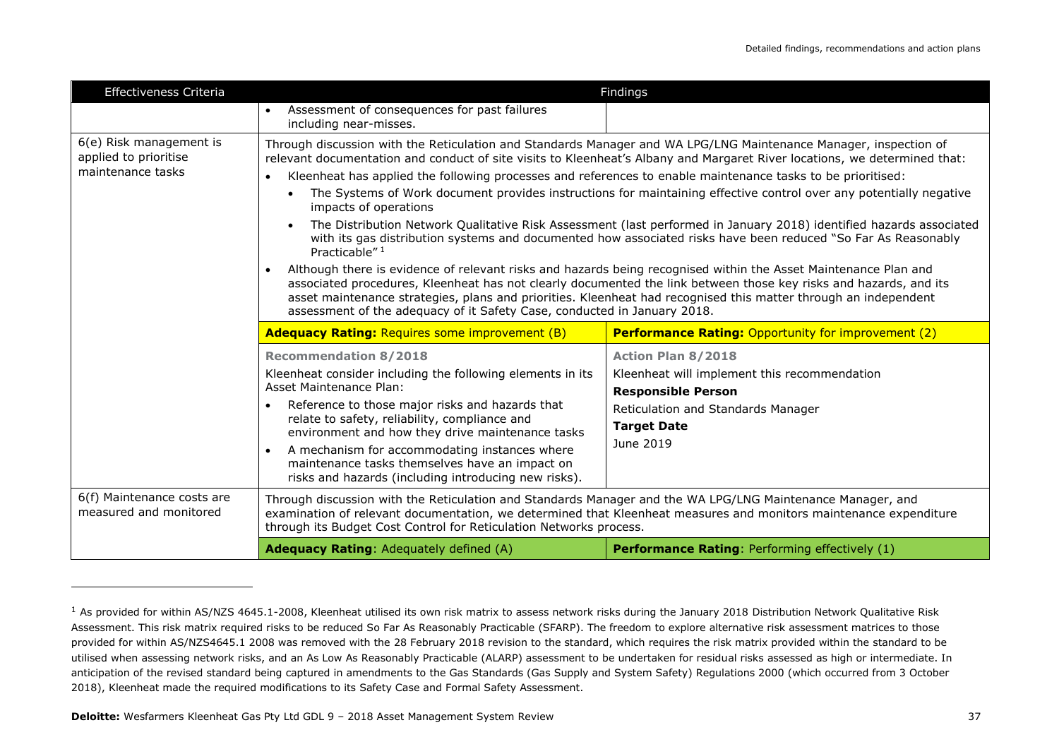| Effectiveness Criteria | Findings | |
|---|---|---|
| | • Assessment of consequences for past failures including near-misses. | |
| 6(e) Risk management is applied to prioritise maintenance tasks | Through discussion with the Reticulation and Standards Manager and WA LPG/LNG Maintenance Manager, inspection of relevant documentation and conduct of site visits to Kleenheat's Albany and Margaret River locations, we determined that:<br>• Kleenheat has applied the following processes and references to enable maintenance tasks to be prioritised:<br>  ◦ The Systems of Work document provides instructions for maintaining effective control over any potentially negative impacts of operations<br>  ◦ The Distribution Network Qualitative Risk Assessment (last performed in January 2018) identified hazards associated with its gas distribution systems and documented how associated risks have been reduced "So Far As Reasonably Practicable"[1]<br>• Although there is evidence of relevant risks and hazards being recognised within the Asset Maintenance Plan and associated procedures, Kleenheat has not clearly documented the link between those key risks and hazards, and its asset maintenance strategies, plans and priorities. Kleenheat had recognised this matter through an independent assessment of the adequacy of it Safety Case, conducted in January 2018. | |
| | **Adequacy Rating:** Requires some improvement (B) | **Performance Rating:** Opportunity for improvement (2) |
| | **Recommendation 8/2018**<br>Kleenheat consider including the following elements in its Asset Maintenance Plan:<br>• Reference to those major risks and hazards that relate to safety, reliability, compliance and environment and how they drive maintenance tasks<br>• A mechanism for accommodating instances where maintenance tasks themselves have an impact on risks and hazards (including introducing new risks). | **Action Plan 8/2018**<br>Kleenheat will implement this recommendation<br>**Responsible Person**<br>Reticulation and Standards Manager<br>**Target Date**<br>June 2019 |
| 6(f) Maintenance costs are measured and monitored | Through discussion with the Reticulation and Standards Manager and the WA LPG/LNG Maintenance Manager, and examination of relevant documentation, we determined that Kleenheat measures and monitors maintenance expenditure through its Budget Cost Control for Reticulation Networks process. | |
| | **Adequacy Rating**: Adequately defined (A) | **Performance Rating**: Performing effectively (1) |

[1] As provided for within AS/NZS 4645.1-2008, Kleenheat utilised its own risk matrix to assess network risks during the January 2018 Distribution Network Qualitative Risk Assessment. This risk matrix required risks to be reduced So Far As Reasonably Practicable (SFARP). The freedom to explore alternative risk assessment matrices to those provided for within AS/NZS4645.1 2008 was removed with the 28 February 2018 revision to the standard, which requires the risk matrix provided within the standard to be utilised when assessing network risks, and an As Low As Reasonably Practicable (ALARP) assessment to be undertaken for residual risks assessed as high or intermediate. In anticipation of the revised standard being captured in amendments to the Gas Standards (Gas Supply and System Safety) Regulations 2000 (which occurred from 3 October 2018), Kleenheat made the required modifications to its Safety Case and Formal Safety Assessment.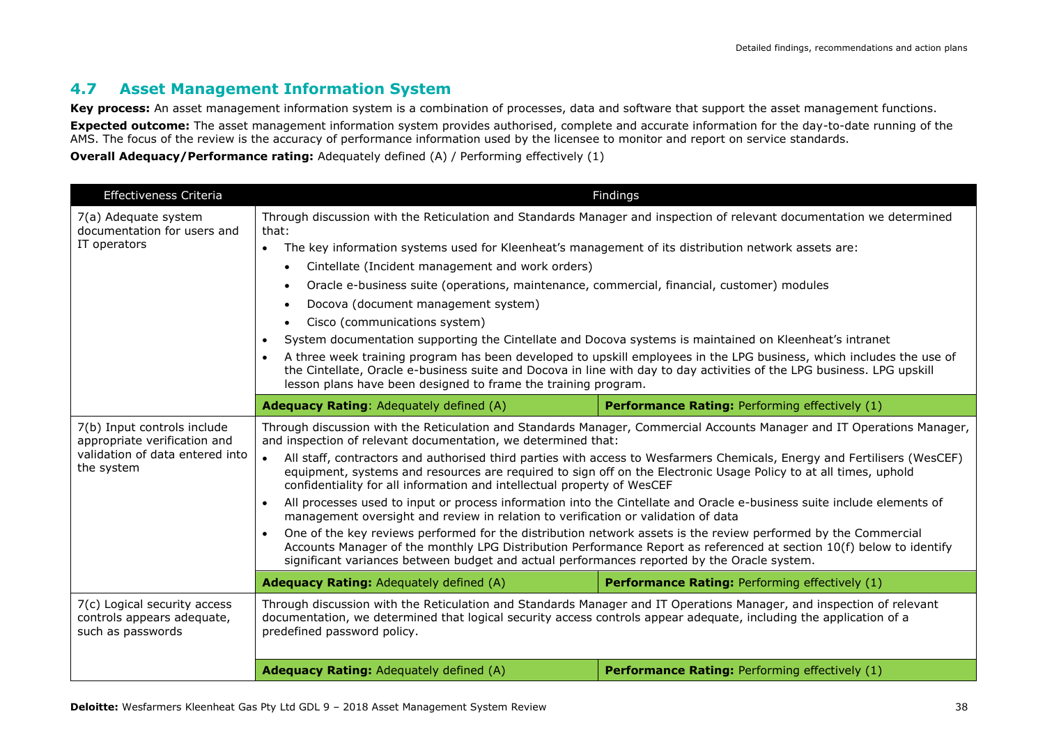## 4.7 Asset Management Information System

**Key process:** An asset management information system is a combination of processes, data and software that support the asset management functions.

**Expected outcome:** The asset management information system provides authorised, complete and accurate information for the day-to-date running of the AMS. The focus of the review is the accuracy of performance information used by the licensee to monitor and report on service standards.

**Overall Adequacy/Performance rating:** Adequately defined (A) / Performing effectively (1)

| Effectiveness Criteria | Findings | |
|---|---|---|
| 7(a) Adequate system documentation for users and IT operators | Through discussion with the Reticulation and Standards Manager and inspection of relevant documentation we determined that:<br>• The key information systems used for Kleenheat's management of its distribution network assets are:<br>&nbsp;&nbsp;• Cintellate (Incident management and work orders)<br>&nbsp;&nbsp;• Oracle e-business suite (operations, maintenance, commercial, financial, customer) modules<br>&nbsp;&nbsp;• Docova (document management system)<br>&nbsp;&nbsp;• Cisco (communications system)<br>• System documentation supporting the Cintellate and Docova systems is maintained on Kleenheat's intranet<br>• A three week training program has been developed to upskill employees in the LPG business, which includes the use of the Cintellate, Oracle e-business suite and Docova in line with day to day activities of the LPG business. LPG upskill lesson plans have been designed to frame the training program. | |
| | **Adequacy Rating**: Adequately defined (A) | **Performance Rating:** Performing effectively (1) |
| 7(b) Input controls include appropriate verification and validation of data entered into the system | Through discussion with the Reticulation and Standards Manager, Commercial Accounts Manager and IT Operations Manager, and inspection of relevant documentation, we determined that:<br>• All staff, contractors and authorised third parties with access to Wesfarmers Chemicals, Energy and Fertilisers (WesCEF) equipment, systems and resources are required to sign off on the Electronic Usage Policy to at all times, uphold confidentiality for all information and intellectual property of WesCEF<br>• All processes used to input or process information into the Cintellate and Oracle e-business suite include elements of management oversight and review in relation to verification or validation of data<br>• One of the key reviews performed for the distribution network assets is the review performed by the Commercial Accounts Manager of the monthly LPG Distribution Performance Report as referenced at section 10(f) below to identify significant variances between budget and actual performances reported by the Oracle system. | |
| | **Adequacy Rating:** Adequately defined (A) | **Performance Rating:** Performing effectively (1) |
| 7(c) Logical security access controls appears adequate, such as passwords | Through discussion with the Reticulation and Standards Manager and IT Operations Manager, and inspection of relevant documentation, we determined that logical security access controls appear adequate, including the application of a predefined password policy. | |
| | **Adequacy Rating:** Adequately defined (A) | **Performance Rating:** Performing effectively (1) |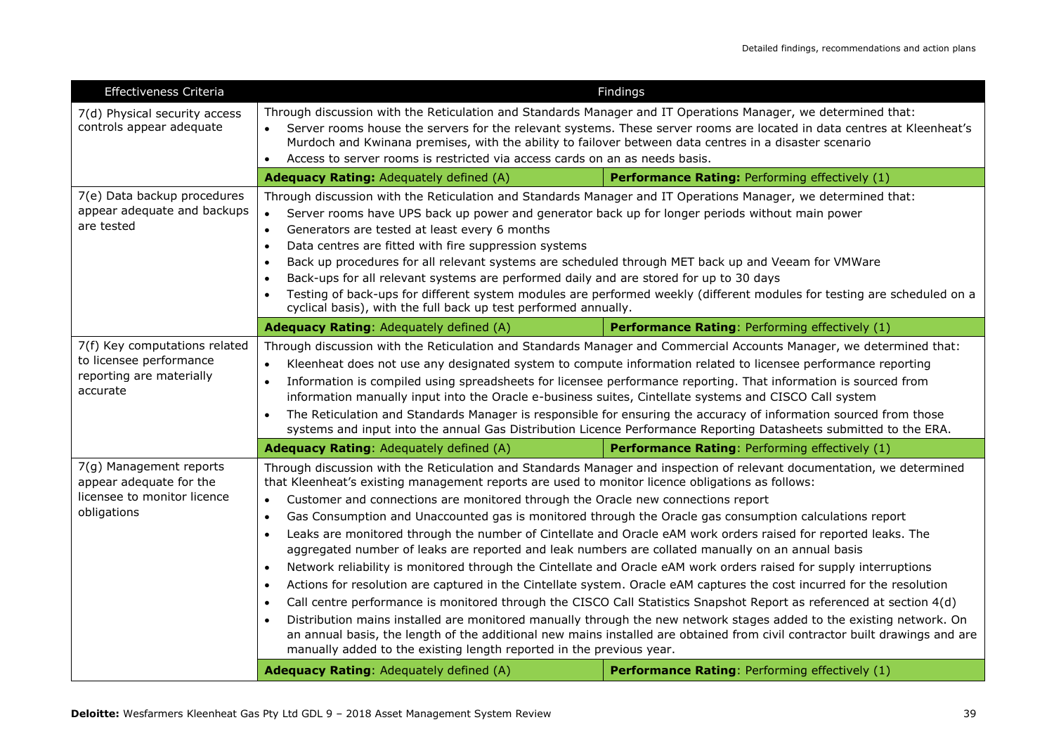| Effectiveness Criteria | Findings | |
|---|---|---|
| 7(d) Physical security access controls appear adequate | Through discussion with the Reticulation and Standards Manager and IT Operations Manager, we determined that:<br>• Server rooms house the servers for the relevant systems. These server rooms are located in data centres at Kleenheat's Murdoch and Kwinana premises, with the ability to failover between data centres in a disaster scenario<br>• Access to server rooms is restricted via access cards on an as needs basis. | |
| | **Adequacy Rating:** Adequately defined (A) | **Performance Rating:** Performing effectively (1) |
| 7(e) Data backup procedures appear adequate and backups are tested | Through discussion with the Reticulation and Standards Manager and IT Operations Manager, we determined that:<br>• Server rooms have UPS back up power and generator back up for longer periods without main power<br>• Generators are tested at least every 6 months<br>• Data centres are fitted with fire suppression systems<br>• Back up procedures for all relevant systems are scheduled through MET back up and Veeam for VMWare<br>• Back-ups for all relevant systems are performed daily and are stored for up to 30 days<br>• Testing of back-ups for different system modules are performed weekly (different modules for testing are scheduled on a cyclical basis), with the full back up test performed annually. | |
| | **Adequacy Rating**: Adequately defined (A) | **Performance Rating**: Performing effectively (1) |
| 7(f) Key computations related to licensee performance reporting are materially accurate | Through discussion with the Reticulation and Standards Manager and Commercial Accounts Manager, we determined that:<br>• Kleenheat does not use any designated system to compute information related to licensee performance reporting<br>• Information is compiled using spreadsheets for licensee performance reporting. That information is sourced from information manually input into the Oracle e-business suites, Cintellate systems and CISCO Call system<br>• The Reticulation and Standards Manager is responsible for ensuring the accuracy of information sourced from those systems and input into the annual Gas Distribution Licence Performance Reporting Datasheets submitted to the ERA. | |
| | **Adequacy Rating**: Adequately defined (A) | **Performance Rating**: Performing effectively (1) |
| 7(g) Management reports appear adequate for the licensee to monitor licence obligations | Through discussion with the Reticulation and Standards Manager and inspection of relevant documentation, we determined that Kleenheat's existing management reports are used to monitor licence obligations as follows:<br>• Customer and connections are monitored through the Oracle new connections report<br>• Gas Consumption and Unaccounted gas is monitored through the Oracle gas consumption calculations report<br>• Leaks are monitored through the number of Cintellate and Oracle eAM work orders raised for reported leaks. The aggregated number of leaks are reported and leak numbers are collated manually on an annual basis<br>• Network reliability is monitored through the Cintellate and Oracle eAM work orders raised for supply interruptions<br>• Actions for resolution are captured in the Cintellate system. Oracle eAM captures the cost incurred for the resolution<br>• Call centre performance is monitored through the CISCO Call Statistics Snapshot Report as referenced at section 4(d)<br>• Distribution mains installed are monitored manually through the new network stages added to the existing network. On an annual basis, the length of the additional new mains installed are obtained from civil contractor built drawings and are manually added to the existing length reported in the previous year. | |
| | **Adequacy Rating**: Adequately defined (A) | **Performance Rating**: Performing effectively (1) |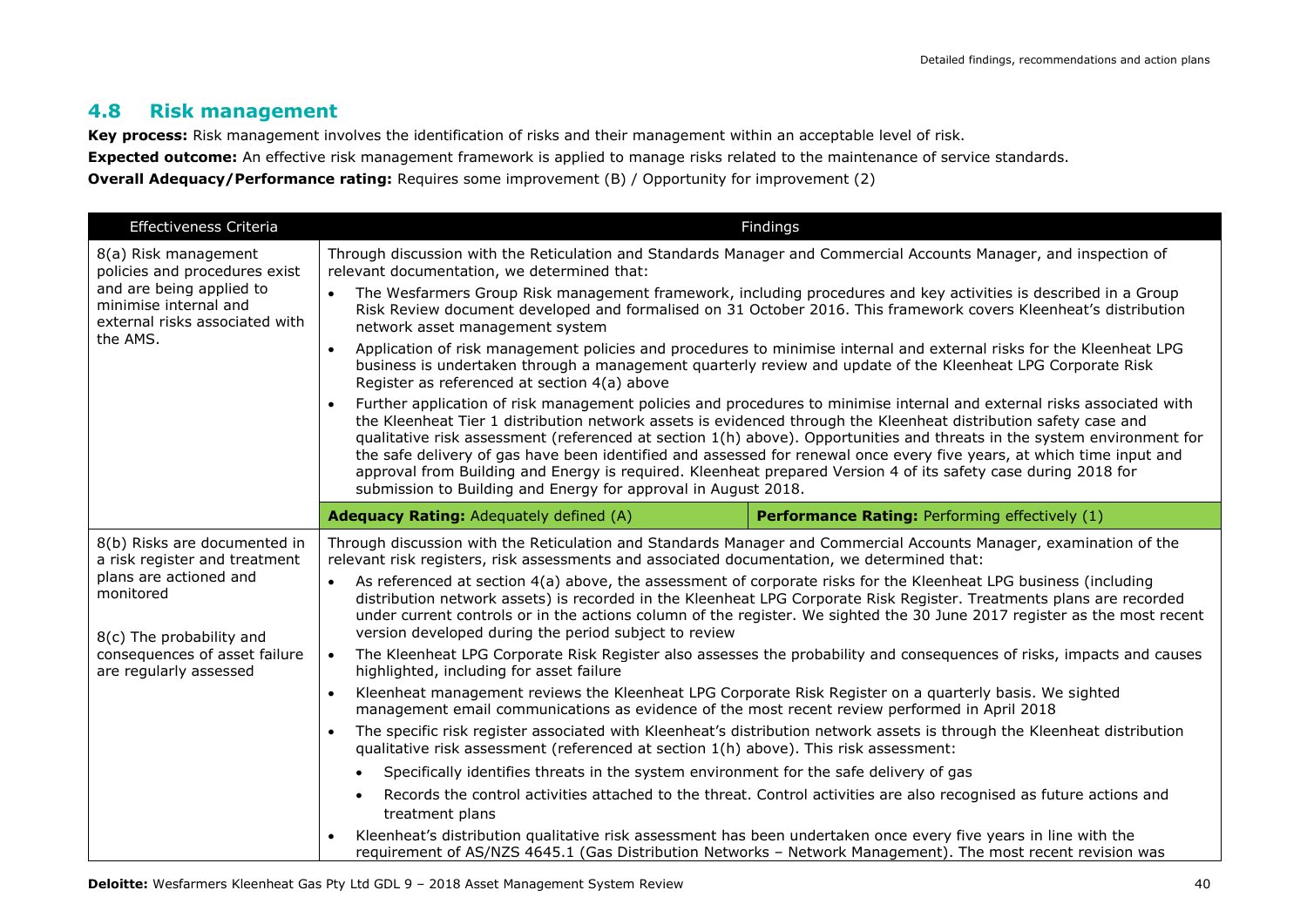## 4.8 Risk management

**Key process:** Risk management involves the identification of risks and their management within an acceptable level of risk.

**Expected outcome:** An effective risk management framework is applied to manage risks related to the maintenance of service standards.

**Overall Adequacy/Performance rating:** Requires some improvement (B) / Opportunity for improvement (2)

| Effectiveness Criteria | Findings | |
|---|---|---|
| 8(a) Risk management policies and procedures exist and are being applied to minimise internal and external risks associated with the AMS. | Through discussion with the Reticulation and Standards Manager and Commercial Accounts Manager, and inspection of relevant documentation, we determined that:<br>• The Wesfarmers Group Risk management framework, including procedures and key activities is described in a Group Risk Review document developed and formalised on 31 October 2016. This framework covers Kleenheat's distribution network asset management system<br>• Application of risk management policies and procedures to minimise internal and external risks for the Kleenheat LPG business is undertaken through a management quarterly review and update of the Kleenheat LPG Corporate Risk Register as referenced at section 4(a) above<br>• Further application of risk management policies and procedures to minimise internal and external risks associated with the Kleenheat Tier 1 distribution network assets is evidenced through the Kleenheat distribution safety case and qualitative risk assessment (referenced at section 1(h) above). Opportunities and threats in the system environment for the safe delivery of gas have been identified and assessed for renewal once every five years, at which time input and approval from Building and Energy is required. Kleenheat prepared Version 4 of its safety case during 2018 for submission to Building and Energy for approval in August 2018. | |
| | **Adequacy Rating:** Adequately defined (A) | **Performance Rating:** Performing effectively (1) |
| 8(b) Risks are documented in a risk register and treatment plans are actioned and monitored<br><br>8(c) The probability and consequences of asset failure are regularly assessed | Through discussion with the Reticulation and Standards Manager and Commercial Accounts Manager, examination of the relevant risk registers, risk assessments and associated documentation, we determined that:<br>• As referenced at section 4(a) above, the assessment of corporate risks for the Kleenheat LPG business (including distribution network assets) is recorded in the Kleenheat LPG Corporate Risk Register. Treatments plans are recorded under current controls or in the actions column of the register. We sighted the 30 June 2017 register as the most recent version developed during the period subject to review<br>• The Kleenheat LPG Corporate Risk Register also assesses the probability and consequences of risks, impacts and causes highlighted, including for asset failure<br>• Kleenheat management reviews the Kleenheat LPG Corporate Risk Register on a quarterly basis. We sighted management email communications as evidence of the most recent review performed in April 2018<br>• The specific risk register associated with Kleenheat's distribution network assets is through the Kleenheat distribution qualitative risk assessment (referenced at section 1(h) above). This risk assessment:<br>&nbsp;&nbsp;• Specifically identifies threats in the system environment for the safe delivery of gas<br>&nbsp;&nbsp;• Records the control activities attached to the threat. Control activities are also recognised as future actions and treatment plans<br>• Kleenheat's distribution qualitative risk assessment has been undertaken once every five years in line with the requirement of AS/NZS 4645.1 (Gas Distribution Networks – Network Management). The most recent revision was | |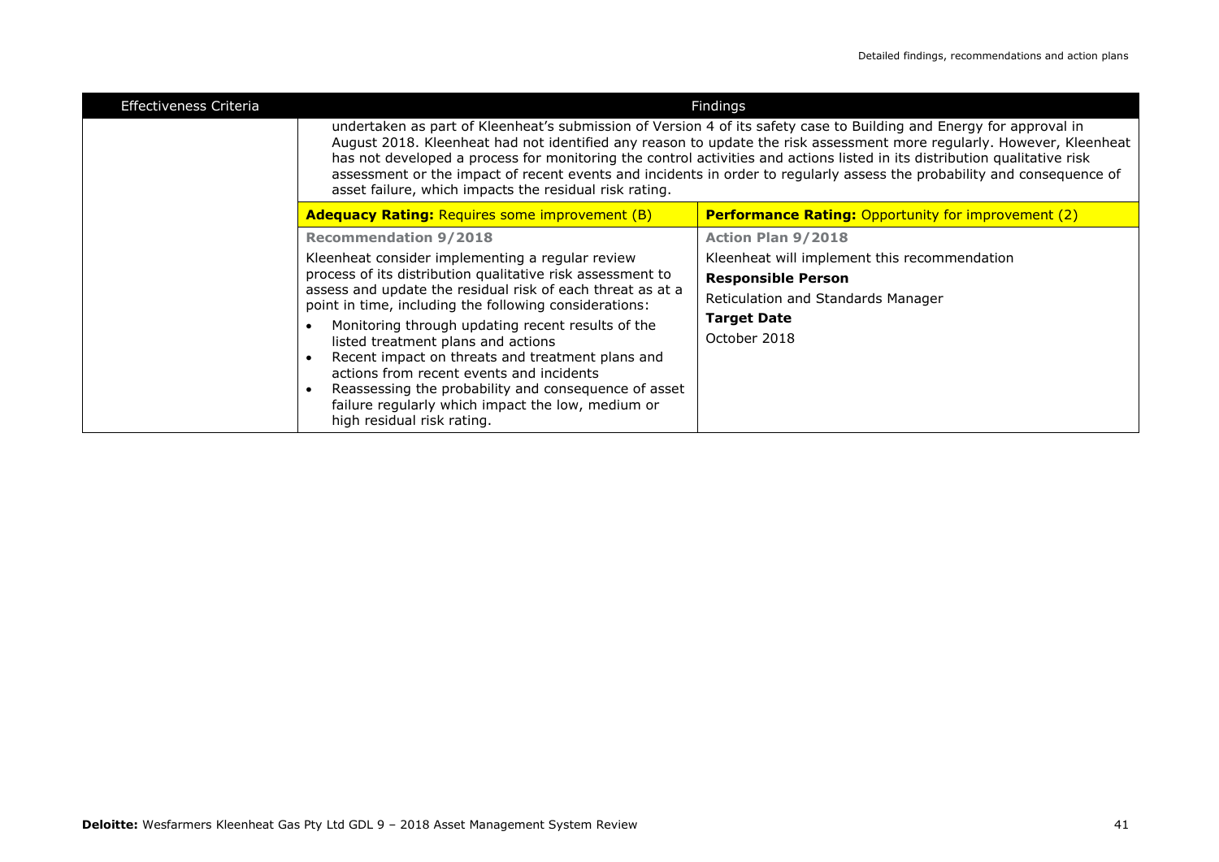| Effectiveness Criteria | Findings | |
|---|---|---|
| | undertaken as part of Kleenheat's submission of Version 4 of its safety case to Building and Energy for approval in August 2018. Kleenheat had not identified any reason to update the risk assessment more regularly. However, Kleenheat has not developed a process for monitoring the control activities and actions listed in its distribution qualitative risk assessment or the impact of recent events and incidents in order to regularly assess the probability and consequence of asset failure, which impacts the residual risk rating. | |
| | **Adequacy Rating:** Requires some improvement (B) | **Performance Rating:** Opportunity for improvement (2) |
| | **Recommendation 9/2018**<br><br>Kleenheat consider implementing a regular review process of its distribution qualitative risk assessment to assess and update the residual risk of each threat as at a point in time, including the following considerations:<br>• Monitoring through updating recent results of the listed treatment plans and actions<br>• Recent impact on threats and treatment plans and actions from recent events and incidents<br>• Reassessing the probability and consequence of asset failure regularly which impact the low, medium or high residual risk rating. | **Action Plan 9/2018**<br><br>Kleenheat will implement this recommendation<br><br>**Responsible Person**<br><br>Reticulation and Standards Manager<br><br>**Target Date**<br><br>October 2018 |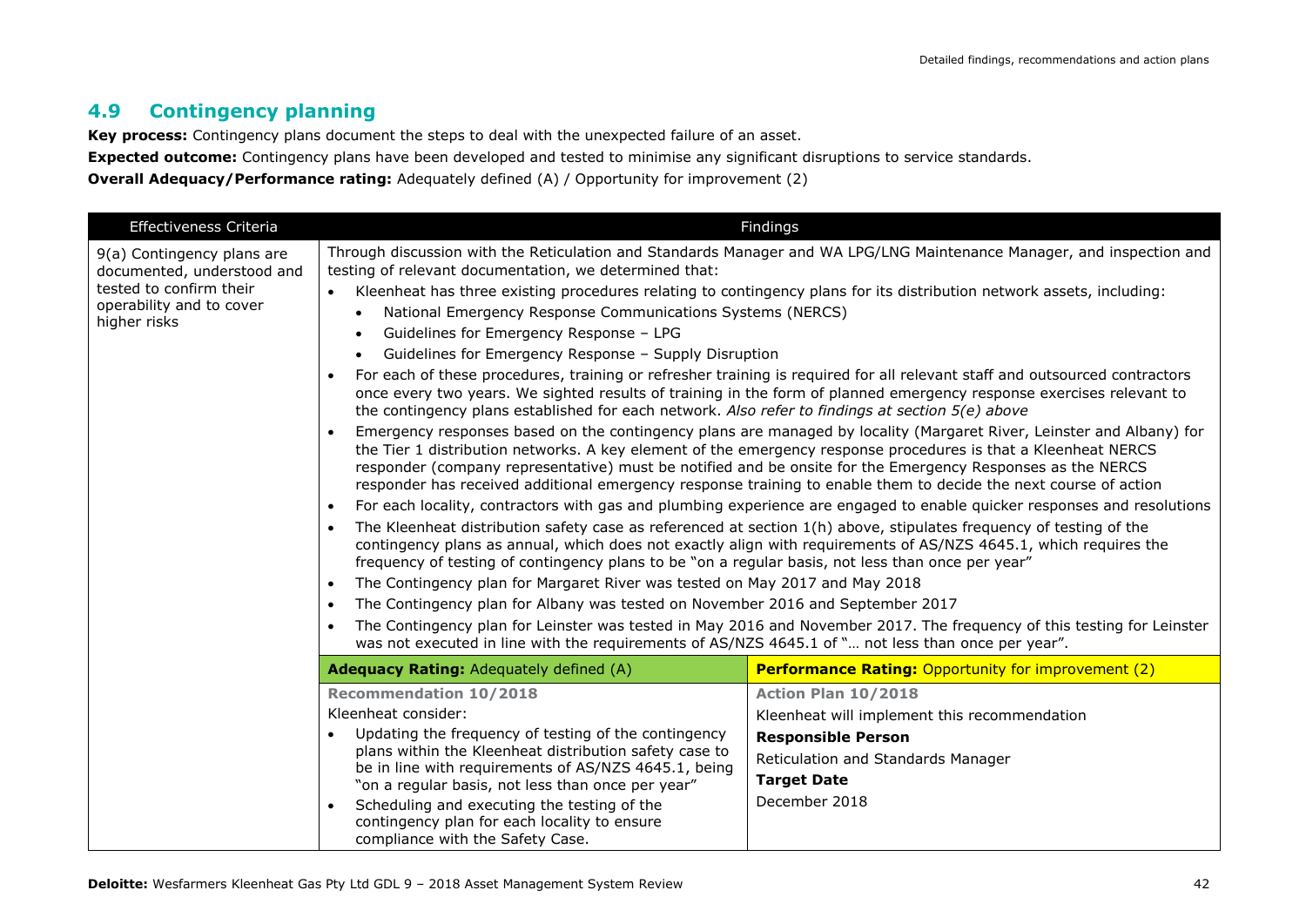## 4.9 Contingency planning

**Key process:** Contingency plans document the steps to deal with the unexpected failure of an asset.

**Expected outcome:** Contingency plans have been developed and tested to minimise any significant disruptions to service standards.

**Overall Adequacy/Performance rating:** Adequately defined (A) / Opportunity for improvement (2)

| Effectiveness Criteria | Findings | |
|---|---|---|
| 9(a) Contingency plans are documented, understood and tested to confirm their operability and to cover higher risks | Through discussion with the Reticulation and Standards Manager and WA LPG/LNG Maintenance Manager, and inspection and testing of relevant documentation, we determined that:<br>• Kleenheat has three existing procedures relating to contingency plans for its distribution network assets, including:<br>&nbsp;&nbsp;• National Emergency Response Communications Systems (NERCS)<br>&nbsp;&nbsp;• Guidelines for Emergency Response – LPG<br>&nbsp;&nbsp;• Guidelines for Emergency Response – Supply Disruption<br>• For each of these procedures, training or refresher training is required for all relevant staff and outsourced contractors once every two years. We sighted results of training in the form of planned emergency response exercises relevant to the contingency plans established for each network. *Also refer to findings at section 5(e) above*<br>• Emergency responses based on the contingency plans are managed by locality (Margaret River, Leinster and Albany) for the Tier 1 distribution networks. A key element of the emergency response procedures is that a Kleenheat NERCS responder (company representative) must be notified and be onsite for the Emergency Responses as the NERCS responder has received additional emergency response training to enable them to decide the next course of action<br>• For each locality, contractors with gas and plumbing experience are engaged to enable quicker responses and resolutions<br>• The Kleenheat distribution safety case as referenced at section 1(h) above, stipulates frequency of testing of the contingency plans as annual, which does not exactly align with requirements of AS/NZS 4645.1, which requires the frequency of testing of contingency plans to be "on a regular basis, not less than once per year"<br>• The Contingency plan for Margaret River was tested on May 2017 and May 2018<br>• The Contingency plan for Albany was tested on November 2016 and September 2017<br>• The Contingency plan for Leinster was tested in May 2016 and November 2017. The frequency of this testing for Leinster was not executed in line with the requirements of AS/NZS 4645.1 of "… not less than once per year". | |
| | **Adequacy Rating:** Adequately defined (A) | **Performance Rating:** Opportunity for improvement (2) |
| | **Recommendation 10/2018**<br>Kleenheat consider:<br>• Updating the frequency of testing of the contingency plans within the Kleenheat distribution safety case to be in line with requirements of AS/NZS 4645.1, being "on a regular basis, not less than once per year"<br>• Scheduling and executing the testing of the contingency plan for each locality to ensure compliance with the Safety Case. | **Action Plan 10/2018**<br>Kleenheat will implement this recommendation<br>**Responsible Person**<br>Reticulation and Standards Manager<br>**Target Date**<br>December 2018 |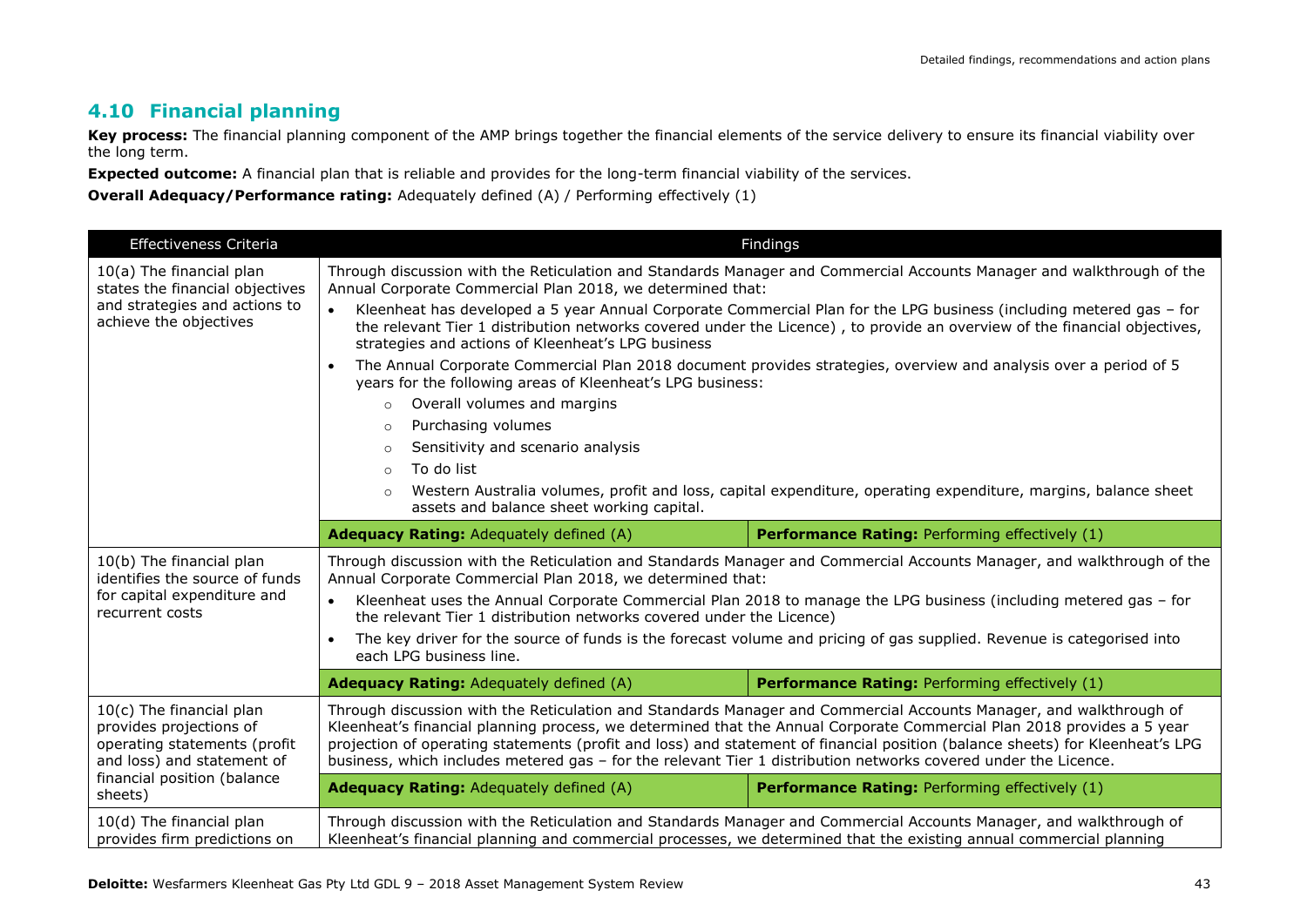## 4.10 Financial planning

**Key process:** The financial planning component of the AMP brings together the financial elements of the service delivery to ensure its financial viability over the long term.

**Expected outcome:** A financial plan that is reliable and provides for the long-term financial viability of the services.

**Overall Adequacy/Performance rating:** Adequately defined (A) / Performing effectively (1)

| Effectiveness Criteria | Findings | |
|---|---|---|
| 10(a) The financial plan states the financial objectives and strategies and actions to achieve the objectives | Through discussion with the Reticulation and Standards Manager and Commercial Accounts Manager and walkthrough of the Annual Corporate Commercial Plan 2018, we determined that:<br>• Kleenheat has developed a 5 year Annual Corporate Commercial Plan for the LPG business (including metered gas – for the relevant Tier 1 distribution networks covered under the Licence) , to provide an overview of the financial objectives, strategies and actions of Kleenheat's LPG business<br>• The Annual Corporate Commercial Plan 2018 document provides strategies, overview and analysis over a period of 5 years for the following areas of Kleenheat's LPG business:<br>  ○ Overall volumes and margins<br>  ○ Purchasing volumes<br>  ○ Sensitivity and scenario analysis<br>  ○ To do list<br>  ○ Western Australia volumes, profit and loss, capital expenditure, operating expenditure, margins, balance sheet assets and balance sheet working capital. | |
| | **Adequacy Rating:** Adequately defined (A) | **Performance Rating:** Performing effectively (1) |
| 10(b) The financial plan identifies the source of funds for capital expenditure and recurrent costs | Through discussion with the Reticulation and Standards Manager and Commercial Accounts Manager, and walkthrough of the Annual Corporate Commercial Plan 2018, we determined that:<br>• Kleenheat uses the Annual Corporate Commercial Plan 2018 to manage the LPG business (including metered gas – for the relevant Tier 1 distribution networks covered under the Licence)<br>• The key driver for the source of funds is the forecast volume and pricing of gas supplied. Revenue is categorised into each LPG business line. | |
| | **Adequacy Rating:** Adequately defined (A) | **Performance Rating:** Performing effectively (1) |
| 10(c) The financial plan provides projections of operating statements (profit and loss) and statement of financial position (balance sheets) | Through discussion with the Reticulation and Standards Manager and Commercial Accounts Manager, and walkthrough of Kleenheat's financial planning process, we determined that the Annual Corporate Commercial Plan 2018 provides a 5 year projection of operating statements (profit and loss) and statement of financial position (balance sheets) for Kleenheat's LPG business, which includes metered gas – for the relevant Tier 1 distribution networks covered under the Licence. | |
| | **Adequacy Rating:** Adequately defined (A) | **Performance Rating:** Performing effectively (1) |
| 10(d) The financial plan provides firm predictions on | Through discussion with the Reticulation and Standards Manager and Commercial Accounts Manager, and walkthrough of Kleenheat's financial planning and commercial processes, we determined that the existing annual commercial planning | |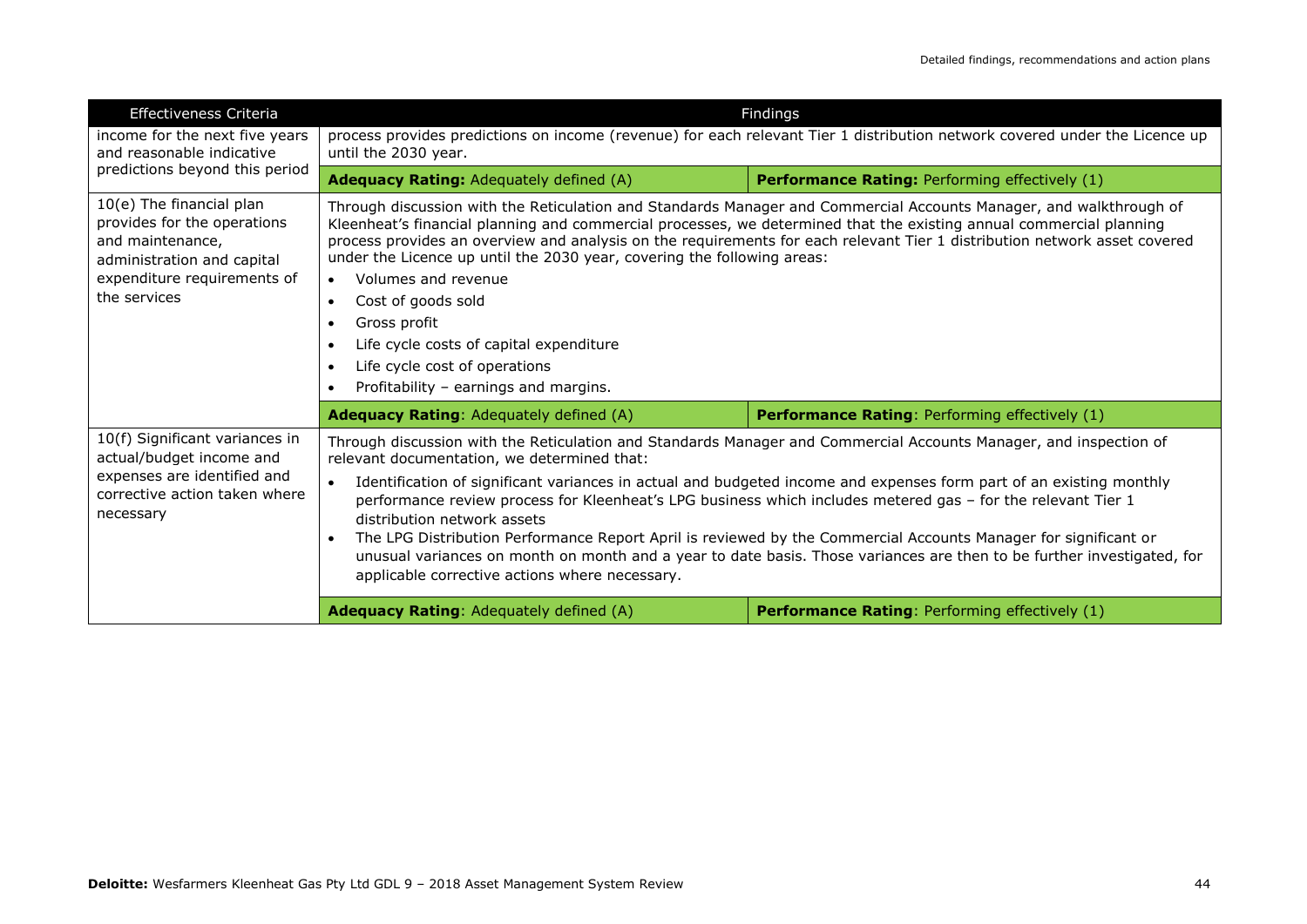| Effectiveness Criteria | Findings | |
|---|---|---|
| income for the next five years and reasonable indicative predictions beyond this period | process provides predictions on income (revenue) for each relevant Tier 1 distribution network covered under the Licence up until the 2030 year. | |
| | **Adequacy Rating:** Adequately defined (A) | **Performance Rating:** Performing effectively (1) |
| 10(e) The financial plan provides for the operations and maintenance, administration and capital expenditure requirements of the services | Through discussion with the Reticulation and Standards Manager and Commercial Accounts Manager, and walkthrough of Kleenheat's financial planning and commercial processes, we determined that the existing annual commercial planning process provides an overview and analysis on the requirements for each relevant Tier 1 distribution network asset covered under the Licence up until the 2030 year, covering the following areas:<br>• Volumes and revenue<br>• Cost of goods sold<br>• Gross profit<br>• Life cycle costs of capital expenditure<br>• Life cycle cost of operations<br>• Profitability – earnings and margins. | |
| | **Adequacy Rating**: Adequately defined (A) | **Performance Rating**: Performing effectively (1) |
| 10(f) Significant variances in actual/budget income and expenses are identified and corrective action taken where necessary | Through discussion with the Reticulation and Standards Manager and Commercial Accounts Manager, and inspection of relevant documentation, we determined that:<br>• Identification of significant variances in actual and budgeted income and expenses form part of an existing monthly performance review process for Kleenheat's LPG business which includes metered gas – for the relevant Tier 1 distribution network assets<br>• The LPG Distribution Performance Report April is reviewed by the Commercial Accounts Manager for significant or unusual variances on month on month and a year to date basis. Those variances are then to be further investigated, for applicable corrective actions where necessary. | |
| | **Adequacy Rating**: Adequately defined (A) | **Performance Rating**: Performing effectively (1) |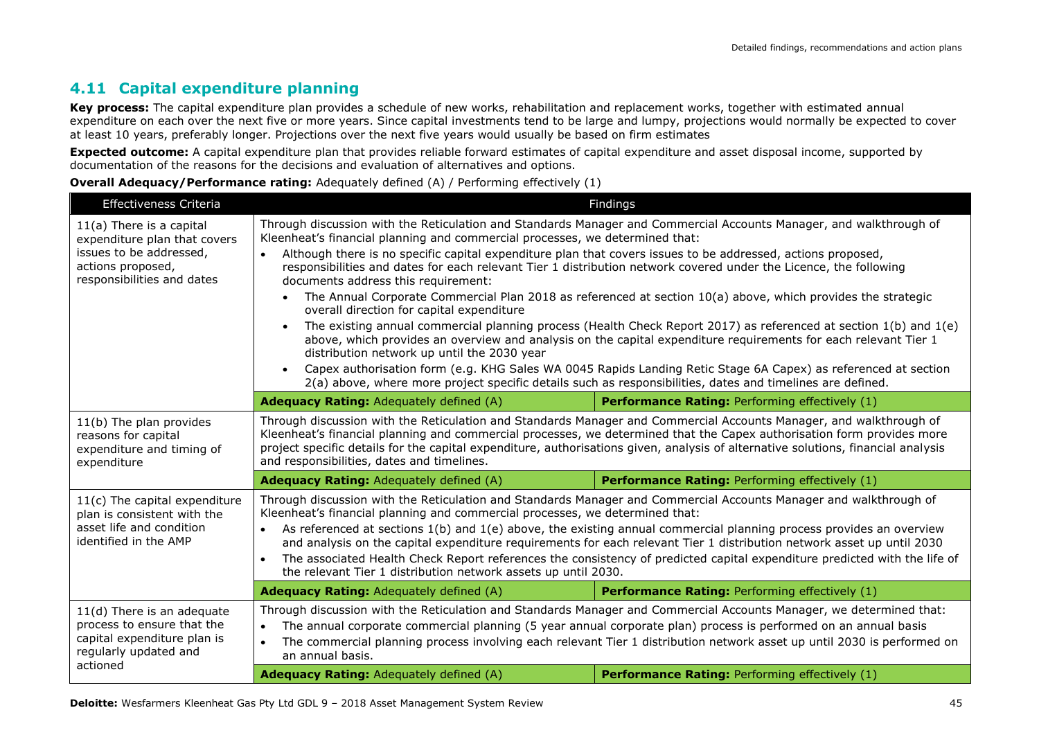## 4.11 Capital expenditure planning

**Key process:** The capital expenditure plan provides a schedule of new works, rehabilitation and replacement works, together with estimated annual expenditure on each over the next five or more years. Since capital investments tend to be large and lumpy, projections would normally be expected to cover at least 10 years, preferably longer. Projections over the next five years would usually be based on firm estimates

**Expected outcome:** A capital expenditure plan that provides reliable forward estimates of capital expenditure and asset disposal income, supported by documentation of the reasons for the decisions and evaluation of alternatives and options.

**Overall Adequacy/Performance rating:** Adequately defined (A) / Performing effectively (1)

| Effectiveness Criteria | Findings | |
|---|---|---|
| 11(a) There is a capital expenditure plan that covers issues to be addressed, actions proposed, responsibilities and dates | Through discussion with the Reticulation and Standards Manager and Commercial Accounts Manager, and walkthrough of Kleenheat's financial planning and commercial processes, we determined that:<br>• Although there is no specific capital expenditure plan that covers issues to be addressed, actions proposed, responsibilities and dates for each relevant Tier 1 distribution network covered under the Licence, the following documents address this requirement:<br>  • The Annual Corporate Commercial Plan 2018 as referenced at section 10(a) above, which provides the strategic overall direction for capital expenditure<br>  • The existing annual commercial planning process (Health Check Report 2017) as referenced at section 1(b) and 1(e) above, which provides an overview and analysis on the capital expenditure requirements for each relevant Tier 1 distribution network up until the 2030 year<br>  • Capex authorisation form (e.g. KHG Sales WA 0045 Rapids Landing Retic Stage 6A Capex) as referenced at section 2(a) above, where more project specific details such as responsibilities, dates and timelines are defined. | |
| | **Adequacy Rating:** Adequately defined (A) | **Performance Rating:** Performing effectively (1) |
| 11(b) The plan provides reasons for capital expenditure and timing of expenditure | Through discussion with the Reticulation and Standards Manager and Commercial Accounts Manager, and walkthrough of Kleenheat's financial planning and commercial processes, we determined that the Capex authorisation form provides more project specific details for the capital expenditure, authorisations given, analysis of alternative solutions, financial analysis and responsibilities, dates and timelines. | |
| | **Adequacy Rating:** Adequately defined (A) | **Performance Rating:** Performing effectively (1) |
| 11(c) The capital expenditure plan is consistent with the asset life and condition identified in the AMP | Through discussion with the Reticulation and Standards Manager and Commercial Accounts Manager and walkthrough of Kleenheat's financial planning and commercial processes, we determined that:<br>• As referenced at sections 1(b) and 1(e) above, the existing annual commercial planning process provides an overview and analysis on the capital expenditure requirements for each relevant Tier 1 distribution network asset up until 2030<br>• The associated Health Check Report references the consistency of predicted capital expenditure predicted with the life of the relevant Tier 1 distribution network assets up until 2030. | |
| | **Adequacy Rating:** Adequately defined (A) | **Performance Rating:** Performing effectively (1) |
| 11(d) There is an adequate process to ensure that the capital expenditure plan is regularly updated and actioned | Through discussion with the Reticulation and Standards Manager and Commercial Accounts Manager, we determined that:<br>• The annual corporate commercial planning (5 year annual corporate plan) process is performed on an annual basis<br>• The commercial planning process involving each relevant Tier 1 distribution network asset up until 2030 is performed on an annual basis. | |
| | **Adequacy Rating:** Adequately defined (A) | **Performance Rating:** Performing effectively (1) |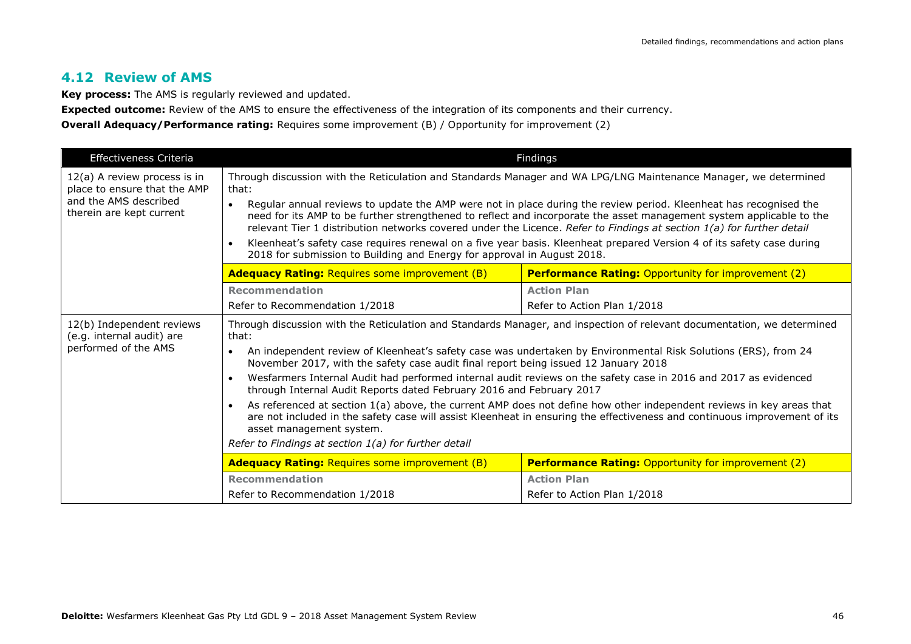## 4.12 Review of AMS

**Key process:** The AMS is regularly reviewed and updated.

**Expected outcome:** Review of the AMS to ensure the effectiveness of the integration of its components and their currency.

**Overall Adequacy/Performance rating:** Requires some improvement (B) / Opportunity for improvement (2)

| Effectiveness Criteria | Findings | |
|---|---|---|
| 12(a) A review process is in place to ensure that the AMP and the AMS described therein are kept current | Through discussion with the Reticulation and Standards Manager and WA LPG/LNG Maintenance Manager, we determined that:<br>• Regular annual reviews to update the AMP were not in place during the review period. Kleenheat has recognised the need for its AMP to be further strengthened to reflect and incorporate the asset management system applicable to the relevant Tier 1 distribution networks covered under the Licence. *Refer to Findings at section 1(a) for further detail*<br>• Kleenheat's safety case requires renewal on a five year basis. Kleenheat prepared Version 4 of its safety case during 2018 for submission to Building and Energy for approval in August 2018. | |
| | **Adequacy Rating:** Requires some improvement (B) | **Performance Rating:** Opportunity for improvement (2) |
| | **Recommendation** | **Action Plan** |
| | Refer to Recommendation 1/2018 | Refer to Action Plan 1/2018 |
| 12(b) Independent reviews (e.g. internal audit) are performed of the AMS | Through discussion with the Reticulation and Standards Manager, and inspection of relevant documentation, we determined that:<br>• An independent review of Kleenheat's safety case was undertaken by Environmental Risk Solutions (ERS), from 24 November 2017, with the safety case audit final report being issued 12 January 2018<br>• Wesfarmers Internal Audit had performed internal audit reviews on the safety case in 2016 and 2017 as evidenced through Internal Audit Reports dated February 2016 and February 2017<br>• As referenced at section 1(a) above, the current AMP does not define how other independent reviews in key areas that are not included in the safety case will assist Kleenheat in ensuring the effectiveness and continuous improvement of its asset management system.<br>*Refer to Findings at section 1(a) for further detail* | |
| | **Adequacy Rating:** Requires some improvement (B) | **Performance Rating:** Opportunity for improvement (2) |
| | **Recommendation** | **Action Plan** |
| | Refer to Recommendation 1/2018 | Refer to Action Plan 1/2018 |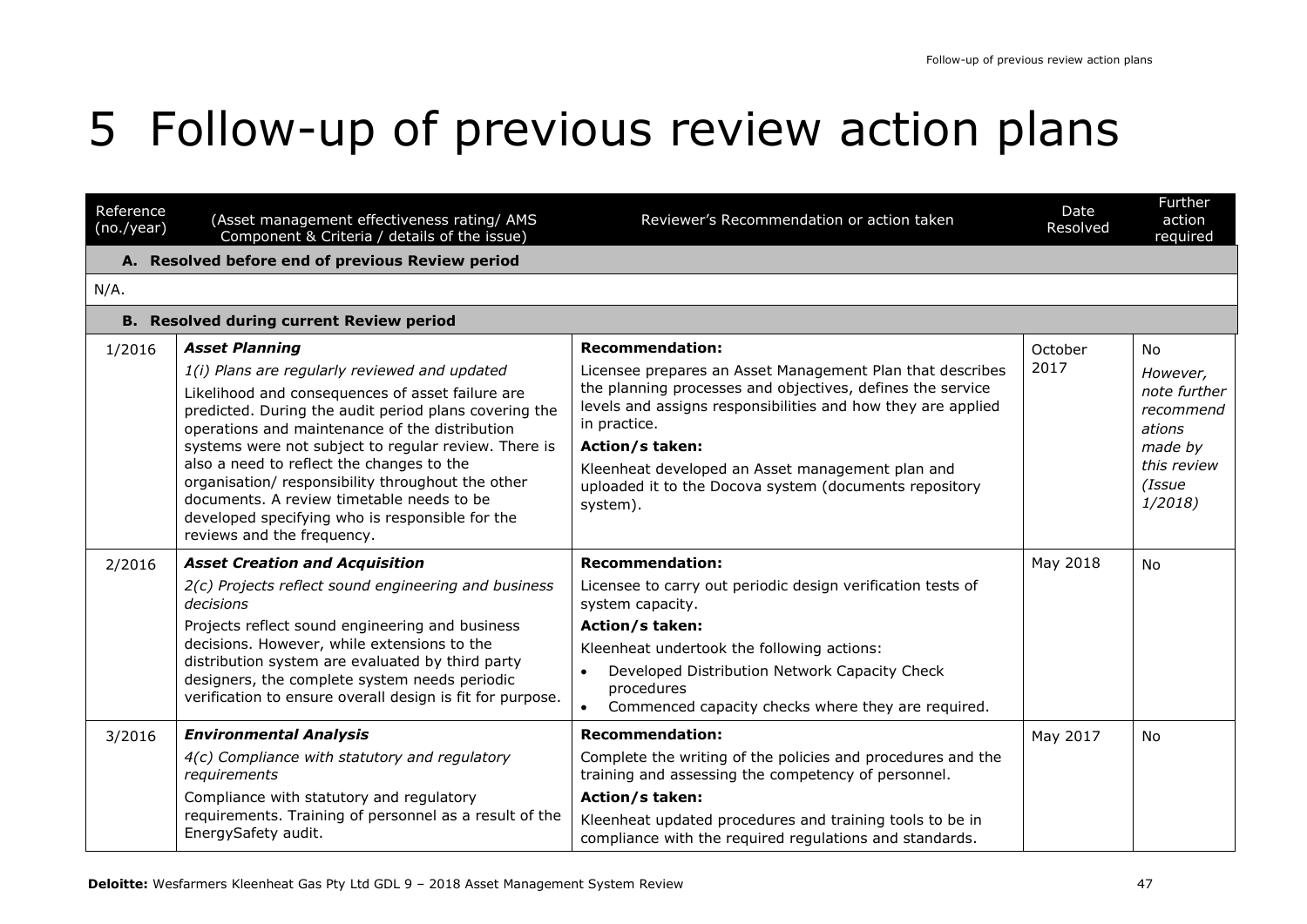# 5 Follow-up of previous review action plans

| Reference (no./year) | (Asset management effectiveness rating/ AMS Component & Criteria / details of the issue) | Reviewer's Recommendation or action taken | Date Resolved | Further action required |
|---|---|---|---|---|
| **A. Resolved before end of previous Review period** | | | | |
| N/A. | | | | |
| **B. Resolved during current Review period** | | | | |
| 1/2016 | ***Asset Planning*** <br> *1(i) Plans are regularly reviewed and updated* <br> Likelihood and consequences of asset failure are predicted. During the audit period plans covering the operations and maintenance of the distribution systems were not subject to regular review. There is also a need to reflect the changes to the organisation/ responsibility throughout the other documents. A review timetable needs to be developed specifying who is responsible for the reviews and the frequency. | **Recommendation:** <br> Licensee prepares an Asset Management Plan that describes the planning processes and objectives, defines the service levels and assigns responsibilities and how they are applied in practice. <br> **Action/s taken:** <br> Kleenheat developed an Asset management plan and uploaded it to the Docova system (documents repository system). | October 2017 | No <br> *However, note further recommendations made by this review (Issue 1/2018)* |
| 2/2016 | ***Asset Creation and Acquisition*** <br> *2(c) Projects reflect sound engineering and business decisions* <br> Projects reflect sound engineering and business decisions. However, while extensions to the distribution system are evaluated by third party designers, the complete system needs periodic verification to ensure overall design is fit for purpose. | **Recommendation:** <br> Licensee to carry out periodic design verification tests of system capacity. <br> **Action/s taken:** <br> Kleenheat undertook the following actions: <br> • Developed Distribution Network Capacity Check procedures <br> • Commenced capacity checks where they are required. | May 2018 | No |
| 3/2016 | ***Environmental Analysis*** <br> *4(c) Compliance with statutory and regulatory requirements* <br> Compliance with statutory and regulatory requirements. Training of personnel as a result of the EnergySafety audit. | **Recommendation:** <br> Complete the writing of the policies and procedures and the training and assessing the competency of personnel. <br> **Action/s taken:** <br> Kleenheat updated procedures and training tools to be in compliance with the required regulations and standards. | May 2017 | No |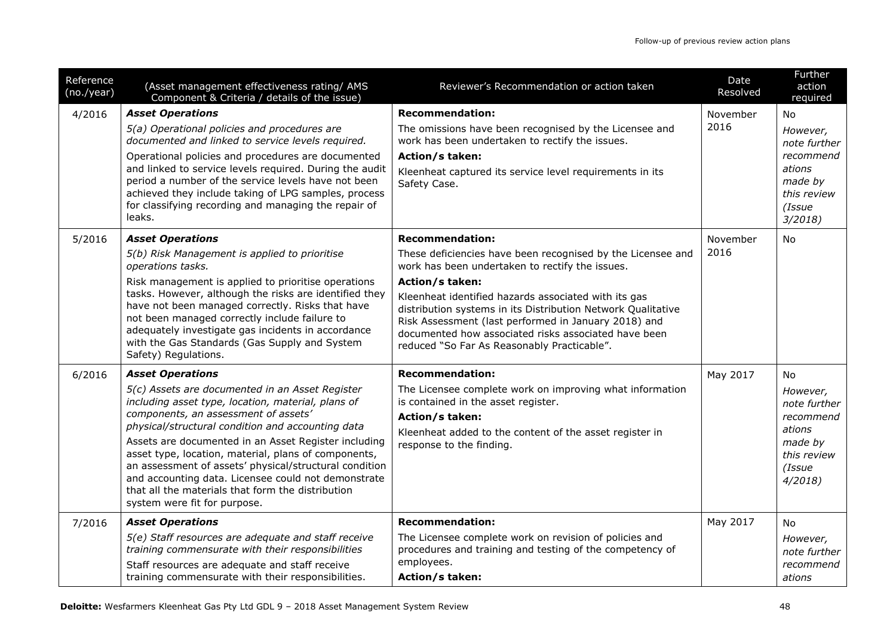| Reference (no./year) | (Asset management effectiveness rating/ AMS Component & Criteria / details of the issue) | Reviewer's Recommendation or action taken | Date Resolved | Further action required |
|---|---|---|---|---|
| 4/2016 | ***Asset Operations***<br>*5(a) Operational policies and procedures are documented and linked to service levels required.*<br>Operational policies and procedures are documented and linked to service levels required. During the audit period a number of the service levels have not been achieved they include taking of LPG samples, process for classifying recording and managing the repair of leaks. | **Recommendation:**<br>The omissions have been recognised by the Licensee and work has been undertaken to rectify the issues.<br>**Action/s taken:**<br>Kleenheat captured its service level requirements in its Safety Case. | November 2016 | No<br>*However, note further recommendations made by this review (Issue 3/2018)* |
| 5/2016 | ***Asset Operations***<br>*5(b) Risk Management is applied to prioritise operations tasks.*<br>Risk management is applied to prioritise operations tasks. However, although the risks are identified they have not been managed correctly. Risks that have not been managed correctly include failure to adequately investigate gas incidents in accordance with the Gas Standards (Gas Supply and System Safety) Regulations. | **Recommendation:**<br>These deficiencies have been recognised by the Licensee and work has been undertaken to rectify the issues.<br>**Action/s taken:**<br>Kleenheat identified hazards associated with its gas distribution systems in its Distribution Network Qualitative Risk Assessment (last performed in January 2018) and documented how associated risks associated have been reduced "So Far As Reasonably Practicable". | November 2016 | No |
| 6/2016 | ***Asset Operations***<br>*5(c) Assets are documented in an Asset Register including asset type, location, material, plans of components, an assessment of assets' physical/structural condition and accounting data*<br>Assets are documented in an Asset Register including asset type, location, material, plans of components, an assessment of assets' physical/structural condition and accounting data. Licensee could not demonstrate that all the materials that form the distribution system were fit for purpose. | **Recommendation:**<br>The Licensee complete work on improving what information is contained in the asset register.<br>**Action/s taken:**<br>Kleenheat added to the content of the asset register in response to the finding. | May 2017 | No<br>*However, note further recommendations made by this review (Issue 4/2018)* |
| 7/2016 | ***Asset Operations***<br>*5(e) Staff resources are adequate and staff receive training commensurate with their responsibilities*<br>Staff resources are adequate and staff receive training commensurate with their responsibilities. | **Recommendation:**<br>The Licensee complete work on revision of policies and procedures and training and testing of the competency of employees.<br>**Action/s taken:** | May 2017 | No<br>*However, note further recommendations* |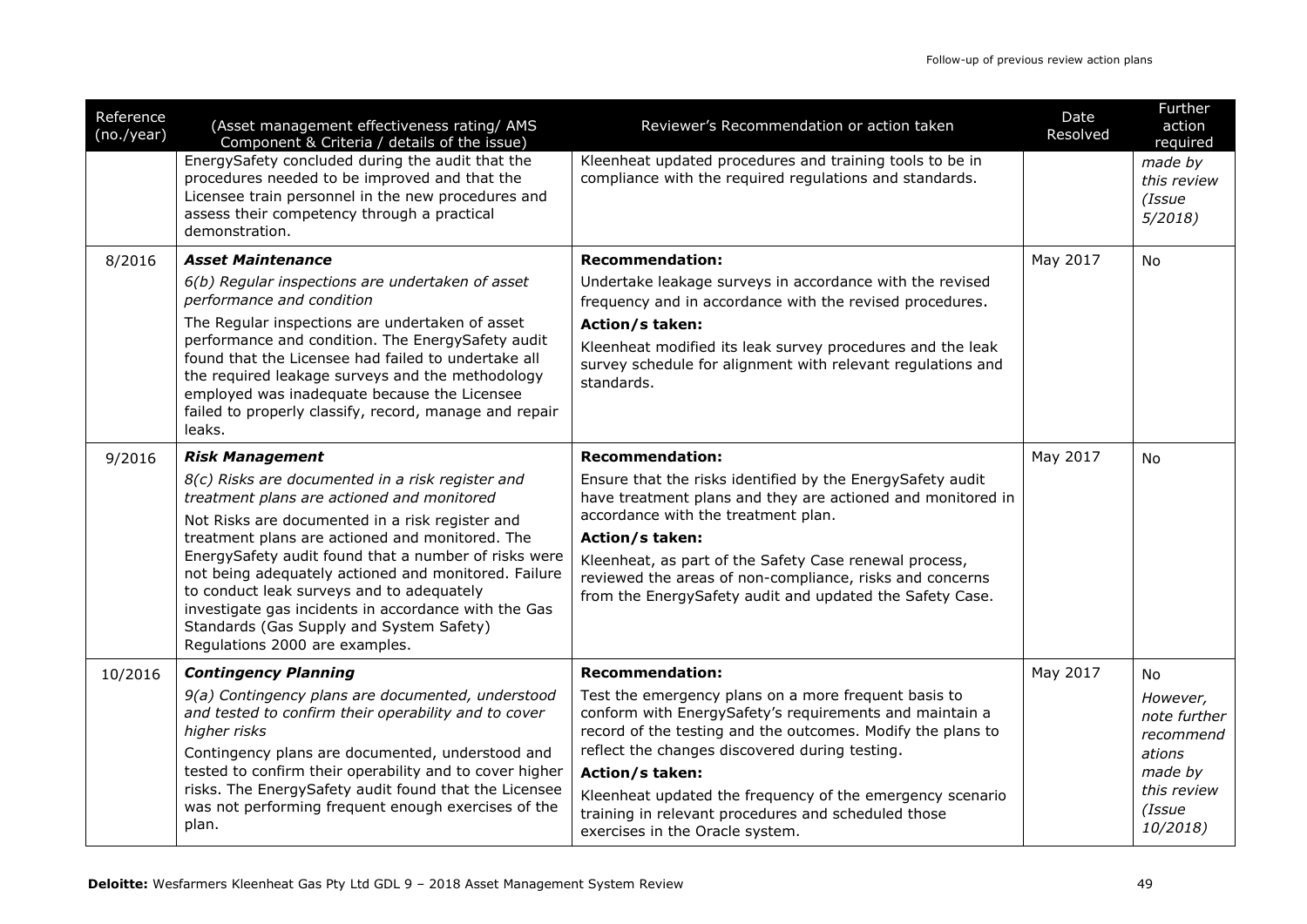| Reference (no./year) | (Asset management effectiveness rating/ AMS Component & Criteria / details of the issue) | Reviewer's Recommendation or action taken | Date Resolved | Further action required |
|---|---|---|---|---|
| | EnergySafety concluded during the audit that the procedures needed to be improved and that the Licensee train personnel in the new procedures and assess their competency through a practical demonstration. | Kleenheat updated procedures and training tools to be in compliance with the required regulations and standards. | | *made by this review (Issue 5/2018)* |
| 8/2016 | ***Asset Maintenance*** <br> *6(b) Regular inspections are undertaken of asset performance and condition* <br> The Regular inspections are undertaken of asset performance and condition. The EnergySafety audit found that the Licensee had failed to undertake all the required leakage surveys and the methodology employed was inadequate because the Licensee failed to properly classify, record, manage and repair leaks. | **Recommendation:** <br> Undertake leakage surveys in accordance with the revised frequency and in accordance with the revised procedures. <br> **Action/s taken:** <br> Kleenheat modified its leak survey procedures and the leak survey schedule for alignment with relevant regulations and standards. | May 2017 | No |
| 9/2016 | ***Risk Management*** <br> *8(c) Risks are documented in a risk register and treatment plans are actioned and monitored* <br> Not Risks are documented in a risk register and treatment plans are actioned and monitored. The EnergySafety audit found that a number of risks were not being adequately actioned and monitored. Failure to conduct leak surveys and to adequately investigate gas incidents in accordance with the Gas Standards (Gas Supply and System Safety) Regulations 2000 are examples. | **Recommendation:** <br> Ensure that the risks identified by the EnergySafety audit have treatment plans and they are actioned and monitored in accordance with the treatment plan. <br> **Action/s taken:** <br> Kleenheat, as part of the Safety Case renewal process, reviewed the areas of non-compliance, risks and concerns from the EnergySafety audit and updated the Safety Case. | May 2017 | No |
| 10/2016 | ***Contingency Planning*** <br> *9(a) Contingency plans are documented, understood and tested to confirm their operability and to cover higher risks* <br> Contingency plans are documented, understood and tested to confirm their operability and to cover higher risks. The EnergySafety audit found that the Licensee was not performing frequent enough exercises of the plan. | **Recommendation:** <br> Test the emergency plans on a more frequent basis to conform with EnergySafety's requirements and maintain a record of the testing and the outcomes. Modify the plans to reflect the changes discovered during testing. <br> **Action/s taken:** <br> Kleenheat updated the frequency of the emergency scenario training in relevant procedures and scheduled those exercises in the Oracle system. | May 2017 | No <br> *However, note further recommendations made by this review (Issue 10/2018)* |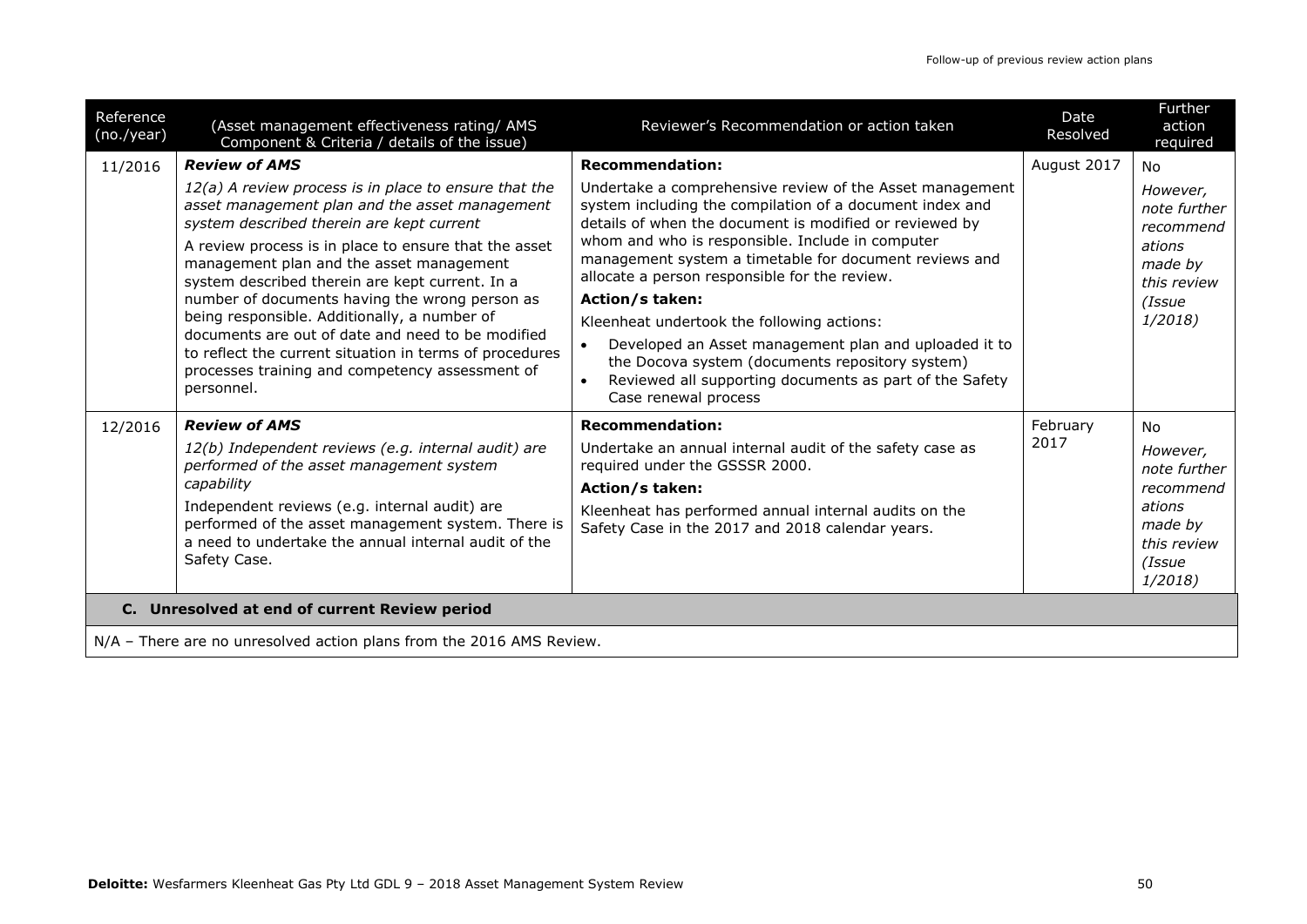| Reference (no./year) | (Asset management effectiveness rating/ AMS Component & Criteria / details of the issue) | Reviewer's Recommendation or action taken | Date Resolved | Further action required |
|---|---|---|---|---|
| 11/2016 | ***Review of AMS***<br>*12(a) A review process is in place to ensure that the asset management plan and the asset management system described therein are kept current*<br>A review process is in place to ensure that the asset management plan and the asset management system described therein are kept current. In a number of documents having the wrong person as being responsible. Additionally, a number of documents are out of date and need to be modified to reflect the current situation in terms of procedures processes training and competency assessment of personnel. | **Recommendation:**<br>Undertake a comprehensive review of the Asset management system including the compilation of a document index and details of when the document is modified or reviewed by whom and who is responsible. Include in computer management system a timetable for document reviews and allocate a person responsible for the review.<br>**Action/s taken:**<br>Kleenheat undertook the following actions:<br>• Developed an Asset management plan and uploaded it to the Docova system (documents repository system)<br>• Reviewed all supporting documents as part of the Safety Case renewal process | August 2017 | No<br>*However, note further recommendations made by this review (Issue 1/2018)* |
| 12/2016 | ***Review of AMS***<br>*12(b) Independent reviews (e.g. internal audit) are performed of the asset management system capability*<br>Independent reviews (e.g. internal audit) are performed of the asset management system. There is a need to undertake the annual internal audit of the Safety Case. | **Recommendation:**<br>Undertake an annual internal audit of the safety case as required under the GSSSR 2000.<br>**Action/s taken:**<br>Kleenheat has performed annual internal audits on the Safety Case in the 2017 and 2018 calendar years. | February 2017 | No<br>*However, note further recommendations made by this review (Issue 1/2018)* |
| **C. Unresolved at end of current Review period** | | | | |
| N/A – There are no unresolved action plans from the 2016 AMS Review. | | | | |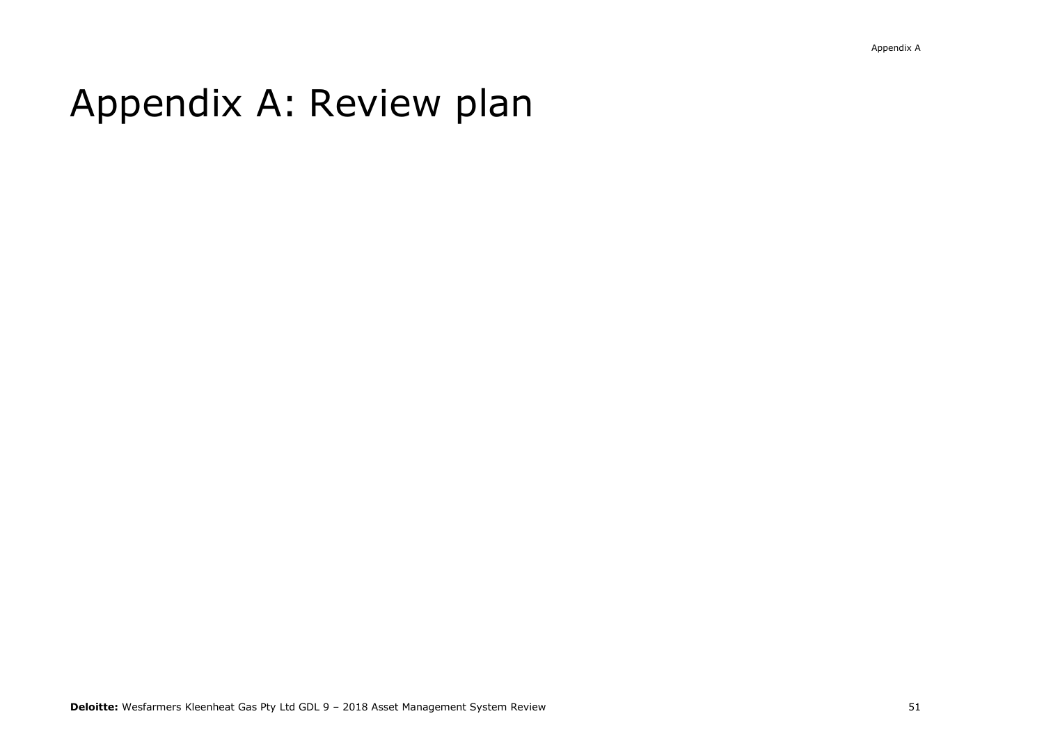# Appendix A: Review plan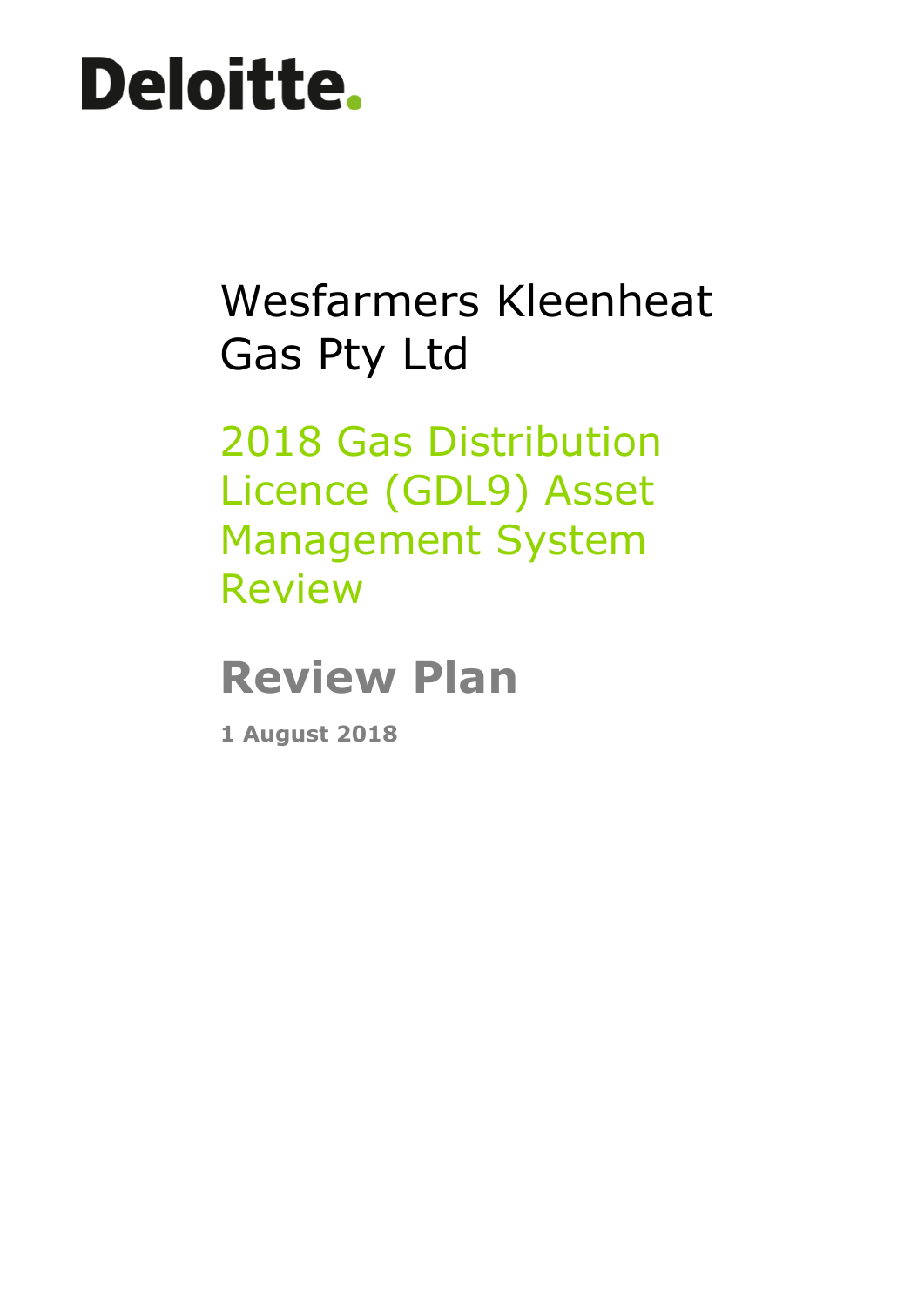Deloitte.

# Wesfarmers Kleenheat Gas Pty Ltd

## 2018 Gas Distribution Licence (GDL9) Asset Management System Review

## Review Plan

**1 August 2018**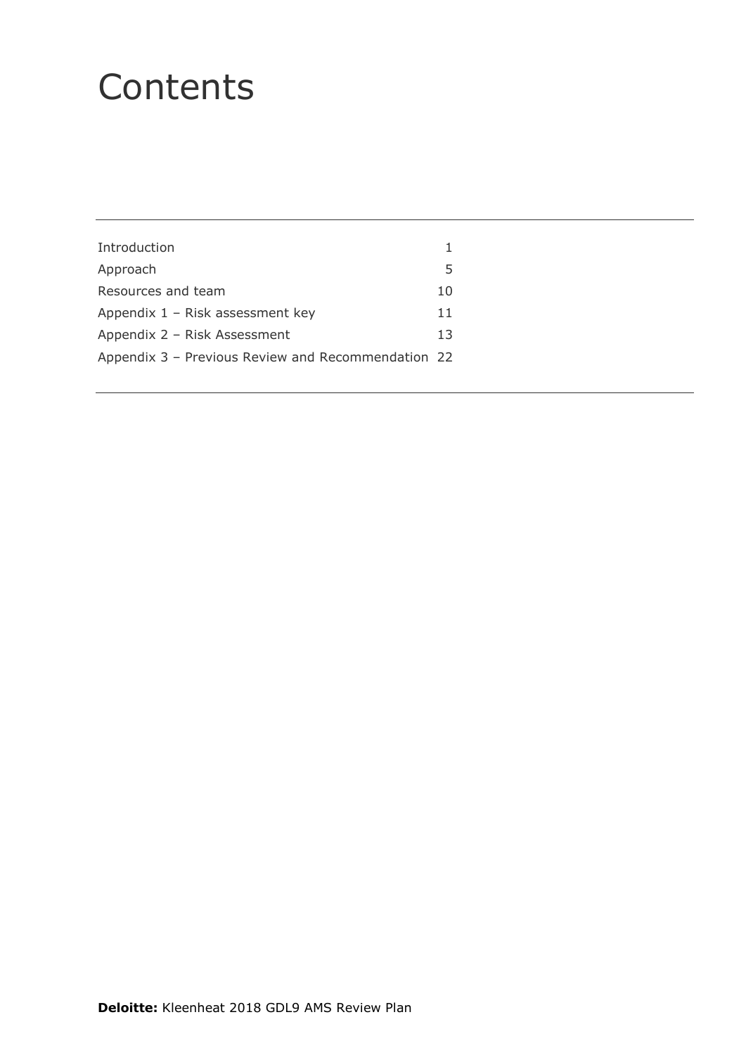# Contents

| | |
|---|---|
| Introduction | 1 |
| Approach | 5 |
| Resources and team | 10 |
| Appendix 1 – Risk assessment key | 11 |
| Appendix 2 – Risk Assessment | 13 |
| Appendix 3 – Previous Review and Recommendation | 22 |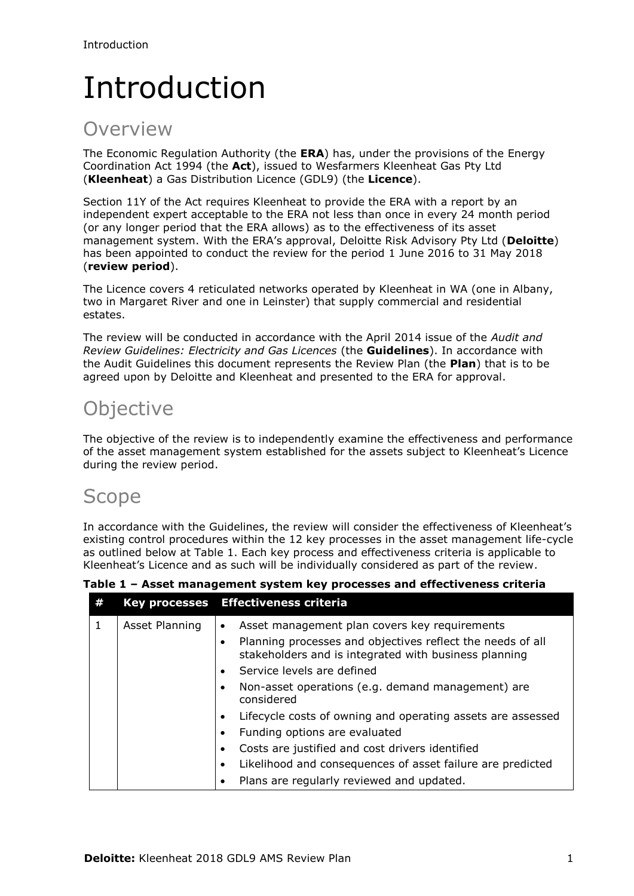# Introduction

## Overview

The Economic Regulation Authority (the **ERA**) has, under the provisions of the Energy Coordination Act 1994 (the **Act**), issued to Wesfarmers Kleenheat Gas Pty Ltd (**Kleenheat**) a Gas Distribution Licence (GDL9) (the **Licence**).

Section 11Y of the Act requires Kleenheat to provide the ERA with a report by an independent expert acceptable to the ERA not less than once in every 24 month period (or any longer period that the ERA allows) as to the effectiveness of its asset management system. With the ERA's approval, Deloitte Risk Advisory Pty Ltd (**Deloitte**) has been appointed to conduct the review for the period 1 June 2016 to 31 May 2018 (**review period**).

The Licence covers 4 reticulated networks operated by Kleenheat in WA (one in Albany, two in Margaret River and one in Leinster) that supply commercial and residential estates.

The review will be conducted in accordance with the April 2014 issue of the *Audit and Review Guidelines: Electricity and Gas Licences* (the **Guidelines**). In accordance with the Audit Guidelines this document represents the Review Plan (the **Plan**) that is to be agreed upon by Deloitte and Kleenheat and presented to the ERA for approval.

## Objective

The objective of the review is to independently examine the effectiveness and performance of the asset management system established for the assets subject to Kleenheat's Licence during the review period.

## Scope

In accordance with the Guidelines, the review will consider the effectiveness of Kleenheat's existing control procedures within the 12 key processes in the asset management life-cycle as outlined below at Table 1. Each key process and effectiveness criteria is applicable to Kleenheat's Licence and as such will be individually considered as part of the review.

**Table 1 – Asset management system key processes and effectiveness criteria**

| # | Key processes | Effectiveness criteria |
|---|---|---|
| 1 | Asset Planning | • Asset management plan covers key requirements<br>• Planning processes and objectives reflect the needs of all stakeholders and is integrated with business planning<br>• Service levels are defined<br>• Non-asset operations (e.g. demand management) are considered<br>• Lifecycle costs of owning and operating assets are assessed<br>• Funding options are evaluated<br>• Costs are justified and cost drivers identified<br>• Likelihood and consequences of asset failure are predicted<br>• Plans are regularly reviewed and updated. |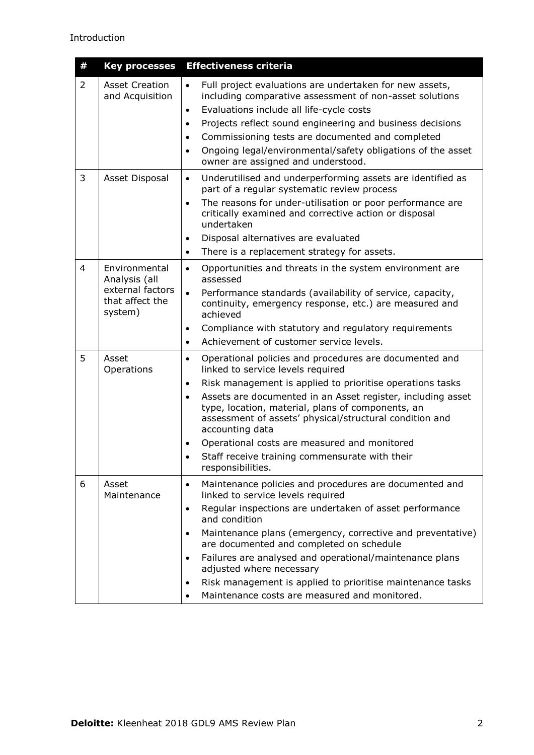| # | Key processes | Effectiveness criteria |
|---|---|---|
| 2 | Asset Creation and Acquisition | • Full project evaluations are undertaken for new assets, including comparative assessment of non-asset solutions<br>• Evaluations include all life-cycle costs<br>• Projects reflect sound engineering and business decisions<br>• Commissioning tests are documented and completed<br>• Ongoing legal/environmental/safety obligations of the asset owner are assigned and understood. |
| 3 | Asset Disposal | • Underutilised and underperforming assets are identified as part of a regular systematic review process<br>• The reasons for under-utilisation or poor performance are critically examined and corrective action or disposal undertaken<br>• Disposal alternatives are evaluated<br>• There is a replacement strategy for assets. |
| 4 | Environmental Analysis (all external factors that affect the system) | • Opportunities and threats in the system environment are assessed<br>• Performance standards (availability of service, capacity, continuity, emergency response, etc.) are measured and achieved<br>• Compliance with statutory and regulatory requirements<br>• Achievement of customer service levels. |
| 5 | Asset Operations | • Operational policies and procedures are documented and linked to service levels required<br>• Risk management is applied to prioritise operations tasks<br>• Assets are documented in an Asset register, including asset type, location, material, plans of components, an assessment of assets' physical/structural condition and accounting data<br>• Operational costs are measured and monitored<br>• Staff receive training commensurate with their responsibilities. |
| 6 | Asset Maintenance | • Maintenance policies and procedures are documented and linked to service levels required<br>• Regular inspections are undertaken of asset performance and condition<br>• Maintenance plans (emergency, corrective and preventative) are documented and completed on schedule<br>• Failures are analysed and operational/maintenance plans adjusted where necessary<br>• Risk management is applied to prioritise maintenance tasks<br>• Maintenance costs are measured and monitored. |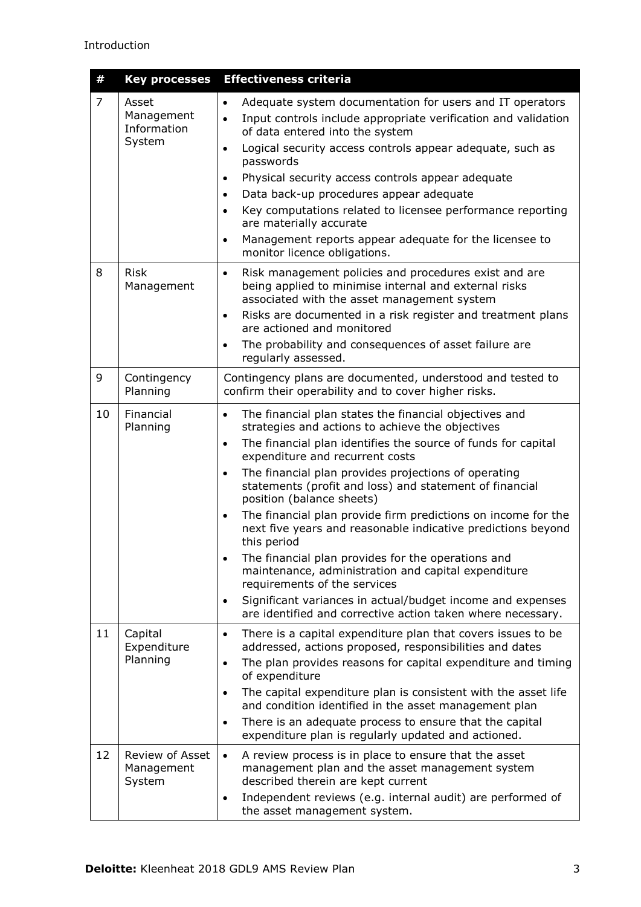| # | Key processes | Effectiveness criteria |
|---|---|---|
| 7 | Asset Management Information System | • Adequate system documentation for users and IT operators<br>• Input controls include appropriate verification and validation of data entered into the system<br>• Logical security access controls appear adequate, such as passwords<br>• Physical security access controls appear adequate<br>• Data back-up procedures appear adequate<br>• Key computations related to licensee performance reporting are materially accurate<br>• Management reports appear adequate for the licensee to monitor licence obligations. |
| 8 | Risk Management | • Risk management policies and procedures exist and are being applied to minimise internal and external risks associated with the asset management system<br>• Risks are documented in a risk register and treatment plans are actioned and monitored<br>• The probability and consequences of asset failure are regularly assessed. |
| 9 | Contingency Planning | Contingency plans are documented, understood and tested to confirm their operability and to cover higher risks. |
| 10 | Financial Planning | • The financial plan states the financial objectives and strategies and actions to achieve the objectives<br>• The financial plan identifies the source of funds for capital expenditure and recurrent costs<br>• The financial plan provides projections of operating statements (profit and loss) and statement of financial position (balance sheets)<br>• The financial plan provide firm predictions on income for the next five years and reasonable indicative predictions beyond this period<br>• The financial plan provides for the operations and maintenance, administration and capital expenditure requirements of the services<br>• Significant variances in actual/budget income and expenses are identified and corrective action taken where necessary. |
| 11 | Capital Expenditure Planning | • There is a capital expenditure plan that covers issues to be addressed, actions proposed, responsibilities and dates<br>• The plan provides reasons for capital expenditure and timing of expenditure<br>• The capital expenditure plan is consistent with the asset life and condition identified in the asset management plan<br>• There is an adequate process to ensure that the capital expenditure plan is regularly updated and actioned. |
| 12 | Review of Asset Management System | • A review process is in place to ensure that the asset management plan and the asset management system described therein are kept current<br>• Independent reviews (e.g. internal audit) are performed of the asset management system. |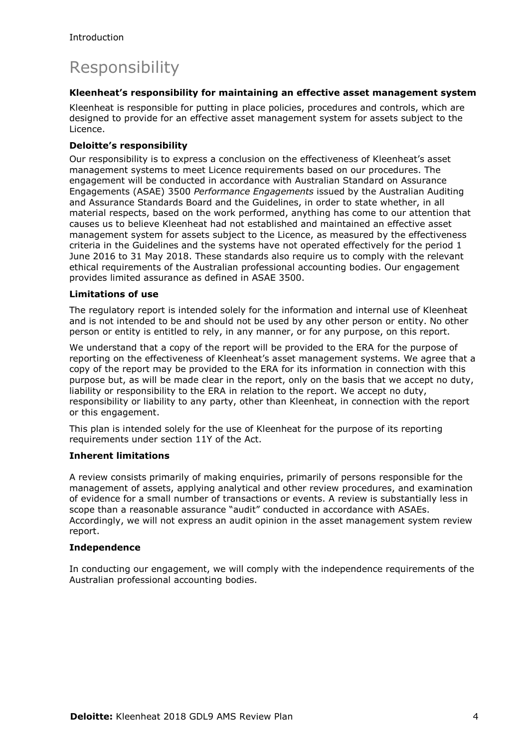# Responsibility

**Kleenheat's responsibility for maintaining an effective asset management system**

Kleenheat is responsible for putting in place policies, procedures and controls, which are designed to provide for an effective asset management system for assets subject to the Licence.

**Deloitte's responsibility**

Our responsibility is to express a conclusion on the effectiveness of Kleenheat's asset management systems to meet Licence requirements based on our procedures. The engagement will be conducted in accordance with Australian Standard on Assurance Engagements (ASAE) 3500 *Performance Engagements* issued by the Australian Auditing and Assurance Standards Board and the Guidelines, in order to state whether, in all material respects, based on the work performed, anything has come to our attention that causes us to believe Kleenheat had not established and maintained an effective asset management system for assets subject to the Licence, as measured by the effectiveness criteria in the Guidelines and the systems have not operated effectively for the period 1 June 2016 to 31 May 2018. These standards also require us to comply with the relevant ethical requirements of the Australian professional accounting bodies. Our engagement provides limited assurance as defined in ASAE 3500.

**Limitations of use**

The regulatory report is intended solely for the information and internal use of Kleenheat and is not intended to be and should not be used by any other person or entity. No other person or entity is entitled to rely, in any manner, or for any purpose, on this report.

We understand that a copy of the report will be provided to the ERA for the purpose of reporting on the effectiveness of Kleenheat's asset management systems. We agree that a copy of the report may be provided to the ERA for its information in connection with this purpose but, as will be made clear in the report, only on the basis that we accept no duty, liability or responsibility to the ERA in relation to the report. We accept no duty, responsibility or liability to any party, other than Kleenheat, in connection with the report or this engagement.

This plan is intended solely for the use of Kleenheat for the purpose of its reporting requirements under section 11Y of the Act.

**Inherent limitations**

A review consists primarily of making enquiries, primarily of persons responsible for the management of assets, applying analytical and other review procedures, and examination of evidence for a small number of transactions or events. A review is substantially less in scope than a reasonable assurance "audit" conducted in accordance with ASAEs. Accordingly, we will not express an audit opinion in the asset management system review report.

**Independence**

In conducting our engagement, we will comply with the independence requirements of the Australian professional accounting bodies.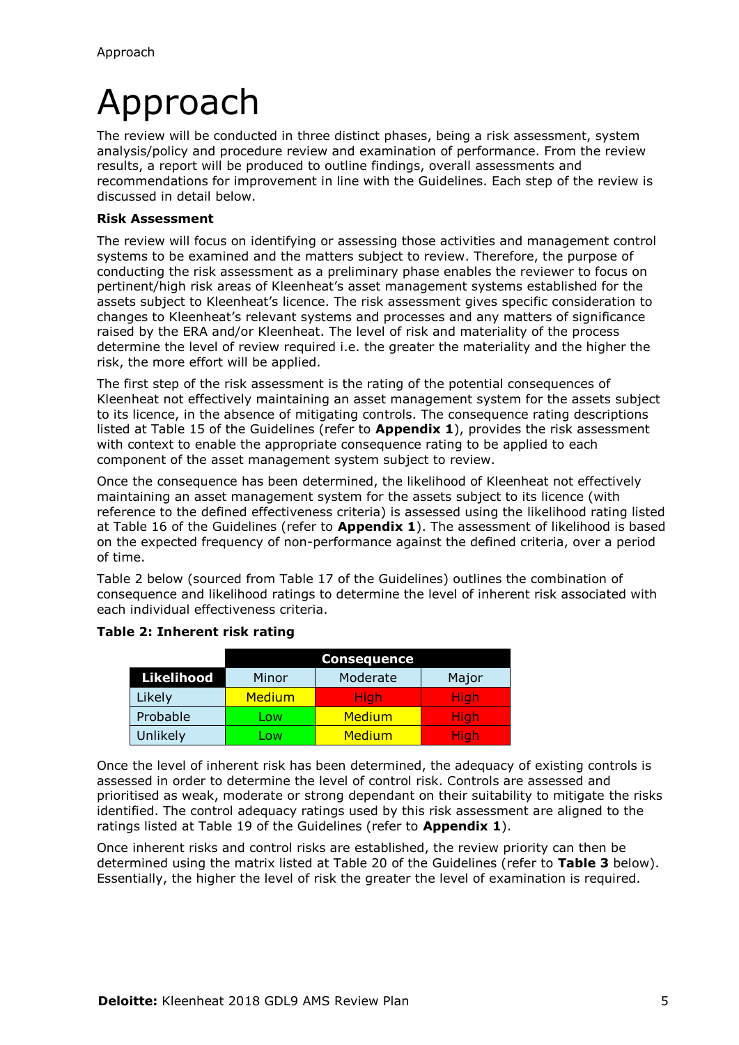# Approach

The review will be conducted in three distinct phases, being a risk assessment, system analysis/policy and procedure review and examination of performance. From the review results, a report will be produced to outline findings, overall assessments and recommendations for improvement in line with the Guidelines. Each step of the review is discussed in detail below.

**Risk Assessment**

The review will focus on identifying or assessing those activities and management control systems to be examined and the matters subject to review. Therefore, the purpose of conducting the risk assessment as a preliminary phase enables the reviewer to focus on pertinent/high risk areas of Kleenheat's asset management systems established for the assets subject to Kleenheat's licence. The risk assessment gives specific consideration to changes to Kleenheat's relevant systems and processes and any matters of significance raised by the ERA and/or Kleenheat. The level of risk and materiality of the process determine the level of review required i.e. the greater the materiality and the higher the risk, the more effort will be applied.

The first step of the risk assessment is the rating of the potential consequences of Kleenheat not effectively maintaining an asset management system for the assets subject to its licence, in the absence of mitigating controls. The consequence rating descriptions listed at Table 15 of the Guidelines (refer to **Appendix 1**), provides the risk assessment with context to enable the appropriate consequence rating to be applied to each component of the asset management system subject to review.

Once the consequence has been determined, the likelihood of Kleenheat not effectively maintaining an asset management system for the assets subject to its licence (with reference to the defined effectiveness criteria) is assessed using the likelihood rating listed at Table 16 of the Guidelines (refer to **Appendix 1**). The assessment of likelihood is based on the expected frequency of non-performance against the defined criteria, over a period of time.

Table 2 below (sourced from Table 17 of the Guidelines) outlines the combination of consequence and likelihood ratings to determine the level of inherent risk associated with each individual effectiveness criteria.

**Table 2: Inherent risk rating**

| | Consequence | | |
|---|---|---|---|
| **Likelihood** | Minor | Moderate | Major |
| Likely | Medium | High | High |
| Probable | Low | Medium | High |
| Unlikely | Low | Medium | High |

Once the level of inherent risk has been determined, the adequacy of existing controls is assessed in order to determine the level of control risk. Controls are assessed and prioritised as weak, moderate or strong dependant on their suitability to mitigate the risks identified. The control adequacy ratings used by this risk assessment are aligned to the ratings listed at Table 19 of the Guidelines (refer to **Appendix 1**).

Once inherent risks and control risks are established, the review priority can then be determined using the matrix listed at Table 20 of the Guidelines (refer to **Table 3** below). Essentially, the higher the level of risk the greater the level of examination is required.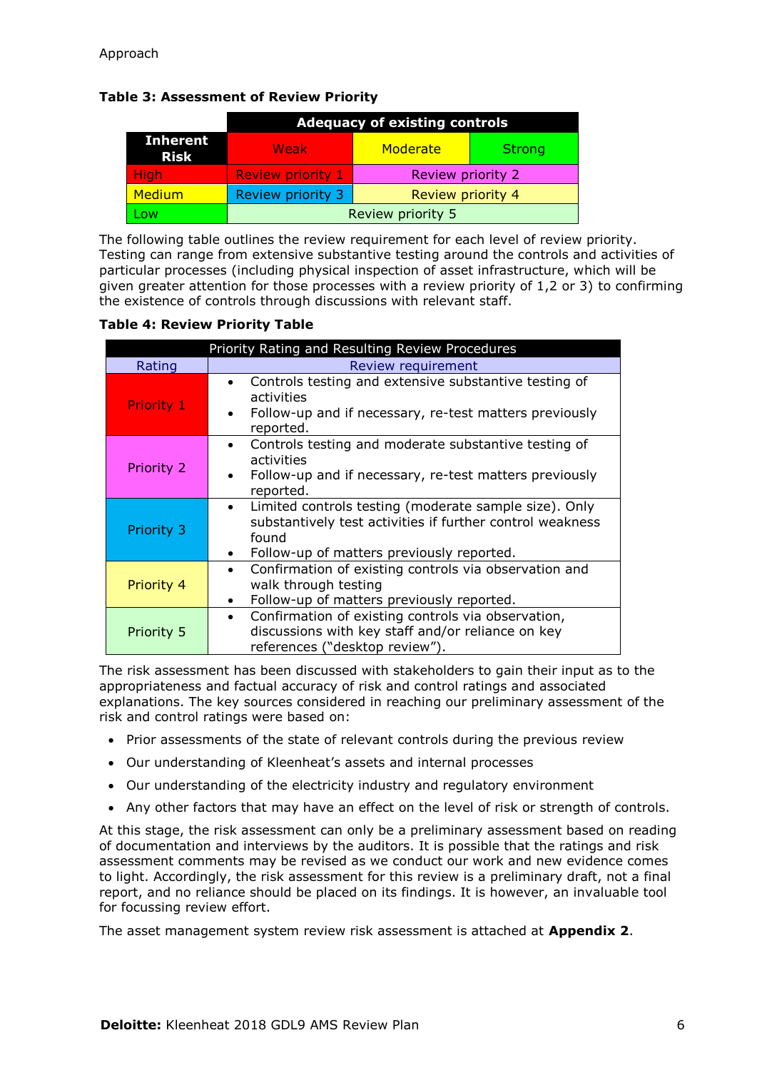Approach

**Table 3: Assessment of Review Priority**

| Inherent Risk | Adequacy of existing controls | | |
|---|---|---|---|
| | Weak | Moderate | Strong |
| High | Review priority 1 | Review priority 2 | |
| Medium | Review priority 3 | Review priority 4 | |
| Low | Review priority 5 | | |

The following table outlines the review requirement for each level of review priority. Testing can range from extensive substantive testing around the controls and activities of particular processes (including physical inspection of asset infrastructure, which will be given greater attention for those processes with a review priority of 1,2 or 3) to confirming the existence of controls through discussions with relevant staff.

**Table 4: Review Priority Table**

| Priority Rating and Resulting Review Procedures | |
|---|---|
| Rating | Review requirement |
| Priority 1 | • Controls testing and extensive substantive testing of activities<br>• Follow-up and if necessary, re-test matters previously reported. |
| Priority 2 | • Controls testing and moderate substantive testing of activities<br>• Follow-up and if necessary, re-test matters previously reported. |
| Priority 3 | • Limited controls testing (moderate sample size). Only substantively test activities if further control weakness found<br>• Follow-up of matters previously reported. |
| Priority 4 | • Confirmation of existing controls via observation and walk through testing<br>• Follow-up of matters previously reported. |
| Priority 5 | • Confirmation of existing controls via observation, discussions with key staff and/or reliance on key references ("desktop review"). |

The risk assessment has been discussed with stakeholders to gain their input as to the appropriateness and factual accuracy of risk and control ratings and associated explanations. The key sources considered in reaching our preliminary assessment of the risk and control ratings were based on:

- Prior assessments of the state of relevant controls during the previous review
- Our understanding of Kleenheat's assets and internal processes
- Our understanding of the electricity industry and regulatory environment
- Any other factors that may have an effect on the level of risk or strength of controls.

At this stage, the risk assessment can only be a preliminary assessment based on reading of documentation and interviews by the auditors. It is possible that the ratings and risk assessment comments may be revised as we conduct our work and new evidence comes to light. Accordingly, the risk assessment for this review is a preliminary draft, not a final report, and no reliance should be placed on its findings. It is however, an invaluable tool for focussing review effort.

The asset management system review risk assessment is attached at **Appendix 2**.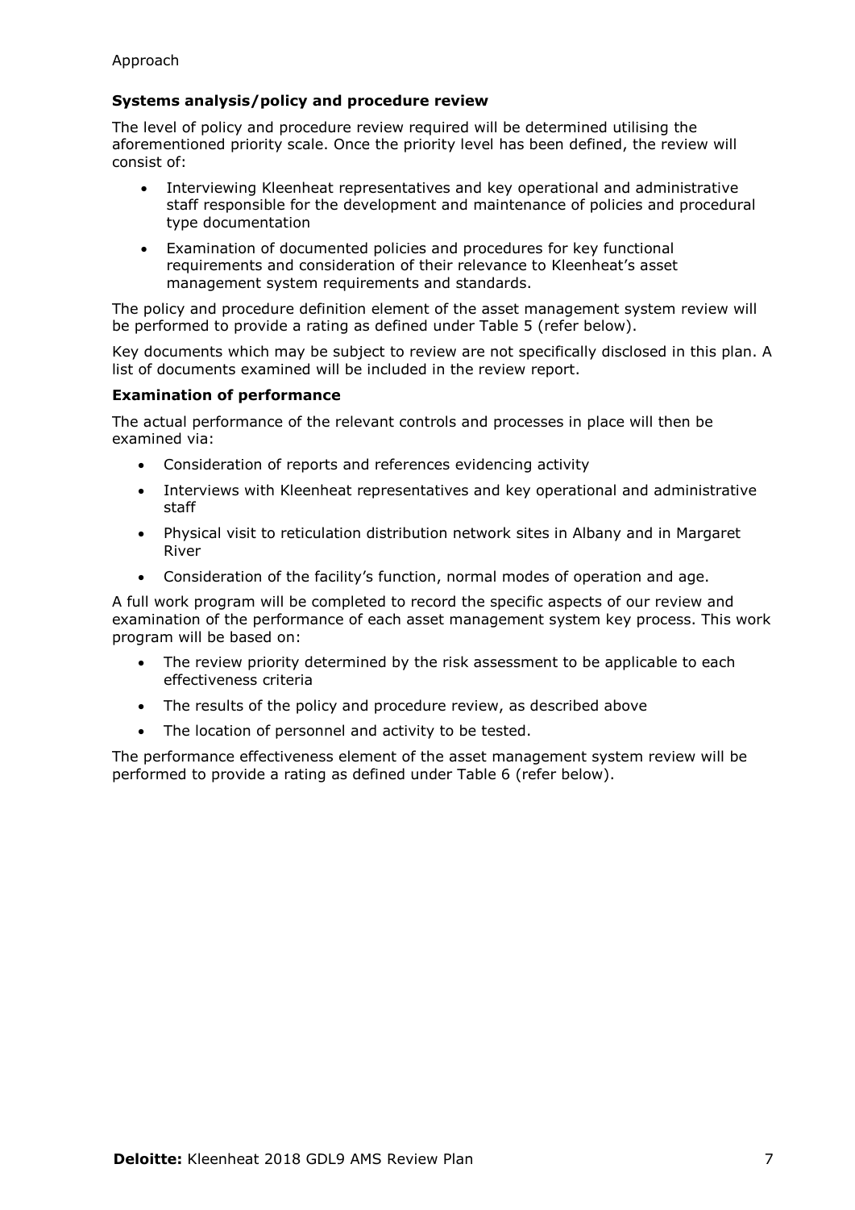Approach

**Systems analysis/policy and procedure review**

The level of policy and procedure review required will be determined utilising the aforementioned priority scale. Once the priority level has been defined, the review will consist of:

- Interviewing Kleenheat representatives and key operational and administrative staff responsible for the development and maintenance of policies and procedural type documentation
- Examination of documented policies and procedures for key functional requirements and consideration of their relevance to Kleenheat's asset management system requirements and standards.

The policy and procedure definition element of the asset management system review will be performed to provide a rating as defined under Table 5 (refer below).

Key documents which may be subject to review are not specifically disclosed in this plan. A list of documents examined will be included in the review report.

**Examination of performance**

The actual performance of the relevant controls and processes in place will then be examined via:

- Consideration of reports and references evidencing activity
- Interviews with Kleenheat representatives and key operational and administrative staff
- Physical visit to reticulation distribution network sites in Albany and in Margaret River
- Consideration of the facility's function, normal modes of operation and age.

A full work program will be completed to record the specific aspects of our review and examination of the performance of each asset management system key process. This work program will be based on:

- The review priority determined by the risk assessment to be applicable to each effectiveness criteria
- The results of the policy and procedure review, as described above
- The location of personnel and activity to be tested.

The performance effectiveness element of the asset management system review will be performed to provide a rating as defined under Table 6 (refer below).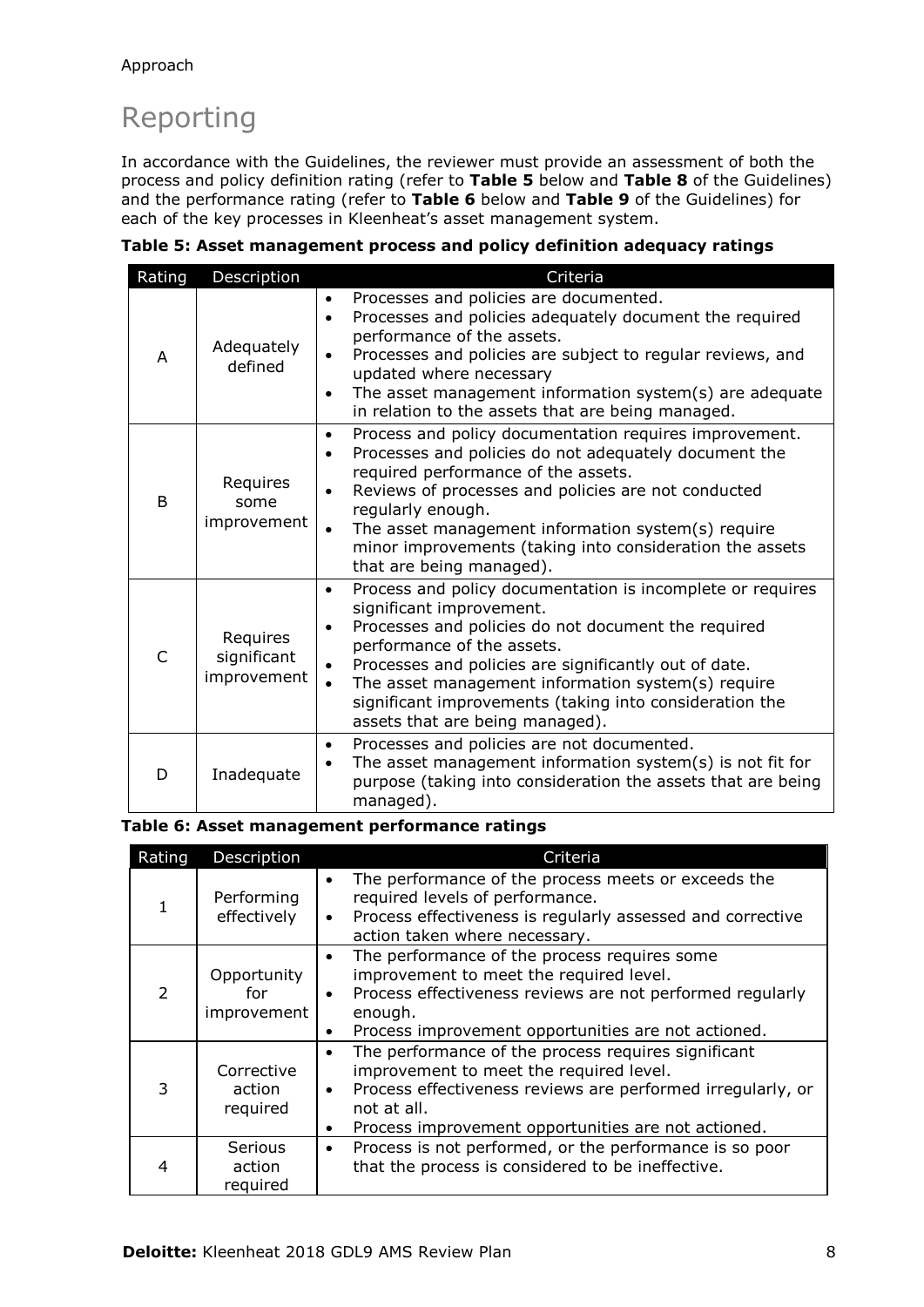# Reporting

In accordance with the Guidelines, the reviewer must provide an assessment of both the process and policy definition rating (refer to **Table 5** below and **Table 8** of the Guidelines) and the performance rating (refer to **Table 6** below and **Table 9** of the Guidelines) for each of the key processes in Kleenheat's asset management system.

**Table 5: Asset management process and policy definition adequacy ratings**

| Rating | Description | Criteria |
|---|---|---|
| A | Adequately defined | • Processes and policies are documented.<br>• Processes and policies adequately document the required performance of the assets.<br>• Processes and policies are subject to regular reviews, and updated where necessary<br>• The asset management information system(s) are adequate in relation to the assets that are being managed. |
| B | Requires some improvement | • Process and policy documentation requires improvement.<br>• Processes and policies do not adequately document the required performance of the assets.<br>• Reviews of processes and policies are not conducted regularly enough.<br>• The asset management information system(s) require minor improvements (taking into consideration the assets that are being managed). |
| C | Requires significant improvement | • Process and policy documentation is incomplete or requires significant improvement.<br>• Processes and policies do not document the required performance of the assets.<br>• Processes and policies are significantly out of date.<br>• The asset management information system(s) require significant improvements (taking into consideration the assets that are being managed). |
| D | Inadequate | • Processes and policies are not documented.<br>• The asset management information system(s) is not fit for purpose (taking into consideration the assets that are being managed). |

**Table 6: Asset management performance ratings**

| Rating | Description | Criteria |
|---|---|---|
| 1 | Performing effectively | • The performance of the process meets or exceeds the required levels of performance.<br>• Process effectiveness is regularly assessed and corrective action taken where necessary. |
| 2 | Opportunity for improvement | • The performance of the process requires some improvement to meet the required level.<br>• Process effectiveness reviews are not performed regularly enough.<br>• Process improvement opportunities are not actioned. |
| 3 | Corrective action required | • The performance of the process requires significant improvement to meet the required level.<br>• Process effectiveness reviews are performed irregularly, or not at all.<br>• Process improvement opportunities are not actioned. |
| 4 | Serious action required | • Process is not performed, or the performance is so poor that the process is considered to be ineffective. |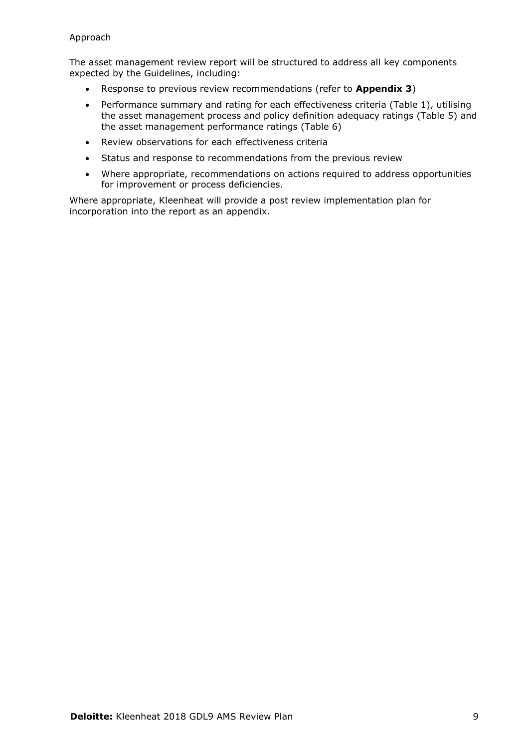Approach

The asset management review report will be structured to address all key components expected by the Guidelines, including:

- Response to previous review recommendations (refer to **Appendix 3**)
- Performance summary and rating for each effectiveness criteria (Table 1), utilising the asset management process and policy definition adequacy ratings (Table 5) and the asset management performance ratings (Table 6)
- Review observations for each effectiveness criteria
- Status and response to recommendations from the previous review
- Where appropriate, recommendations on actions required to address opportunities for improvement or process deficiencies.

Where appropriate, Kleenheat will provide a post review implementation plan for incorporation into the report as an appendix.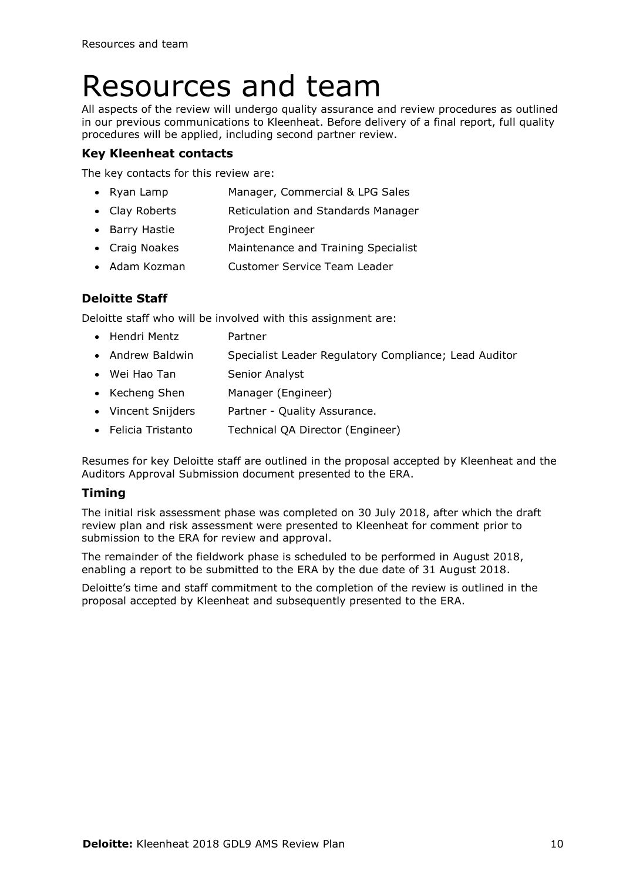# Resources and team

All aspects of the review will undergo quality assurance and review procedures as outlined in our previous communications to Kleenheat. Before delivery of a final report, full quality procedures will be applied, including second partner review.

### Key Kleenheat contacts

The key contacts for this review are:

- Ryan Lamp — Manager, Commercial & LPG Sales
- Clay Roberts — Reticulation and Standards Manager
- Barry Hastie — Project Engineer
- Craig Noakes — Maintenance and Training Specialist
- Adam Kozman — Customer Service Team Leader

### Deloitte Staff

Deloitte staff who will be involved with this assignment are:

- Hendri Mentz — Partner
- Andrew Baldwin — Specialist Leader Regulatory Compliance; Lead Auditor
- Wei Hao Tan — Senior Analyst
- Kecheng Shen — Manager (Engineer)
- Vincent Snijders — Partner - Quality Assurance.
- Felicia Tristanto — Technical QA Director (Engineer)

Resumes for key Deloitte staff are outlined in the proposal accepted by Kleenheat and the Auditors Approval Submission document presented to the ERA.

### Timing

The initial risk assessment phase was completed on 30 July 2018, after which the draft review plan and risk assessment were presented to Kleenheat for comment prior to submission to the ERA for review and approval.

The remainder of the fieldwork phase is scheduled to be performed in August 2018, enabling a report to be submitted to the ERA by the due date of 31 August 2018.

Deloitte's time and staff commitment to the completion of the review is outlined in the proposal accepted by Kleenheat and subsequently presented to the ERA.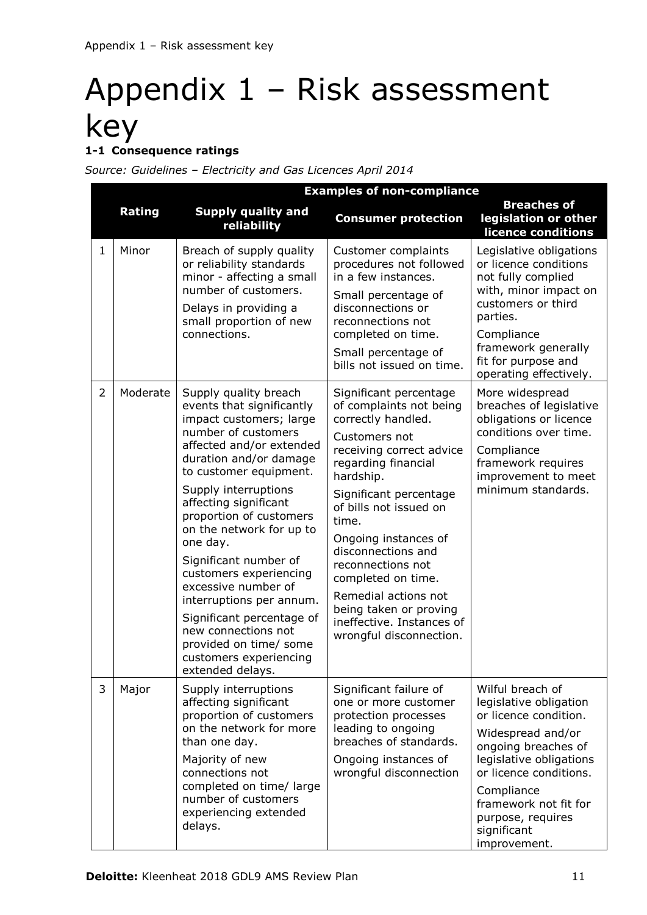# Appendix 1 – Risk assessment key

### 1-1 Consequence ratings

*Source: Guidelines – Electricity and Gas Licences April 2014*

| | Rating | Examples of non-compliance | | |
|---|---|---|---|---|
| | | **Supply quality and reliability** | **Consumer protection** | **Breaches of legislation or other licence conditions** |
| 1 | Minor | Breach of supply quality or reliability standards minor - affecting a small number of customers. Delays in providing a small proportion of new connections. | Customer complaints procedures not followed in a few instances. Small percentage of disconnections or reconnections not completed on time. Small percentage of bills not issued on time. | Legislative obligations or licence conditions not fully complied with, minor impact on customers or third parties. Compliance framework generally fit for purpose and operating effectively. |
| 2 | Moderate | Supply quality breach events that significantly impact customers; large number of customers affected and/or extended duration and/or damage to customer equipment. Supply interruptions affecting significant proportion of customers on the network for up to one day. Significant number of customers experiencing excessive number of interruptions per annum. Significant percentage of new connections not provided on time/ some customers experiencing extended delays. | Significant percentage of complaints not being correctly handled. Customers not receiving correct advice regarding financial hardship. Significant percentage of bills not issued on time. Ongoing instances of disconnections and reconnections not completed on time. Remedial actions not being taken or proving ineffective. Instances of wrongful disconnection. | More widespread breaches of legislative obligations or licence conditions over time. Compliance framework requires improvement to meet minimum standards. |
| 3 | Major | Supply interruptions affecting significant proportion of customers on the network for more than one day. Majority of new connections not completed on time/ large number of customers experiencing extended delays. | Significant failure of one or more customer protection processes leading to ongoing breaches of standards. Ongoing instances of wrongful disconnection | Wilful breach of legislative obligation or licence condition. Widespread and/or ongoing breaches of legislative obligations or licence conditions. Compliance framework not fit for purpose, requires significant improvement. |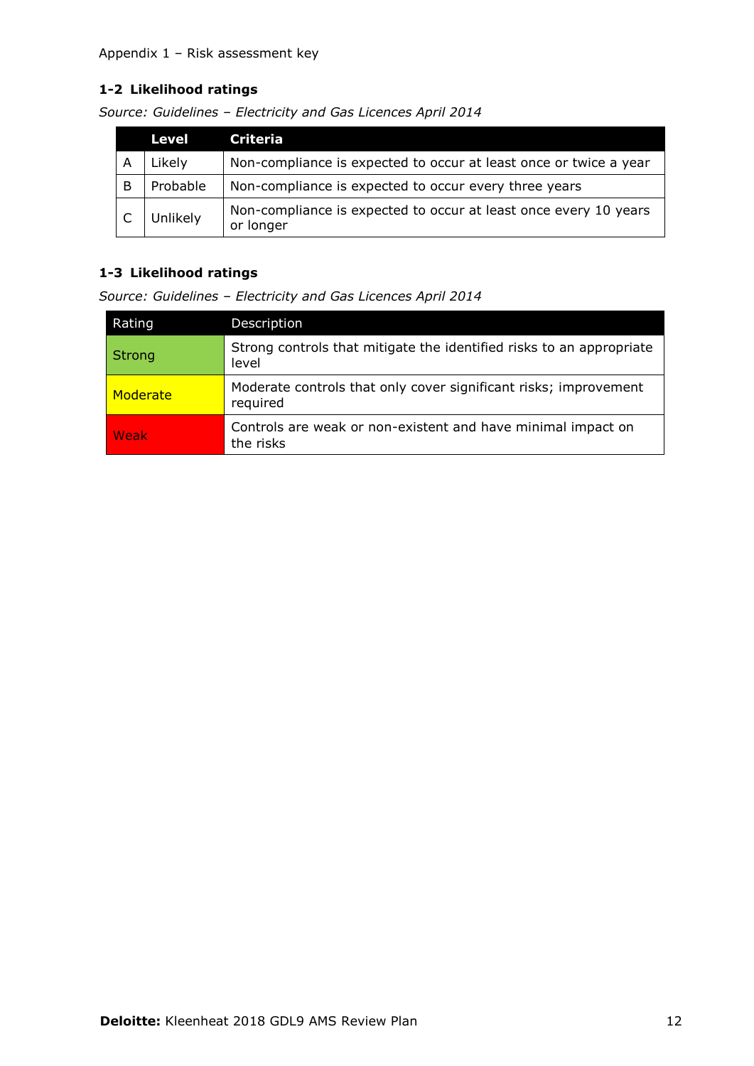Appendix 1 – Risk assessment key

### 1-2 Likelihood ratings

*Source: Guidelines – Electricity and Gas Licences April 2014*

| | Level | Criteria |
|---|---|---|
| A | Likely | Non-compliance is expected to occur at least once or twice a year |
| B | Probable | Non-compliance is expected to occur every three years |
| C | Unlikely | Non-compliance is expected to occur at least once every 10 years or longer |

### 1-3 Likelihood ratings

*Source: Guidelines – Electricity and Gas Licences April 2014*

| Rating | Description |
|---|---|
| Strong | Strong controls that mitigate the identified risks to an appropriate level |
| Moderate | Moderate controls that only cover significant risks; improvement required |
| Weak | Controls are weak or non-existent and have minimal impact on the risks |

**Deloitte:** Kleenheat 2018 GDL9 AMS Review Plan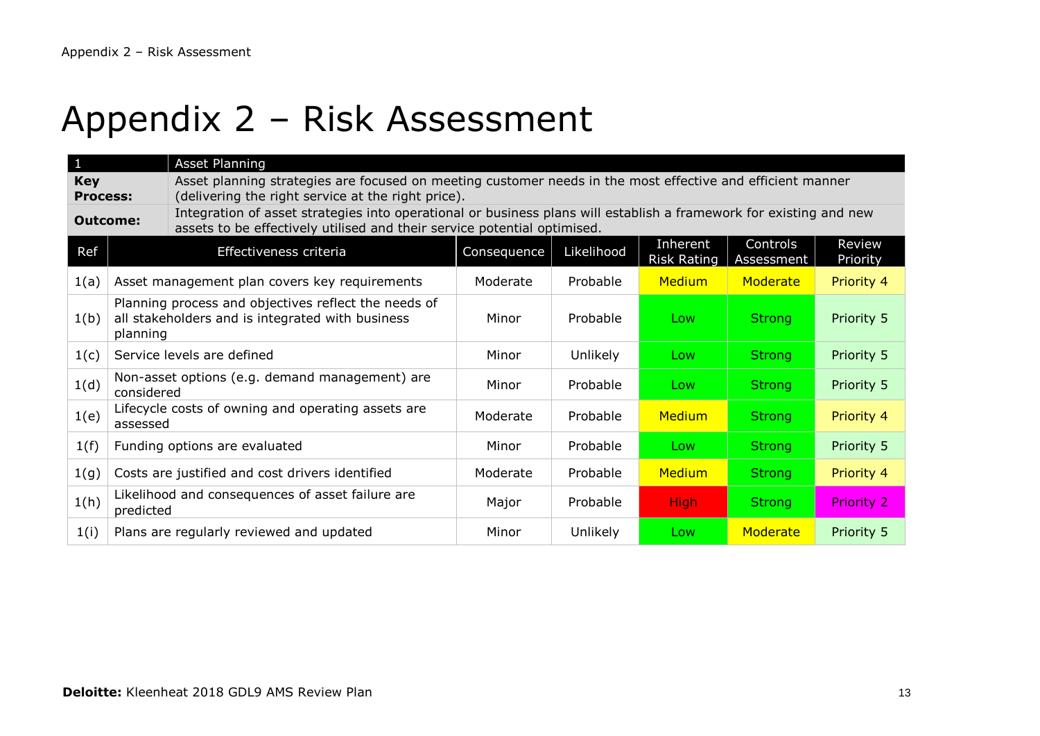# Appendix 2 – Risk Assessment

| 1 | Asset Planning | | | | | |
|---|---|---|---|---|---|---|
| **Key Process:** | Asset planning strategies are focused on meeting customer needs in the most effective and efficient manner (delivering the right service at the right price). | | | | | |
| **Outcome:** | Integration of asset strategies into operational or business plans will establish a framework for existing and new assets to be effectively utilised and their service potential optimised. | | | | | |

| Ref | Effectiveness criteria | Consequence | Likelihood | Inherent Risk Rating | Controls Assessment | Review Priority |
|---|---|---|---|---|---|---|
| 1(a) | Asset management plan covers key requirements | Moderate | Probable | Medium | Moderate | Priority 4 |
| 1(b) | Planning process and objectives reflect the needs of all stakeholders and is integrated with business planning | Minor | Probable | Low | Strong | Priority 5 |
| 1(c) | Service levels are defined | Minor | Unlikely | Low | Strong | Priority 5 |
| 1(d) | Non-asset options (e.g. demand management) are considered | Minor | Probable | Low | Strong | Priority 5 |
| 1(e) | Lifecycle costs of owning and operating assets are assessed | Moderate | Probable | Medium | Strong | Priority 4 |
| 1(f) | Funding options are evaluated | Minor | Probable | Low | Strong | Priority 5 |
| 1(g) | Costs are justified and cost drivers identified | Moderate | Probable | Medium | Strong | Priority 4 |
| 1(h) | Likelihood and consequences of asset failure are predicted | Major | Probable | High | Strong | Priority 2 |
| 1(i) | Plans are regularly reviewed and updated | Minor | Unlikely | Low | Moderate | Priority 5 |

**Deloitte:** Kleenheat 2018 GDL9 AMS Review Plan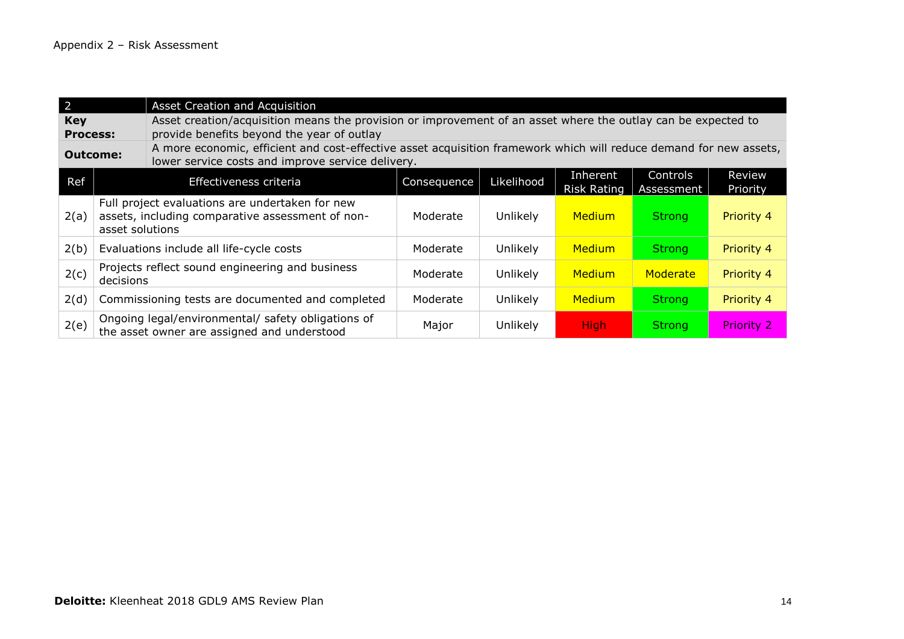Appendix 2 – Risk Assessment

| 2 | Asset Creation and Acquisition | | | | | |
|---|---|---|---|---|---|---|
| **Key Process:** | Asset creation/acquisition means the provision or improvement of an asset where the outlay can be expected to provide benefits beyond the year of outlay | | | | | |
| **Outcome:** | A more economic, efficient and cost-effective asset acquisition framework which will reduce demand for new assets, lower service costs and improve service delivery. | | | | | |
| Ref | Effectiveness criteria | Consequence | Likelihood | Inherent Risk Rating | Controls Assessment | Review Priority |
| 2(a) | Full project evaluations are undertaken for new assets, including comparative assessment of non-asset solutions | Moderate | Unlikely | Medium | Strong | Priority 4 |
| 2(b) | Evaluations include all life-cycle costs | Moderate | Unlikely | Medium | Strong | Priority 4 |
| 2(c) | Projects reflect sound engineering and business decisions | Moderate | Unlikely | Medium | Moderate | Priority 4 |
| 2(d) | Commissioning tests are documented and completed | Moderate | Unlikely | Medium | Strong | Priority 4 |
| 2(e) | Ongoing legal/environmental/ safety obligations of the asset owner are assigned and understood | Major | Unlikely | High | Strong | Priority 2 |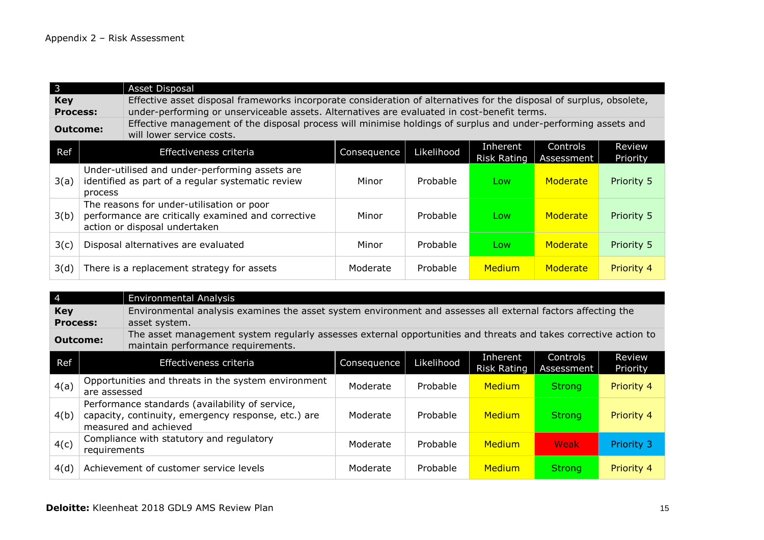Appendix 2 – Risk Assessment

| 3 | Asset Disposal | | | | | |
|---|---|---|---|---|---|---|
| **Key Process:** | Effective asset disposal frameworks incorporate consideration of alternatives for the disposal of surplus, obsolete, under-performing or unserviceable assets. Alternatives are evaluated in cost-benefit terms. | | | | | |
| **Outcome:** | Effective management of the disposal process will minimise holdings of surplus and under-performing assets and will lower service costs. | | | | | |
| **Ref** | **Effectiveness criteria** | **Consequence** | **Likelihood** | **Inherent Risk Rating** | **Controls Assessment** | **Review Priority** |
| 3(a) | Under-utilised and under-performing assets are identified as part of a regular systematic review process | Minor | Probable | Low | Moderate | Priority 5 |
| 3(b) | The reasons for under-utilisation or poor performance are critically examined and corrective action or disposal undertaken | Minor | Probable | Low | Moderate | Priority 5 |
| 3(c) | Disposal alternatives are evaluated | Minor | Probable | Low | Moderate | Priority 5 |
| 3(d) | There is a replacement strategy for assets | Moderate | Probable | Medium | Moderate | Priority 4 |

| 4 | Environmental Analysis | | | | | |
|---|---|---|---|---|---|---|
| **Key Process:** | Environmental analysis examines the asset system environment and assesses all external factors affecting the asset system. | | | | | |
| **Outcome:** | The asset management system regularly assesses external opportunities and threats and takes corrective action to maintain performance requirements. | | | | | |
| **Ref** | **Effectiveness criteria** | **Consequence** | **Likelihood** | **Inherent Risk Rating** | **Controls Assessment** | **Review Priority** |
| 4(a) | Opportunities and threats in the system environment are assessed | Moderate | Probable | Medium | Strong | Priority 4 |
| 4(b) | Performance standards (availability of service, capacity, continuity, emergency response, etc.) are measured and achieved | Moderate | Probable | Medium | Strong | Priority 4 |
| 4(c) | Compliance with statutory and regulatory requirements | Moderate | Probable | Medium | Weak | Priority 3 |
| 4(d) | Achievement of customer service levels | Moderate | Probable | Medium | Strong | Priority 4 |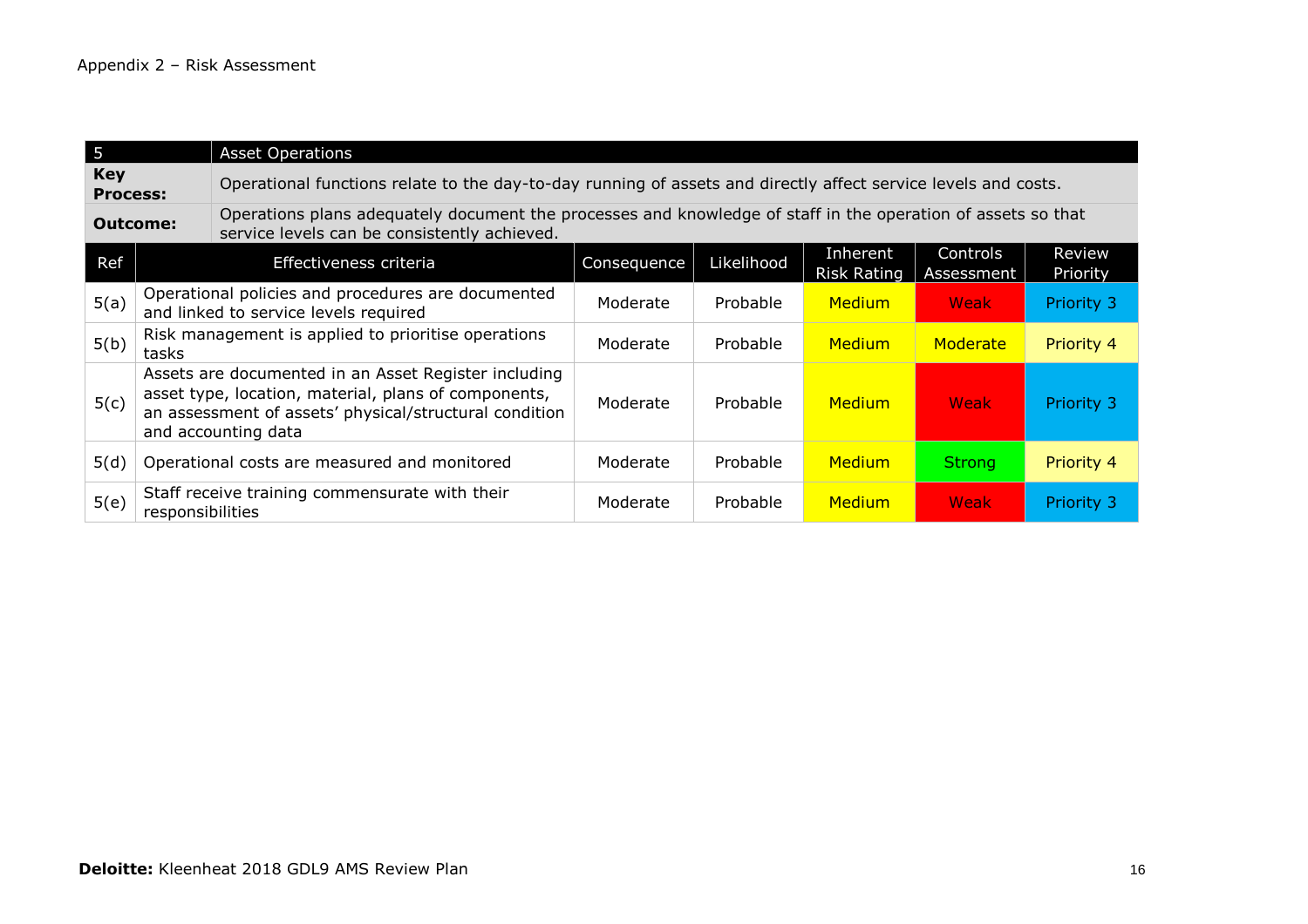Appendix 2 – Risk Assessment

| 5 | Asset Operations | | | | | |
|---|---|---|---|---|---|---|
| **Key Process:** | Operational functions relate to the day-to-day running of assets and directly affect service levels and costs. | | | | | |
| **Outcome:** | Operations plans adequately document the processes and knowledge of staff in the operation of assets so that service levels can be consistently achieved. | | | | | |
| **Ref** | **Effectiveness criteria** | **Consequence** | **Likelihood** | **Inherent Risk Rating** | **Controls Assessment** | **Review Priority** |
| 5(a) | Operational policies and procedures are documented and linked to service levels required | Moderate | Probable | Medium | Weak | Priority 3 |
| 5(b) | Risk management is applied to prioritise operations tasks | Moderate | Probable | Medium | Moderate | Priority 4 |
| 5(c) | Assets are documented in an Asset Register including asset type, location, material, plans of components, an assessment of assets' physical/structural condition and accounting data | Moderate | Probable | Medium | Weak | Priority 3 |
| 5(d) | Operational costs are measured and monitored | Moderate | Probable | Medium | Strong | Priority 4 |
| 5(e) | Staff receive training commensurate with their responsibilities | Moderate | Probable | Medium | Weak | Priority 3 |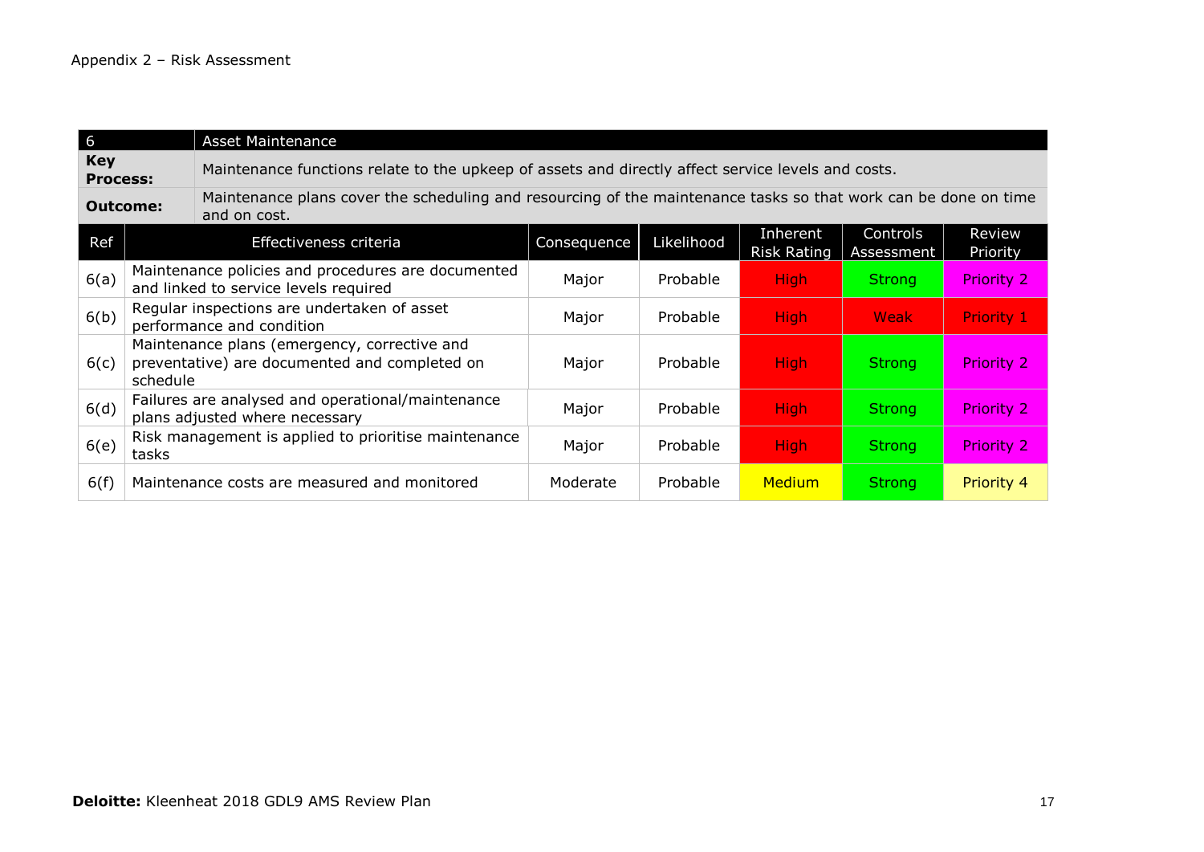Appendix 2 – Risk Assessment

| 6 | Asset Maintenance | | | | | |
|---|---|---|---|---|---|---|
| **Key Process:** | Maintenance functions relate to the upkeep of assets and directly affect service levels and costs. | | | | | |
| **Outcome:** | Maintenance plans cover the scheduling and resourcing of the maintenance tasks so that work can be done on time and on cost. | | | | | |
| **Ref** | **Effectiveness criteria** | **Consequence** | **Likelihood** | **Inherent Risk Rating** | **Controls Assessment** | **Review Priority** |
| 6(a) | Maintenance policies and procedures are documented and linked to service levels required | Major | Probable | High | Strong | Priority 2 |
| 6(b) | Regular inspections are undertaken of asset performance and condition | Major | Probable | High | Weak | Priority 1 |
| 6(c) | Maintenance plans (emergency, corrective and preventative) are documented and completed on schedule | Major | Probable | High | Strong | Priority 2 |
| 6(d) | Failures are analysed and operational/maintenance plans adjusted where necessary | Major | Probable | High | Strong | Priority 2 |
| 6(e) | Risk management is applied to prioritise maintenance tasks | Major | Probable | High | Strong | Priority 2 |
| 6(f) | Maintenance costs are measured and monitored | Moderate | Probable | Medium | Strong | Priority 4 |

**Deloitte:** Kleenheat 2018 GDL9 AMS Review Plan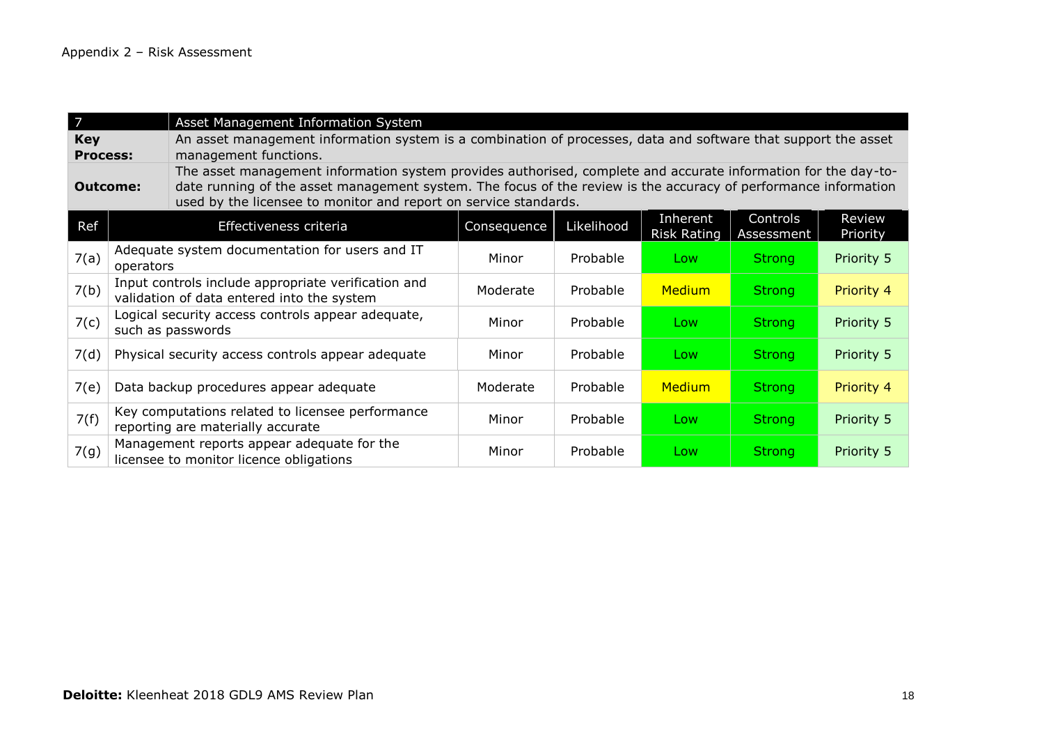Appendix 2 – Risk Assessment

| 7 | Asset Management Information System | | | | | |
|---|---|---|---|---|---|---|
| **Key Process:** | An asset management information system is a combination of processes, data and software that support the asset management functions. | | | | | |
| **Outcome:** | The asset management information system provides authorised, complete and accurate information for the day-to-date running of the asset management system. The focus of the review is the accuracy of performance information used by the licensee to monitor and report on service standards. | | | | | |

| Ref | Effectiveness criteria | Consequence | Likelihood | Inherent Risk Rating | Controls Assessment | Review Priority |
|---|---|---|---|---|---|---|
| 7(a) | Adequate system documentation for users and IT operators | Minor | Probable | Low | Strong | Priority 5 |
| 7(b) | Input controls include appropriate verification and validation of data entered into the system | Moderate | Probable | Medium | Strong | Priority 4 |
| 7(c) | Logical security access controls appear adequate, such as passwords | Minor | Probable | Low | Strong | Priority 5 |
| 7(d) | Physical security access controls appear adequate | Minor | Probable | Low | Strong | Priority 5 |
| 7(e) | Data backup procedures appear adequate | Moderate | Probable | Medium | Strong | Priority 4 |
| 7(f) | Key computations related to licensee performance reporting are materially accurate | Minor | Probable | Low | Strong | Priority 5 |
| 7(g) | Management reports appear adequate for the licensee to monitor licence obligations | Minor | Probable | Low | Strong | Priority 5 |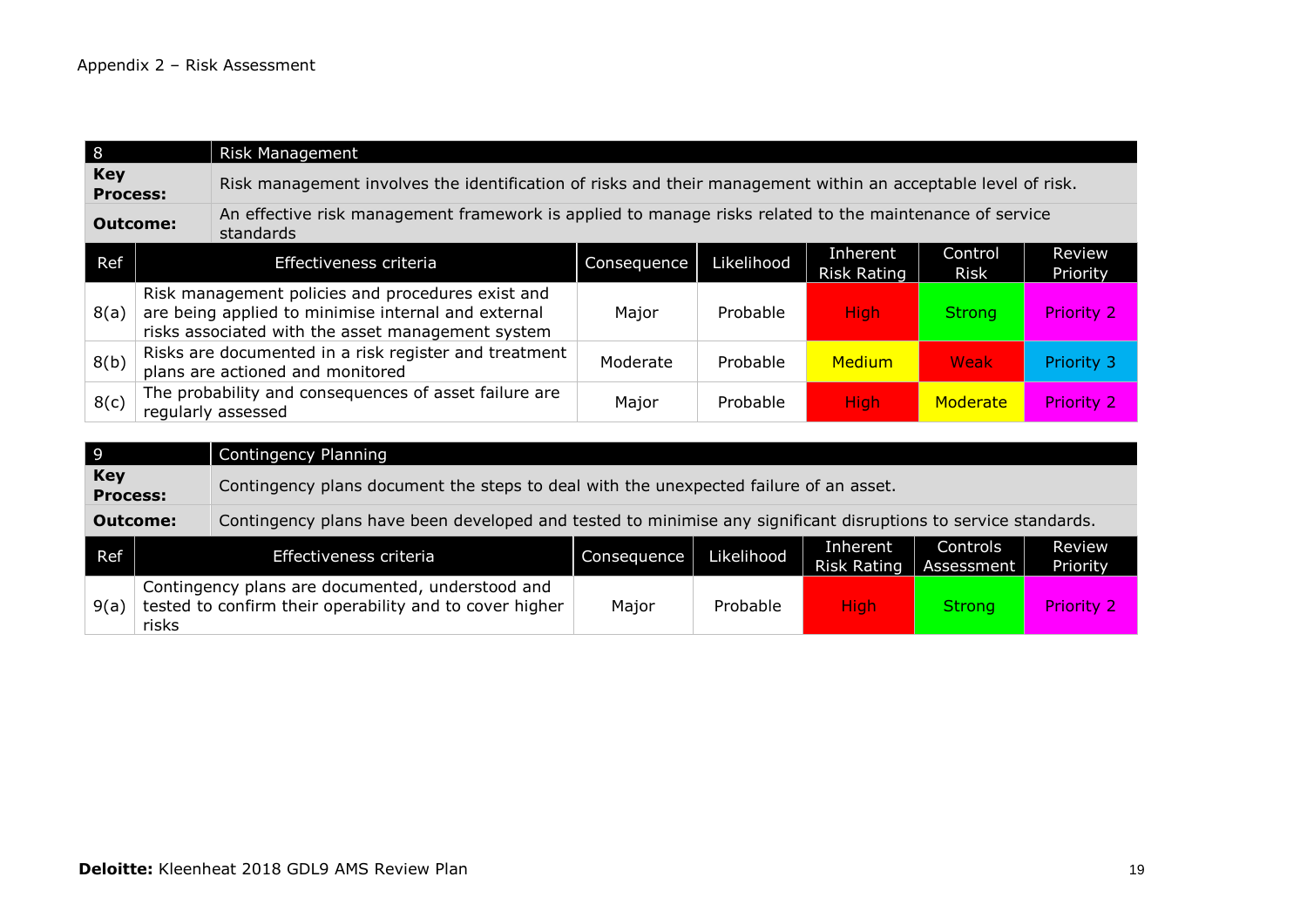Appendix 2 – Risk Assessment

| 8 | Risk Management | | | | | |
|---|---|---|---|---|---|---|
| **Key Process:** | Risk management involves the identification of risks and their management within an acceptable level of risk. | | | | | |
| **Outcome:** | An effective risk management framework is applied to manage risks related to the maintenance of service standards | | | | | |
| **Ref** | **Effectiveness criteria** | **Consequence** | **Likelihood** | **Inherent Risk Rating** | **Control Risk** | **Review Priority** |
| 8(a) | Risk management policies and procedures exist and are being applied to minimise internal and external risks associated with the asset management system | Major | Probable | High | Strong | Priority 2 |
| 8(b) | Risks are documented in a risk register and treatment plans are actioned and monitored | Moderate | Probable | Medium | Weak | Priority 3 |
| 8(c) | The probability and consequences of asset failure are regularly assessed | Major | Probable | High | Moderate | Priority 2 |

| 9 | Contingency Planning | | | | | |
|---|---|---|---|---|---|---|
| **Key Process:** | Contingency plans document the steps to deal with the unexpected failure of an asset. | | | | | |
| **Outcome:** | Contingency plans have been developed and tested to minimise any significant disruptions to service standards. | | | | | |
| **Ref** | **Effectiveness criteria** | **Consequence** | **Likelihood** | **Inherent Risk Rating** | **Controls Assessment** | **Review Priority** |
| 9(a) | Contingency plans are documented, understood and tested to confirm their operability and to cover higher risks | Major | Probable | High | Strong | Priority 2 |

**Deloitte:** Kleenheat 2018 GDL9 AMS Review Plan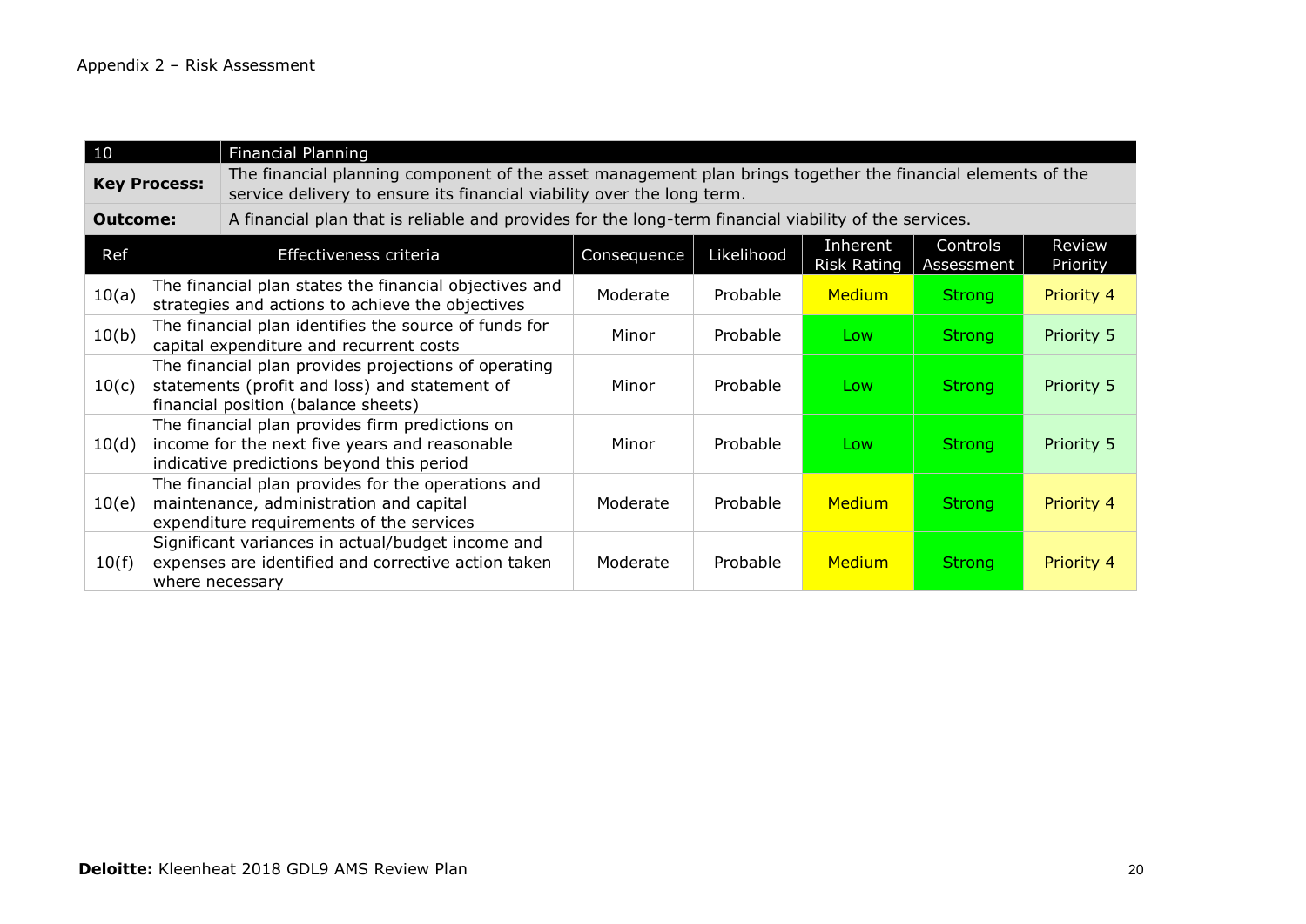Appendix 2 – Risk Assessment

| 10 | Financial Planning | | | | | |
|---|---|---|---|---|---|---|
| **Key Process:** | The financial planning component of the asset management plan brings together the financial elements of the service delivery to ensure its financial viability over the long term. | | | | | |
| **Outcome:** | A financial plan that is reliable and provides for the long-term financial viability of the services. | | | | | |
| Ref | Effectiveness criteria | Consequence | Likelihood | Inherent Risk Rating | Controls Assessment | Review Priority |
| 10(a) | The financial plan states the financial objectives and strategies and actions to achieve the objectives | Moderate | Probable | Medium | Strong | Priority 4 |
| 10(b) | The financial plan identifies the source of funds for capital expenditure and recurrent costs | Minor | Probable | Low | Strong | Priority 5 |
| 10(c) | The financial plan provides projections of operating statements (profit and loss) and statement of financial position (balance sheets) | Minor | Probable | Low | Strong | Priority 5 |
| 10(d) | The financial plan provides firm predictions on income for the next five years and reasonable indicative predictions beyond this period | Minor | Probable | Low | Strong | Priority 5 |
| 10(e) | The financial plan provides for the operations and maintenance, administration and capital expenditure requirements of the services | Moderate | Probable | Medium | Strong | Priority 4 |
| 10(f) | Significant variances in actual/budget income and expenses are identified and corrective action taken where necessary | Moderate | Probable | Medium | Strong | Priority 4 |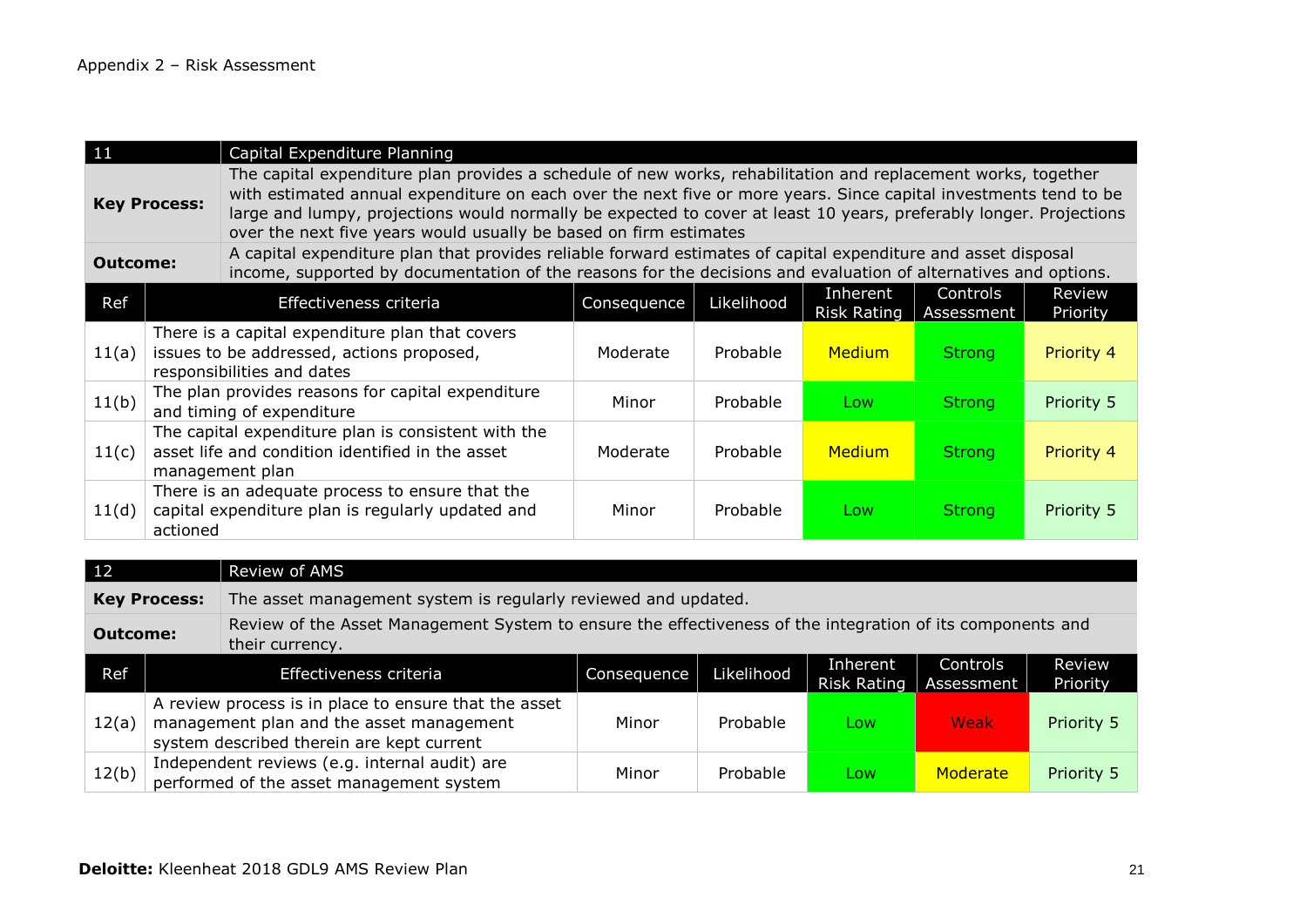Appendix 2 – Risk Assessment

| 11 | Capital Expenditure Planning | | | | | |
|---|---|---|---|---|---|---|
| **Key Process:** | The capital expenditure plan provides a schedule of new works, rehabilitation and replacement works, together with estimated annual expenditure on each over the next five or more years. Since capital investments tend to be large and lumpy, projections would normally be expected to cover at least 10 years, preferably longer. Projections over the next five years would usually be based on firm estimates | | | | | |
| **Outcome:** | A capital expenditure plan that provides reliable forward estimates of capital expenditure and asset disposal income, supported by documentation of the reasons for the decisions and evaluation of alternatives and options. | | | | | |
| **Ref** | **Effectiveness criteria** | **Consequence** | **Likelihood** | **Inherent Risk Rating** | **Controls Assessment** | **Review Priority** |
| 11(a) | There is a capital expenditure plan that covers issues to be addressed, actions proposed, responsibilities and dates | Moderate | Probable | Medium | Strong | Priority 4 |
| 11(b) | The plan provides reasons for capital expenditure and timing of expenditure | Minor | Probable | Low | Strong | Priority 5 |
| 11(c) | The capital expenditure plan is consistent with the asset life and condition identified in the asset management plan | Moderate | Probable | Medium | Strong | Priority 4 |
| 11(d) | There is an adequate process to ensure that the capital expenditure plan is regularly updated and actioned | Minor | Probable | Low | Strong | Priority 5 |

| 12 | Review of AMS | | | | | |
|---|---|---|---|---|---|---|
| **Key Process:** | The asset management system is regularly reviewed and updated. | | | | | |
| **Outcome:** | Review of the Asset Management System to ensure the effectiveness of the integration of its components and their currency. | | | | | |
| **Ref** | **Effectiveness criteria** | **Consequence** | **Likelihood** | **Inherent Risk Rating** | **Controls Assessment** | **Review Priority** |
| 12(a) | A review process is in place to ensure that the asset management plan and the asset management system described therein are kept current | Minor | Probable | Low | Weak | Priority 5 |
| 12(b) | Independent reviews (e.g. internal audit) are performed of the asset management system | Minor | Probable | Low | Moderate | Priority 5 |

**Deloitte:** Kleenheat 2018 GDL9 AMS Review Plan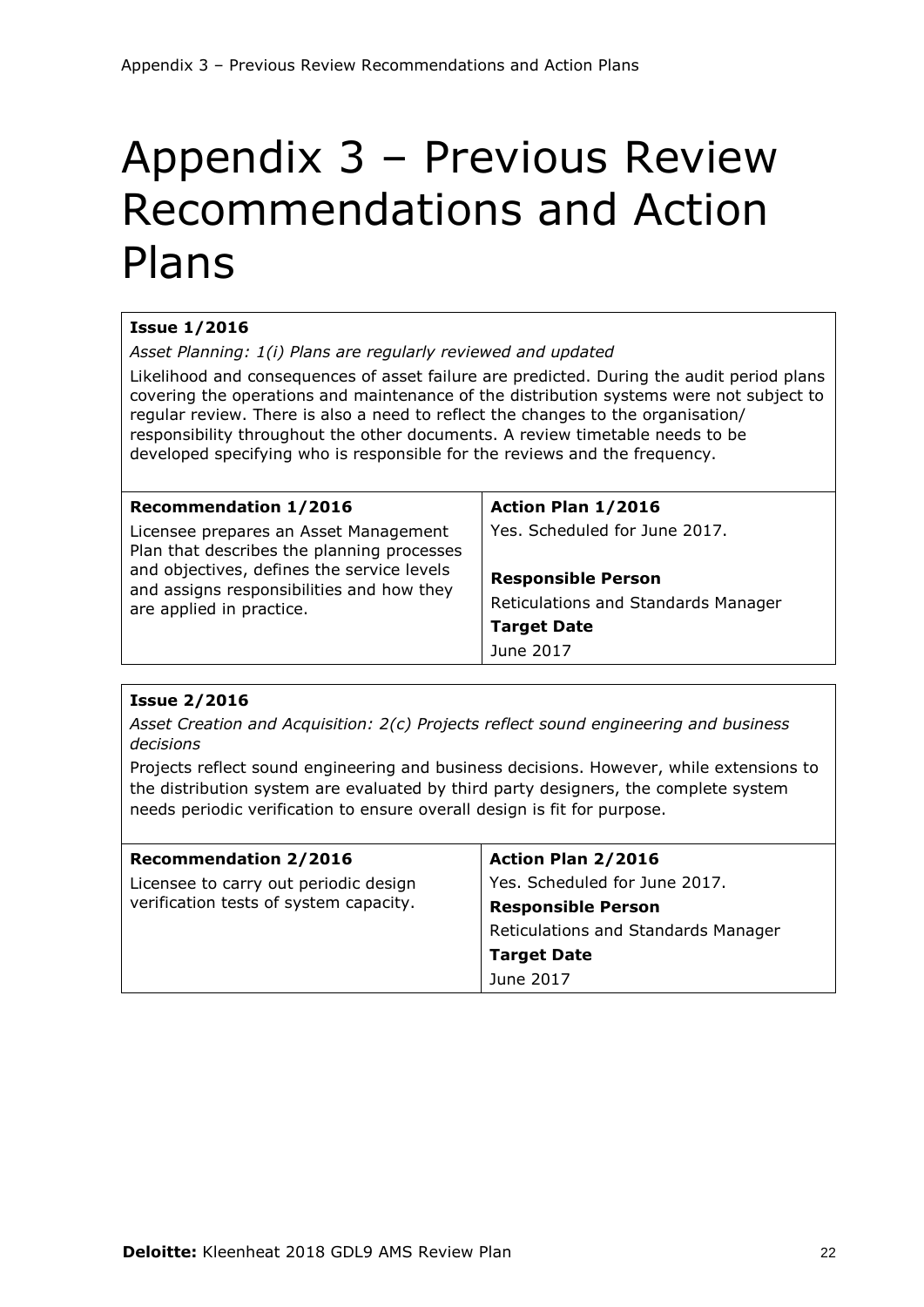# Appendix 3 – Previous Review Recommendations and Action Plans

**Issue 1/2016**

*Asset Planning: 1(i) Plans are regularly reviewed and updated*

Likelihood and consequences of asset failure are predicted. During the audit period plans covering the operations and maintenance of the distribution systems were not subject to regular review. There is also a need to reflect the changes to the organisation/ responsibility throughout the other documents. A review timetable needs to be developed specifying who is responsible for the reviews and the frequency.

| **Recommendation 1/2016** | **Action Plan 1/2016** |
|---|---|
| Licensee prepares an Asset Management Plan that describes the planning processes and objectives, defines the service levels and assigns responsibilities and how they are applied in practice. | Yes. Scheduled for June 2017.<br><br>**Responsible Person**<br>Reticulations and Standards Manager<br>**Target Date**<br>June 2017 |

**Issue 2/2016**

*Asset Creation and Acquisition: 2(c) Projects reflect sound engineering and business decisions*

Projects reflect sound engineering and business decisions. However, while extensions to the distribution system are evaluated by third party designers, the complete system needs periodic verification to ensure overall design is fit for purpose.

| **Recommendation 2/2016** | **Action Plan 2/2016** |
|---|---|
| Licensee to carry out periodic design verification tests of system capacity. | Yes. Scheduled for June 2017.<br>**Responsible Person**<br>Reticulations and Standards Manager<br>**Target Date**<br>June 2017 |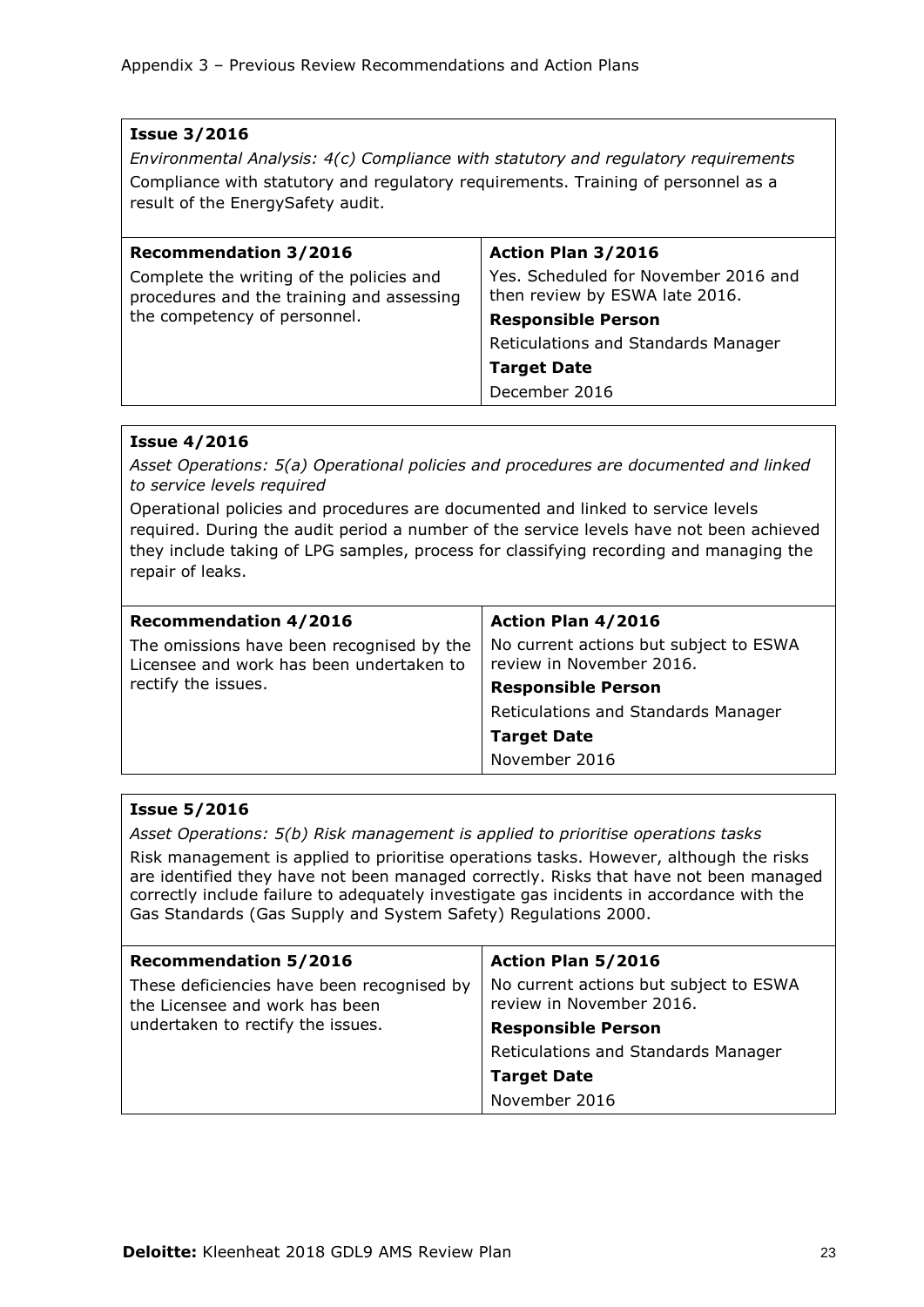| **Issue 3/2016** | |
|---|---|
| *Environmental Analysis: 4(c) Compliance with statutory and regulatory requirements* Compliance with statutory and regulatory requirements. Training of personnel as a result of the EnergySafety audit. | |
| **Recommendation 3/2016** | **Action Plan 3/2016** |
| Complete the writing of the policies and procedures and the training and assessing the competency of personnel. | Yes. Scheduled for November 2016 and then review by ESWA late 2016. |
| | **Responsible Person** |
| | Reticulations and Standards Manager |
| | **Target Date** |
| | December 2016 |

| **Issue 4/2016** | |
|---|---|
| *Asset Operations: 5(a) Operational policies and procedures are documented and linked to service levels required* Operational policies and procedures are documented and linked to service levels required. During the audit period a number of the service levels have not been achieved they include taking of LPG samples, process for classifying recording and managing the repair of leaks. | |
| **Recommendation 4/2016** | **Action Plan 4/2016** |
| The omissions have been recognised by the Licensee and work has been undertaken to rectify the issues. | No current actions but subject to ESWA review in November 2016. |
| | **Responsible Person** |
| | Reticulations and Standards Manager |
| | **Target Date** |
| | November 2016 |

| **Issue 5/2016** | |
|---|---|
| *Asset Operations: 5(b) Risk management is applied to prioritise operations tasks* Risk management is applied to prioritise operations tasks. However, although the risks are identified they have not been managed correctly. Risks that have not been managed correctly include failure to adequately investigate gas incidents in accordance with the Gas Standards (Gas Supply and System Safety) Regulations 2000. | |
| **Recommendation 5/2016** | **Action Plan 5/2016** |
| These deficiencies have been recognised by the Licensee and work has been undertaken to rectify the issues. | No current actions but subject to ESWA review in November 2016. |
| | **Responsible Person** |
| | Reticulations and Standards Manager |
| | **Target Date** |
| | November 2016 |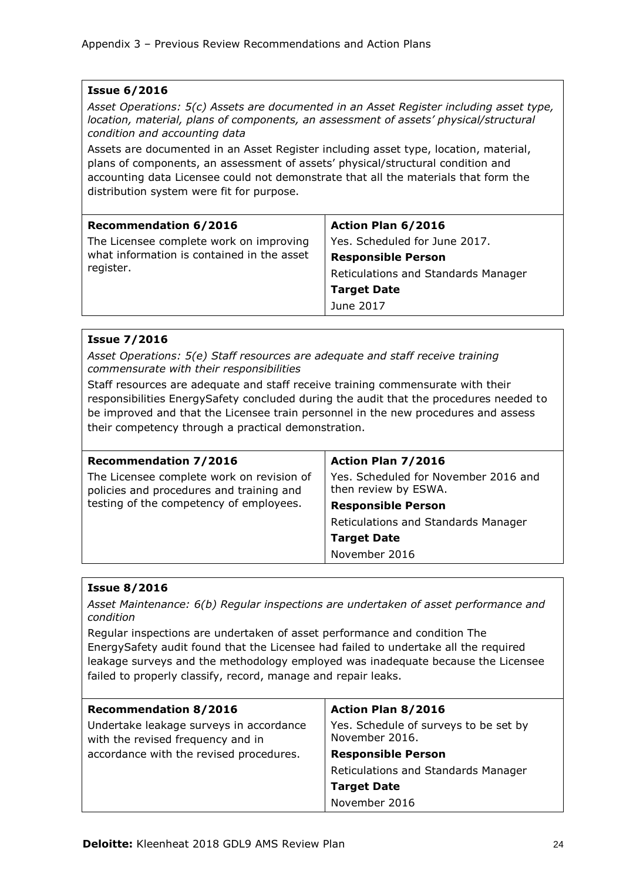**Issue 6/2016**

*Asset Operations: 5(c) Assets are documented in an Asset Register including asset type, location, material, plans of components, an assessment of assets' physical/structural condition and accounting data*

Assets are documented in an Asset Register including asset type, location, material, plans of components, an assessment of assets' physical/structural condition and accounting data Licensee could not demonstrate that all the materials that form the distribution system were fit for purpose.

| **Recommendation 6/2016** | **Action Plan 6/2016** |
|---|---|
| The Licensee complete work on improving what information is contained in the asset register. | Yes. Scheduled for June 2017.<br>**Responsible Person**<br>Reticulations and Standards Manager<br>**Target Date**<br>June 2017 |

**Issue 7/2016**

*Asset Operations: 5(e) Staff resources are adequate and staff receive training commensurate with their responsibilities*

Staff resources are adequate and staff receive training commensurate with their responsibilities EnergySafety concluded during the audit that the procedures needed to be improved and that the Licensee train personnel in the new procedures and assess their competency through a practical demonstration.

| **Recommendation 7/2016** | **Action Plan 7/2016** |
|---|---|
| The Licensee complete work on revision of policies and procedures and training and testing of the competency of employees. | Yes. Scheduled for November 2016 and then review by ESWA.<br>**Responsible Person**<br>Reticulations and Standards Manager<br>**Target Date**<br>November 2016 |

**Issue 8/2016**

*Asset Maintenance: 6(b) Regular inspections are undertaken of asset performance and condition*

Regular inspections are undertaken of asset performance and condition The EnergySafety audit found that the Licensee had failed to undertake all the required leakage surveys and the methodology employed was inadequate because the Licensee failed to properly classify, record, manage and repair leaks.

| **Recommendation 8/2016** | **Action Plan 8/2016** |
|---|---|
| Undertake leakage surveys in accordance with the revised frequency and in accordance with the revised procedures. | Yes. Schedule of surveys to be set by November 2016.<br>**Responsible Person**<br>Reticulations and Standards Manager<br>**Target Date**<br>November 2016 |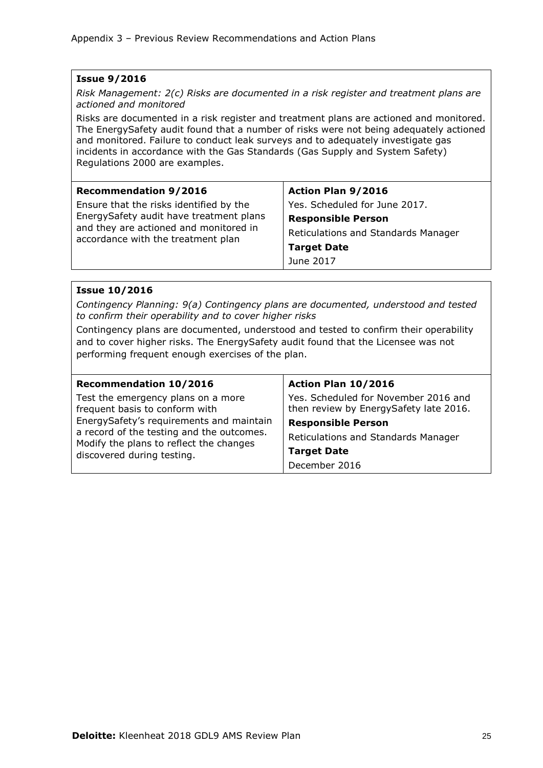Appendix 3 – Previous Review Recommendations and Action Plans

**Issue 9/2016**

*Risk Management: 2(c) Risks are documented in a risk register and treatment plans are actioned and monitored*

Risks are documented in a risk register and treatment plans are actioned and monitored. The EnergySafety audit found that a number of risks were not being adequately actioned and monitored. Failure to conduct leak surveys and to adequately investigate gas incidents in accordance with the Gas Standards (Gas Supply and System Safety) Regulations 2000 are examples.

| **Recommendation 9/2016** | **Action Plan 9/2016** |
| --- | --- |
| Ensure that the risks identified by the EnergySafety audit have treatment plans and they are actioned and monitored in accordance with the treatment plan | Yes. Scheduled for June 2017.<br>**Responsible Person**<br>Reticulations and Standards Manager<br>**Target Date**<br>June 2017 |

**Issue 10/2016**

*Contingency Planning: 9(a) Contingency plans are documented, understood and tested to confirm their operability and to cover higher risks*

Contingency plans are documented, understood and tested to confirm their operability and to cover higher risks. The EnergySafety audit found that the Licensee was not performing frequent enough exercises of the plan.

| **Recommendation 10/2016** | **Action Plan 10/2016** |
| --- | --- |
| Test the emergency plans on a more frequent basis to conform with EnergySafety's requirements and maintain a record of the testing and the outcomes. Modify the plans to reflect the changes discovered during testing. | Yes. Scheduled for November 2016 and then review by EnergySafety late 2016.<br>**Responsible Person**<br>Reticulations and Standards Manager<br>**Target Date**<br>December 2016 |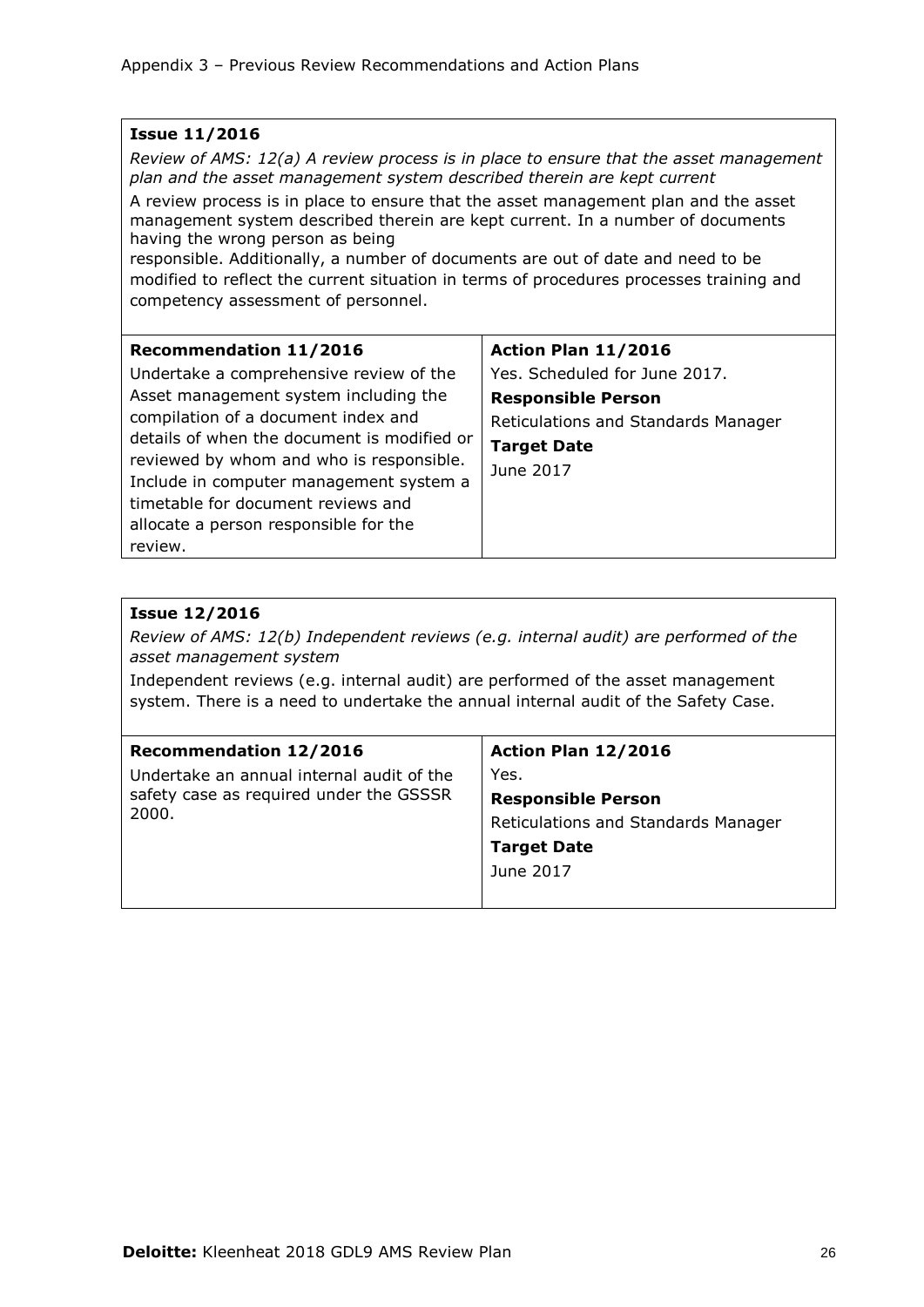Appendix 3 – Previous Review Recommendations and Action Plans

**Issue 11/2016**

*Review of AMS: 12(a) A review process is in place to ensure that the asset management plan and the asset management system described therein are kept current*

A review process is in place to ensure that the asset management plan and the asset management system described therein are kept current. In a number of documents having the wrong person as being responsible. Additionally, a number of documents are out of date and need to be modified to reflect the current situation in terms of procedures processes training and competency assessment of personnel.

| **Recommendation 11/2016** | **Action Plan 11/2016** |
| --- | --- |
| Undertake a comprehensive review of the Asset management system including the compilation of a document index and details of when the document is modified or reviewed by whom and who is responsible. Include in computer management system a timetable for document reviews and allocate a person responsible for the review. | Yes. Scheduled for June 2017.<br>**Responsible Person**<br>Reticulations and Standards Manager<br>**Target Date**<br>June 2017 |

**Issue 12/2016**

*Review of AMS: 12(b) Independent reviews (e.g. internal audit) are performed of the asset management system*

Independent reviews (e.g. internal audit) are performed of the asset management system. There is a need to undertake the annual internal audit of the Safety Case.

| **Recommendation 12/2016** | **Action Plan 12/2016** |
| --- | --- |
| Undertake an annual internal audit of the safety case as required under the GSSSR 2000. | Yes.<br>**Responsible Person**<br>Reticulations and Standards Manager<br>**Target Date**<br>June 2017 |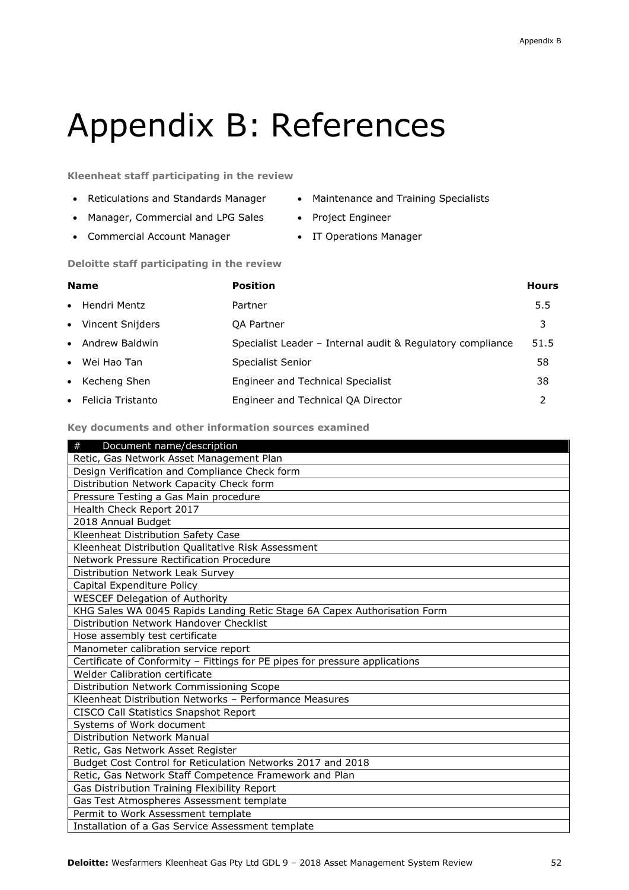# Appendix B: References

**Kleenheat staff participating in the review**

- Reticulations and Standards Manager
- Manager, Commercial and LPG Sales
- Commercial Account Manager
- Maintenance and Training Specialists
- Project Engineer
- IT Operations Manager

**Deloitte staff participating in the review**

| Name | Position | Hours |
|---|---|---|
| • Hendri Mentz | Partner | 5.5 |
| • Vincent Snijders | QA Partner | 3 |
| • Andrew Baldwin | Specialist Leader – Internal audit & Regulatory compliance | 51.5 |
| • Wei Hao Tan | Specialist Senior | 58 |
| • Kecheng Shen | Engineer and Technical Specialist | 38 |
| • Felicia Tristanto | Engineer and Technical QA Director | 2 |

**Key documents and other information sources examined**

| # Document name/description |
|---|
| Retic, Gas Network Asset Management Plan |
| Design Verification and Compliance Check form |
| Distribution Network Capacity Check form |
| Pressure Testing a Gas Main procedure |
| Health Check Report 2017 |
| 2018 Annual Budget |
| Kleenheat Distribution Safety Case |
| Kleenheat Distribution Qualitative Risk Assessment |
| Network Pressure Rectification Procedure |
| Distribution Network Leak Survey |
| Capital Expenditure Policy |
| WESCEF Delegation of Authority |
| KHG Sales WA 0045 Rapids Landing Retic Stage 6A Capex Authorisation Form |
| Distribution Network Handover Checklist |
| Hose assembly test certificate |
| Manometer calibration service report |
| Certificate of Conformity – Fittings for PE pipes for pressure applications |
| Welder Calibration certificate |
| Distribution Network Commissioning Scope |
| Kleenheat Distribution Networks – Performance Measures |
| CISCO Call Statistics Snapshot Report |
| Systems of Work document |
| Distribution Network Manual |
| Retic, Gas Network Asset Register |
| Budget Cost Control for Reticulation Networks 2017 and 2018 |
| Retic, Gas Network Staff Competence Framework and Plan |
| Gas Distribution Training Flexibility Report |
| Gas Test Atmospheres Assessment template |
| Permit to Work Assessment template |
| Installation of a Gas Service Assessment template |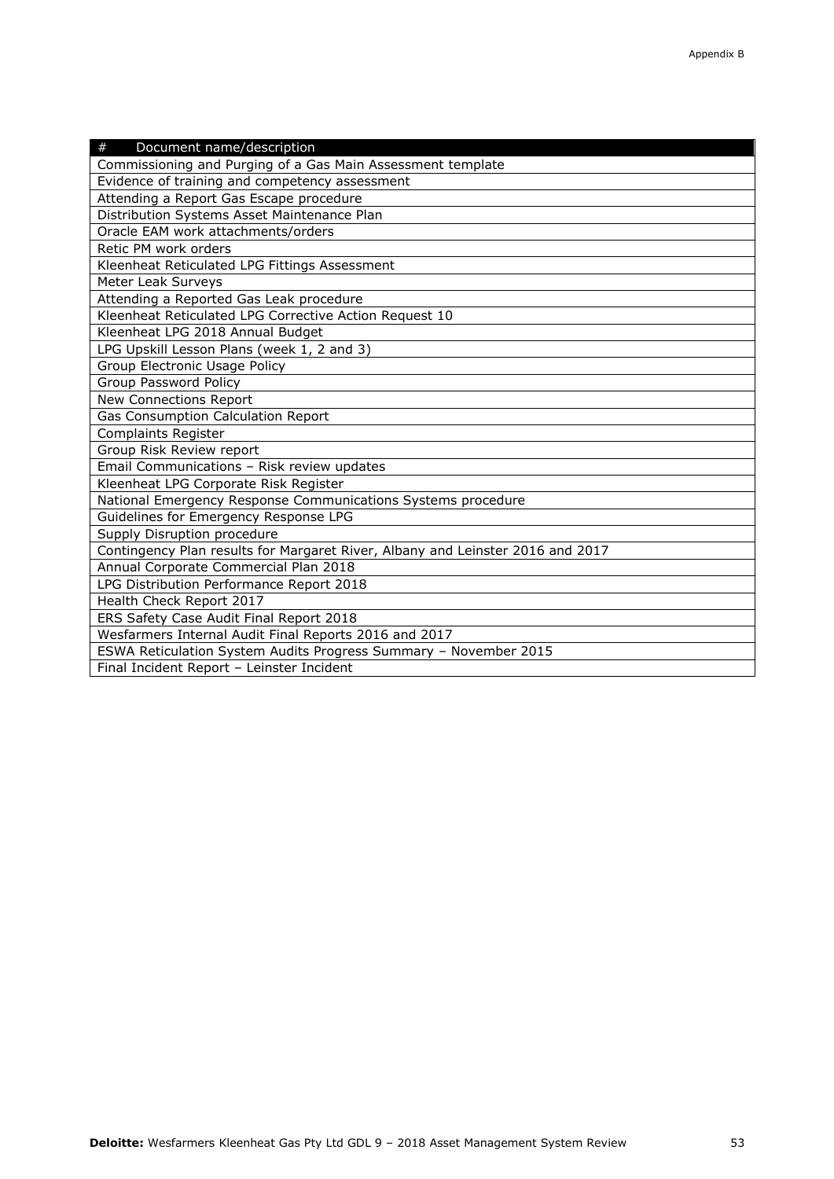| # Document name/description |
|---|
| Commissioning and Purging of a Gas Main Assessment template |
| Evidence of training and competency assessment |
| Attending a Report Gas Escape procedure |
| Distribution Systems Asset Maintenance Plan |
| Oracle EAM work attachments/orders |
| Retic PM work orders |
| Kleenheat Reticulated LPG Fittings Assessment |
| Meter Leak Surveys |
| Attending a Reported Gas Leak procedure |
| Kleenheat Reticulated LPG Corrective Action Request 10 |
| Kleenheat LPG 2018 Annual Budget |
| LPG Upskill Lesson Plans (week 1, 2 and 3) |
| Group Electronic Usage Policy |
| Group Password Policy |
| New Connections Report |
| Gas Consumption Calculation Report |
| Complaints Register |
| Group Risk Review report |
| Email Communications – Risk review updates |
| Kleenheat LPG Corporate Risk Register |
| National Emergency Response Communications Systems procedure |
| Guidelines for Emergency Response LPG |
| Supply Disruption procedure |
| Contingency Plan results for Margaret River, Albany and Leinster 2016 and 2017 |
| Annual Corporate Commercial Plan 2018 |
| LPG Distribution Performance Report 2018 |
| Health Check Report 2017 |
| ERS Safety Case Audit Final Report 2018 |
| Wesfarmers Internal Audit Final Reports 2016 and 2017 |
| ESWA Reticulation System Audits Progress Summary – November 2015 |
| Final Incident Report – Leinster Incident |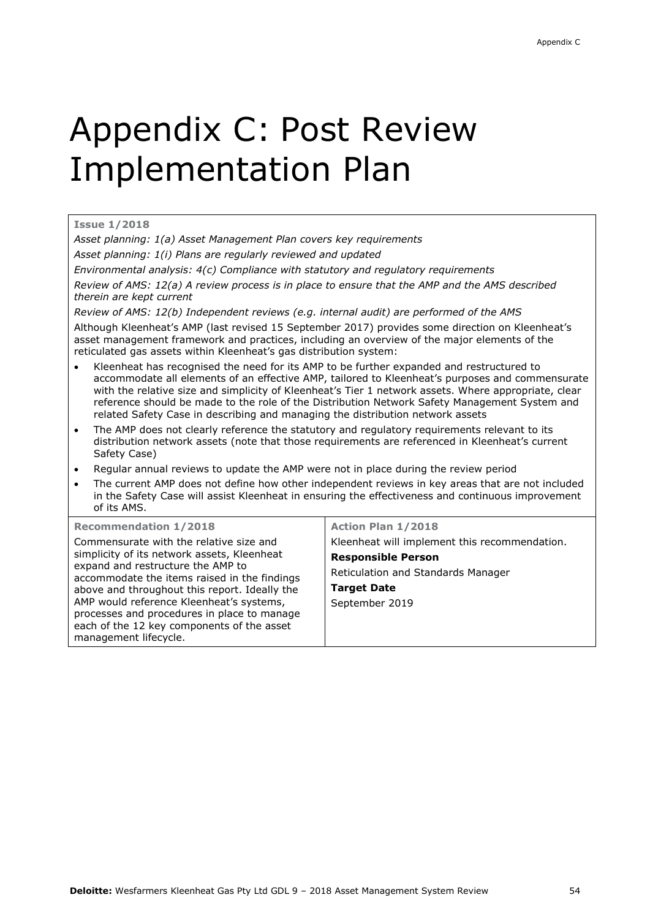# Appendix C: Post Review Implementation Plan

**Issue 1/2018**

*Asset planning: 1(a) Asset Management Plan covers key requirements*

*Asset planning: 1(i) Plans are regularly reviewed and updated*

*Environmental analysis: 4(c) Compliance with statutory and regulatory requirements*

*Review of AMS: 12(a) A review process is in place to ensure that the AMP and the AMS described therein are kept current*

*Review of AMS: 12(b) Independent reviews (e.g. internal audit) are performed of the AMS*

Although Kleenheat's AMP (last revised 15 September 2017) provides some direction on Kleenheat's asset management framework and practices, including an overview of the major elements of the reticulated gas assets within Kleenheat's gas distribution system:

- Kleenheat has recognised the need for its AMP to be further expanded and restructured to accommodate all elements of an effective AMP, tailored to Kleenheat's purposes and commensurate with the relative size and simplicity of Kleenheat's Tier 1 network assets. Where appropriate, clear reference should be made to the role of the Distribution Network Safety Management System and related Safety Case in describing and managing the distribution network assets
- The AMP does not clearly reference the statutory and regulatory requirements relevant to its distribution network assets (note that those requirements are referenced in Kleenheat's current Safety Case)
- Regular annual reviews to update the AMP were not in place during the review period
- The current AMP does not define how other independent reviews in key areas that are not included in the Safety Case will assist Kleenheat in ensuring the effectiveness and continuous improvement of its AMS.

| Recommendation 1/2018 | Action Plan 1/2018 |
|---|---|
| Commensurate with the relative size and simplicity of its network assets, Kleenheat expand and restructure the AMP to accommodate the items raised in the findings above and throughout this report. Ideally the AMP would reference Kleenheat's systems, processes and procedures in place to manage each of the 12 key components of the asset management lifecycle. | Kleenheat will implement this recommendation.<br>**Responsible Person**<br>Reticulation and Standards Manager<br>**Target Date**<br>September 2019 |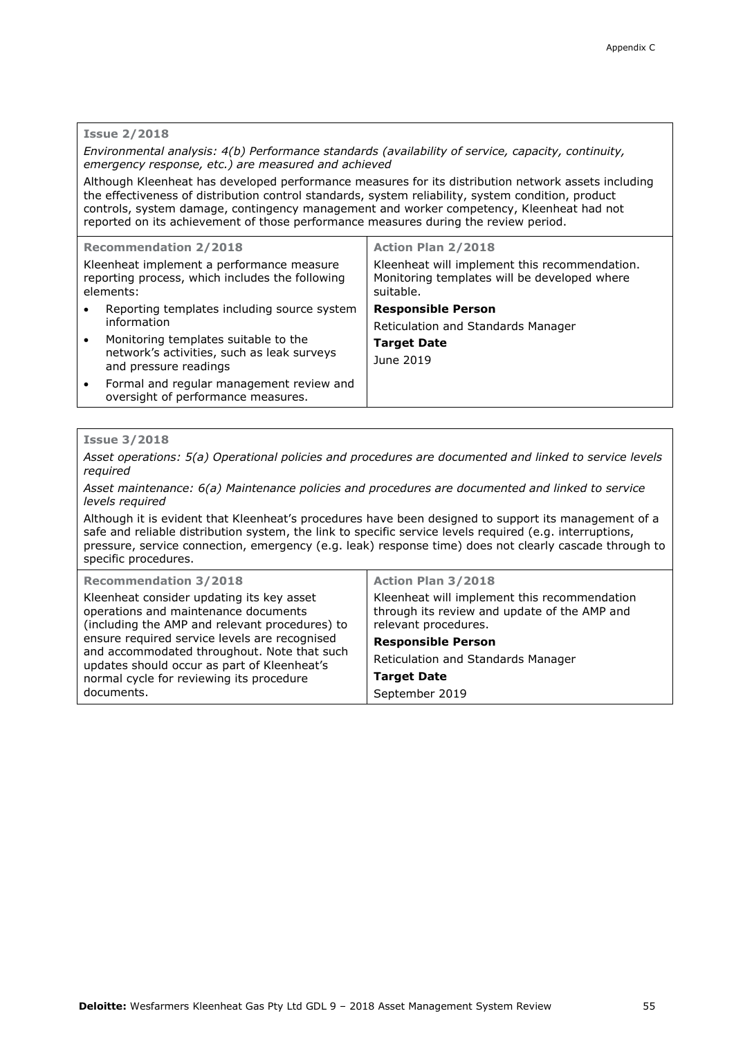**Issue 2/2018**

*Environmental analysis: 4(b) Performance standards (availability of service, capacity, continuity, emergency response, etc.) are measured and achieved*

Although Kleenheat has developed performance measures for its distribution network assets including the effectiveness of distribution control standards, system reliability, system condition, product controls, system damage, contingency management and worker competency, Kleenheat had not reported on its achievement of those performance measures during the review period.

| Recommendation 2/2018 | Action Plan 2/2018 |
|---|---|
| Kleenheat implement a performance measure reporting process, which includes the following elements:<br>• Reporting templates including source system information<br>• Monitoring templates suitable to the network's activities, such as leak surveys and pressure readings<br>• Formal and regular management review and oversight of performance measures. | Kleenheat will implement this recommendation. Monitoring templates will be developed where suitable.<br>**Responsible Person**<br>Reticulation and Standards Manager<br>**Target Date**<br>June 2019 |

**Issue 3/2018**

*Asset operations: 5(a) Operational policies and procedures are documented and linked to service levels required*

*Asset maintenance: 6(a) Maintenance policies and procedures are documented and linked to service levels required*

Although it is evident that Kleenheat's procedures have been designed to support its management of a safe and reliable distribution system, the link to specific service levels required (e.g. interruptions, pressure, service connection, emergency (e.g. leak) response time) does not clearly cascade through to specific procedures.

| Recommendation 3/2018 | Action Plan 3/2018 |
|---|---|
| Kleenheat consider updating its key asset operations and maintenance documents (including the AMP and relevant procedures) to ensure required service levels are recognised and accommodated throughout. Note that such updates should occur as part of Kleenheat's normal cycle for reviewing its procedure documents. | Kleenheat will implement this recommendation through its review and update of the AMP and relevant procedures.<br>**Responsible Person**<br>Reticulation and Standards Manager<br>**Target Date**<br>September 2019 |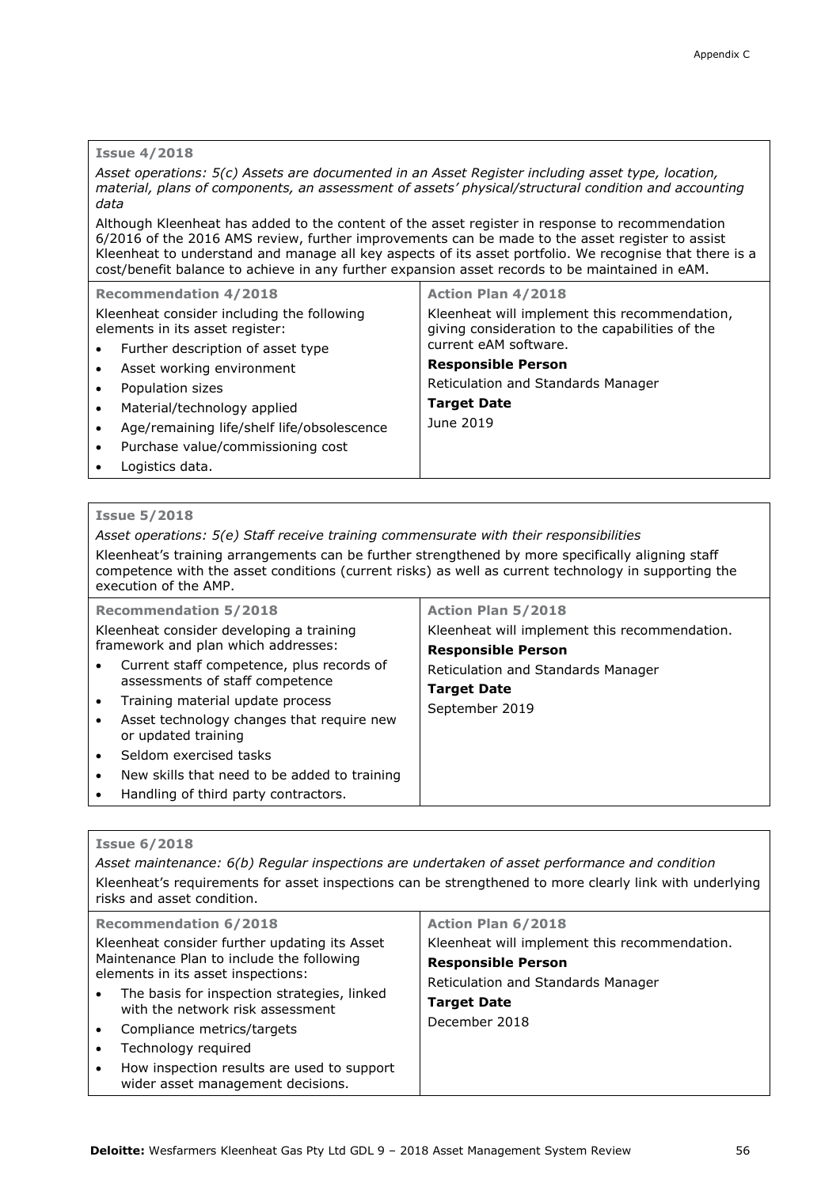**Issue 4/2018**

*Asset operations: 5(c) Assets are documented in an Asset Register including asset type, location, material, plans of components, an assessment of assets' physical/structural condition and accounting data*

Although Kleenheat has added to the content of the asset register in response to recommendation 6/2016 of the 2016 AMS review, further improvements can be made to the asset register to assist Kleenheat to understand and manage all key aspects of its asset portfolio. We recognise that there is a cost/benefit balance to achieve in any further expansion asset records to be maintained in eAM.

| Recommendation 4/2018 | Action Plan 4/2018 |
|---|---|
| Kleenheat consider including the following elements in its asset register:<br>• Further description of asset type<br>• Asset working environment<br>• Population sizes<br>• Material/technology applied<br>• Age/remaining life/shelf life/obsolescence<br>• Purchase value/commissioning cost<br>• Logistics data. | Kleenheat will implement this recommendation, giving consideration to the capabilities of the current eAM software.<br>**Responsible Person**<br>Reticulation and Standards Manager<br>**Target Date**<br>June 2019 |

**Issue 5/2018**

*Asset operations: 5(e) Staff receive training commensurate with their responsibilities*

Kleenheat's training arrangements can be further strengthened by more specifically aligning staff competence with the asset conditions (current risks) as well as current technology in supporting the execution of the AMP.

| Recommendation 5/2018 | Action Plan 5/2018 |
|---|---|
| Kleenheat consider developing a training framework and plan which addresses:<br>• Current staff competence, plus records of assessments of staff competence<br>• Training material update process<br>• Asset technology changes that require new or updated training<br>• Seldom exercised tasks<br>• New skills that need to be added to training<br>• Handling of third party contractors. | Kleenheat will implement this recommendation.<br>**Responsible Person**<br>Reticulation and Standards Manager<br>**Target Date**<br>September 2019 |

**Issue 6/2018**

*Asset maintenance: 6(b) Regular inspections are undertaken of asset performance and condition*

Kleenheat's requirements for asset inspections can be strengthened to more clearly link with underlying risks and asset condition.

| Recommendation 6/2018 | Action Plan 6/2018 |
|---|---|
| Kleenheat consider further updating its Asset Maintenance Plan to include the following elements in its asset inspections:<br>• The basis for inspection strategies, linked with the network risk assessment<br>• Compliance metrics/targets<br>• Technology required<br>• How inspection results are used to support wider asset management decisions. | Kleenheat will implement this recommendation.<br>**Responsible Person**<br>Reticulation and Standards Manager<br>**Target Date**<br>December 2018 |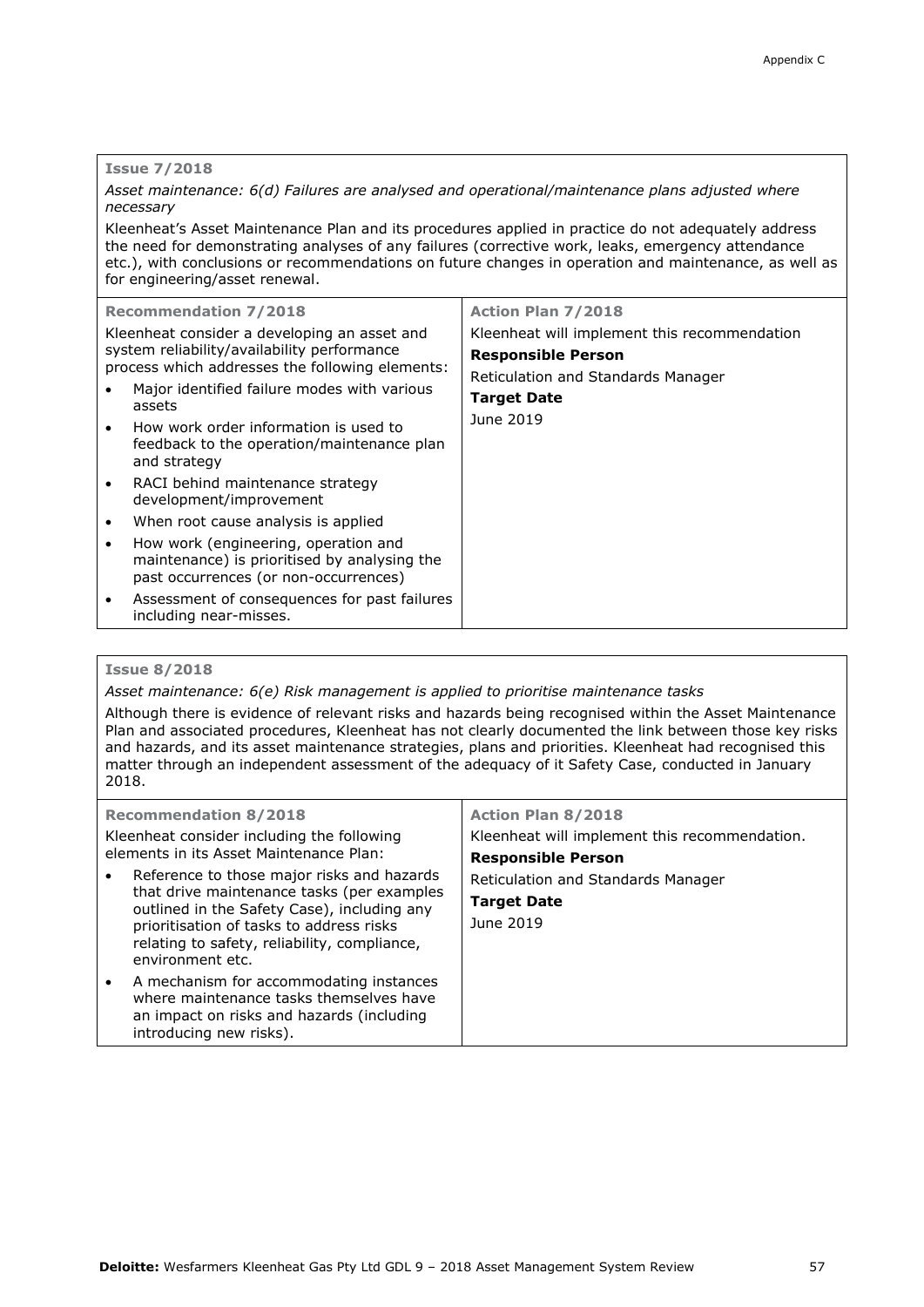**Issue 7/2018**

*Asset maintenance: 6(d) Failures are analysed and operational/maintenance plans adjusted where necessary*

Kleenheat's Asset Maintenance Plan and its procedures applied in practice do not adequately address the need for demonstrating analyses of any failures (corrective work, leaks, emergency attendance etc.), with conclusions or recommendations on future changes in operation and maintenance, as well as for engineering/asset renewal.

| Recommendation 7/2018 | Action Plan 7/2018 |
|---|---|
| Kleenheat consider a developing an asset and system reliability/availability performance process which addresses the following elements:<br>• Major identified failure modes with various assets<br>• How work order information is used to feedback to the operation/maintenance plan and strategy<br>• RACI behind maintenance strategy development/improvement<br>• When root cause analysis is applied<br>• How work (engineering, operation and maintenance) is prioritised by analysing the past occurrences (or non-occurrences)<br>• Assessment of consequences for past failures including near-misses. | Kleenheat will implement this recommendation<br>**Responsible Person**<br>Reticulation and Standards Manager<br>**Target Date**<br>June 2019 |

**Issue 8/2018**

*Asset maintenance: 6(e) Risk management is applied to prioritise maintenance tasks*

Although there is evidence of relevant risks and hazards being recognised within the Asset Maintenance Plan and associated procedures, Kleenheat has not clearly documented the link between those key risks and hazards, and its asset maintenance strategies, plans and priorities. Kleenheat had recognised this matter through an independent assessment of the adequacy of it Safety Case, conducted in January 2018.

| Recommendation 8/2018 | Action Plan 8/2018 |
|---|---|
| Kleenheat consider including the following elements in its Asset Maintenance Plan:<br>• Reference to those major risks and hazards that drive maintenance tasks (per examples outlined in the Safety Case), including any prioritisation of tasks to address risks relating to safety, reliability, compliance, environment etc.<br>• A mechanism for accommodating instances where maintenance tasks themselves have an impact on risks and hazards (including introducing new risks). | Kleenheat will implement this recommendation.<br>**Responsible Person**<br>Reticulation and Standards Manager<br>**Target Date**<br>June 2019 |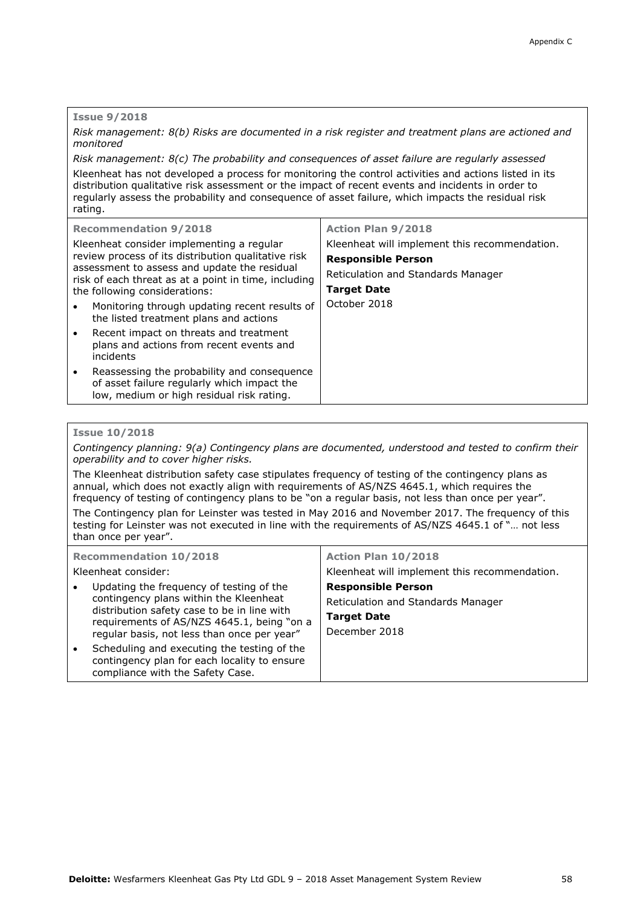**Issue 9/2018**

*Risk management: 8(b) Risks are documented in a risk register and treatment plans are actioned and monitored*

*Risk management: 8(c) The probability and consequences of asset failure are regularly assessed*

Kleenheat has not developed a process for monitoring the control activities and actions listed in its distribution qualitative risk assessment or the impact of recent events and incidents in order to regularly assess the probability and consequence of asset failure, which impacts the residual risk rating.

| **Recommendation 9/2018** | **Action Plan 9/2018** |
| --- | --- |
| Kleenheat consider implementing a regular review process of its distribution qualitative risk assessment to assess and update the residual risk of each threat as at a point in time, including the following considerations:<br>• Monitoring through updating recent results of the listed treatment plans and actions<br>• Recent impact on threats and treatment plans and actions from recent events and incidents<br>• Reassessing the probability and consequence of asset failure regularly which impact the low, medium or high residual risk rating. | Kleenheat will implement this recommendation.<br>**Responsible Person**<br>Reticulation and Standards Manager<br>**Target Date**<br>October 2018 |

**Issue 10/2018**

*Contingency planning: 9(a) Contingency plans are documented, understood and tested to confirm their operability and to cover higher risks.*

The Kleenheat distribution safety case stipulates frequency of testing of the contingency plans as annual, which does not exactly align with requirements of AS/NZS 4645.1, which requires the frequency of testing of contingency plans to be "on a regular basis, not less than once per year".

The Contingency plan for Leinster was tested in May 2016 and November 2017. The frequency of this testing for Leinster was not executed in line with the requirements of AS/NZS 4645.1 of "… not less than once per year".

| **Recommendation 10/2018** | **Action Plan 10/2018** |
| --- | --- |
| Kleenheat consider:<br>• Updating the frequency of testing of the contingency plans within the Kleenheat distribution safety case to be in line with requirements of AS/NZS 4645.1, being "on a regular basis, not less than once per year"<br>• Scheduling and executing the testing of the contingency plan for each locality to ensure compliance with the Safety Case. | Kleenheat will implement this recommendation.<br>**Responsible Person**<br>Reticulation and Standards Manager<br>**Target Date**<br>December 2018 |